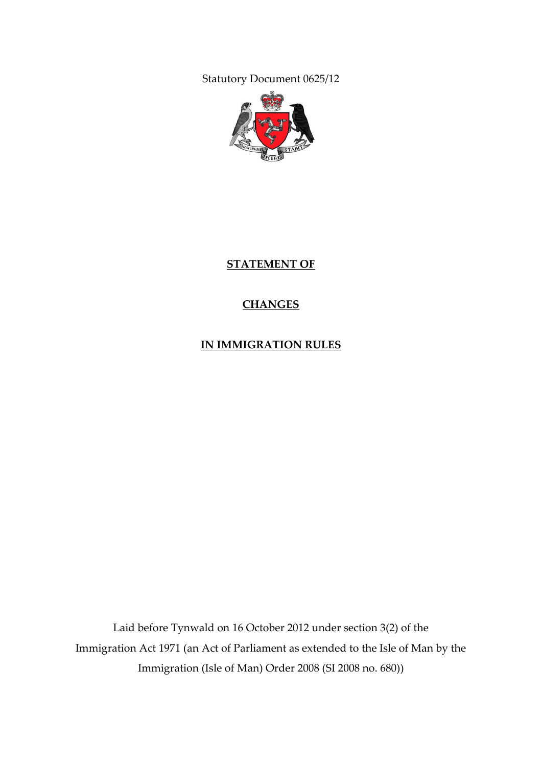Statutory Document 0625/12

# STATEMENT OF

# CHANGES

# IN IMMIGRATION RULES

Laid before Tynwald on 16 October 2012 under section 3(2) of the Immigration Act 1971 (an Act of Parliament as extended to the Isle of Man by the Immigration (Isle of Man) Order 2008 (SI 2008 no. 680))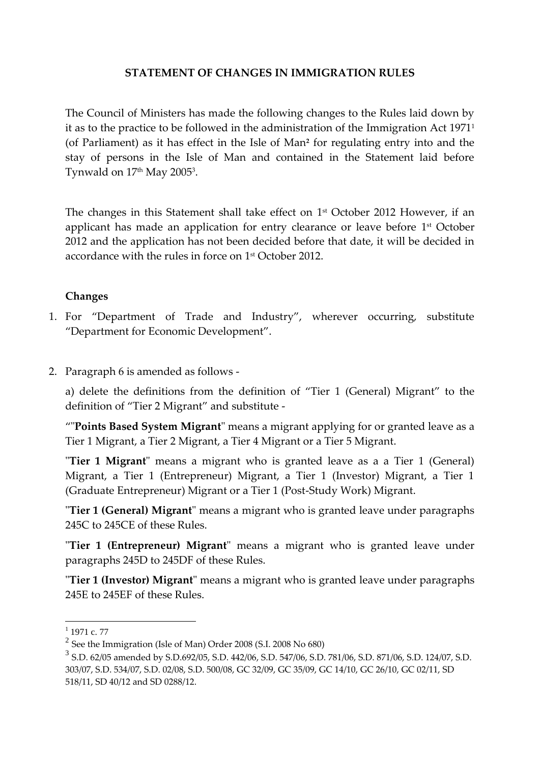**STATEMENT OF CHANGES IN IMMIGRATION RULES**

The Council of Ministers has made the following changes to the Rules laid down by it as to the practice to be followed in the administration of the Immigration Act 1971[1] (of Parliament) as it has effect in the Isle of Man[2] for regulating entry into and the stay of persons in the Isle of Man and contained in the Statement laid before Tynwald on 17th May 2005[3].

The changes in this Statement shall take effect on 1st October 2012 However, if an applicant has made an application for entry clearance or leave before 1st October 2012 and the application has not been decided before that date, it will be decided in accordance with the rules in force on 1st October 2012.

**Changes**

1. For "Department of Trade and Industry", wherever occurring, substitute "Department for Economic Development".

2. Paragraph 6 is amended as follows -

   a) delete the definitions from the definition of "Tier 1 (General) Migrant" to the definition of "Tier 2 Migrant" and substitute -

   ""**Points Based System Migrant**" means a migrant applying for or granted leave as a Tier 1 Migrant, a Tier 2 Migrant, a Tier 4 Migrant or a Tier 5 Migrant.

   "**Tier 1 Migrant**" means a migrant who is granted leave as a a Tier 1 (General) Migrant, a Tier 1 (Entrepreneur) Migrant, a Tier 1 (Investor) Migrant, a Tier 1 (Graduate Entrepreneur) Migrant or a Tier 1 (Post-Study Work) Migrant.

   "**Tier 1 (General) Migrant**" means a migrant who is granted leave under paragraphs 245C to 245CE of these Rules.

   "**Tier 1 (Entrepreneur) Migrant**" means a migrant who is granted leave under paragraphs 245D to 245DF of these Rules.

   "**Tier 1 (Investor) Migrant**" means a migrant who is granted leave under paragraphs 245E to 245EF of these Rules.

---

[1] 1971 c. 77

[2] See the Immigration (Isle of Man) Order 2008 (S.I. 2008 No 680)

[3] S.D. 62/05 amended by S.D.692/05, S.D. 442/06, S.D. 547/06, S.D. 781/06, S.D. 871/06, S.D. 124/07, S.D. 303/07, S.D. 534/07, S.D. 02/08, S.D. 500/08, GC 32/09, GC 35/09, GC 14/10, GC 26/10, GC 02/11, SD 518/11, SD 40/12 and SD 0288/12.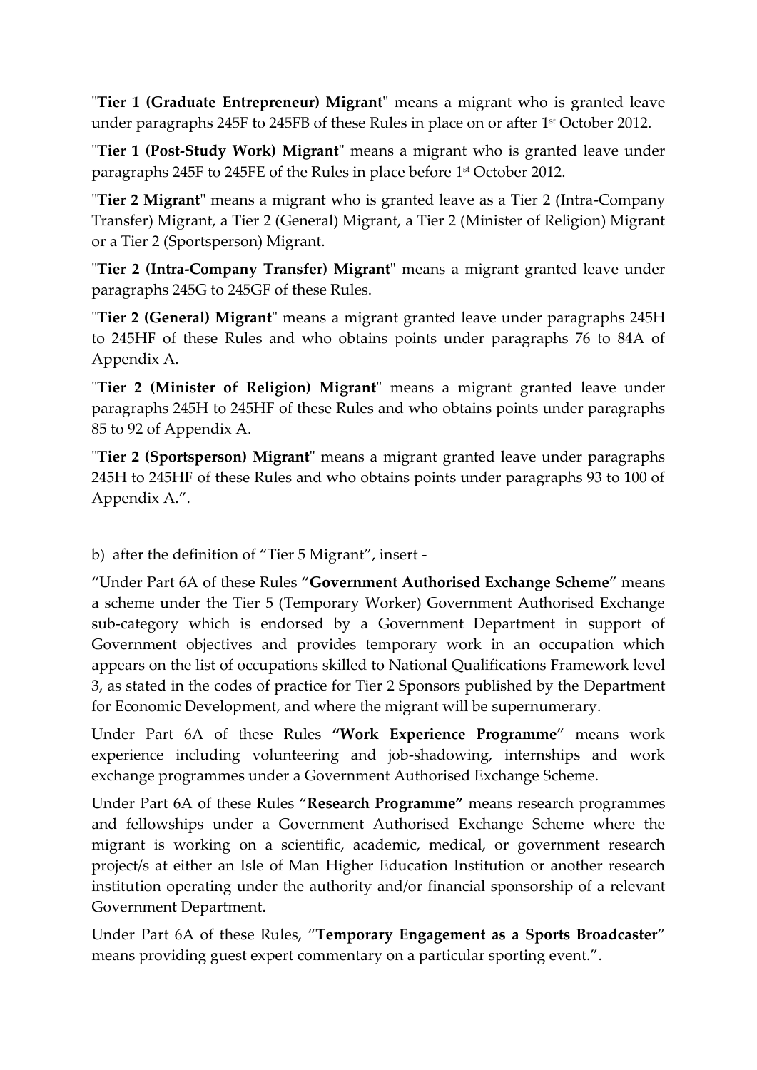"**Tier 1 (Graduate Entrepreneur) Migrant**" means a migrant who is granted leave under paragraphs 245F to 245FB of these Rules in place on or after 1st October 2012.

"**Tier 1 (Post-Study Work) Migrant**" means a migrant who is granted leave under paragraphs 245F to 245FE of the Rules in place before 1st October 2012.

"**Tier 2 Migrant**" means a migrant who is granted leave as a Tier 2 (Intra-Company Transfer) Migrant, a Tier 2 (General) Migrant, a Tier 2 (Minister of Religion) Migrant or a Tier 2 (Sportsperson) Migrant.

"**Tier 2 (Intra-Company Transfer) Migrant**" means a migrant granted leave under paragraphs 245G to 245GF of these Rules.

"**Tier 2 (General) Migrant**" means a migrant granted leave under paragraphs 245H to 245HF of these Rules and who obtains points under paragraphs 76 to 84A of Appendix A.

"**Tier 2 (Minister of Religion) Migrant**" means a migrant granted leave under paragraphs 245H to 245HF of these Rules and who obtains points under paragraphs 85 to 92 of Appendix A.

"**Tier 2 (Sportsperson) Migrant**" means a migrant granted leave under paragraphs 245H to 245HF of these Rules and who obtains points under paragraphs 93 to 100 of Appendix A.".

b) after the definition of "Tier 5 Migrant", insert -

"Under Part 6A of these Rules "**Government Authorised Exchange Scheme**" means a scheme under the Tier 5 (Temporary Worker) Government Authorised Exchange sub-category which is endorsed by a Government Department in support of Government objectives and provides temporary work in an occupation which appears on the list of occupations skilled to National Qualifications Framework level 3, as stated in the codes of practice for Tier 2 Sponsors published by the Department for Economic Development, and where the migrant will be supernumerary.

Under Part 6A of these Rules **"Work Experience Programme**" means work experience including volunteering and job-shadowing, internships and work exchange programmes under a Government Authorised Exchange Scheme.

Under Part 6A of these Rules "**Research Programme"** means research programmes and fellowships under a Government Authorised Exchange Scheme where the migrant is working on a scientific, academic, medical, or government research project/s at either an Isle of Man Higher Education Institution or another research institution operating under the authority and/or financial sponsorship of a relevant Government Department.

Under Part 6A of these Rules, "**Temporary Engagement as a Sports Broadcaster**" means providing guest expert commentary on a particular sporting event.".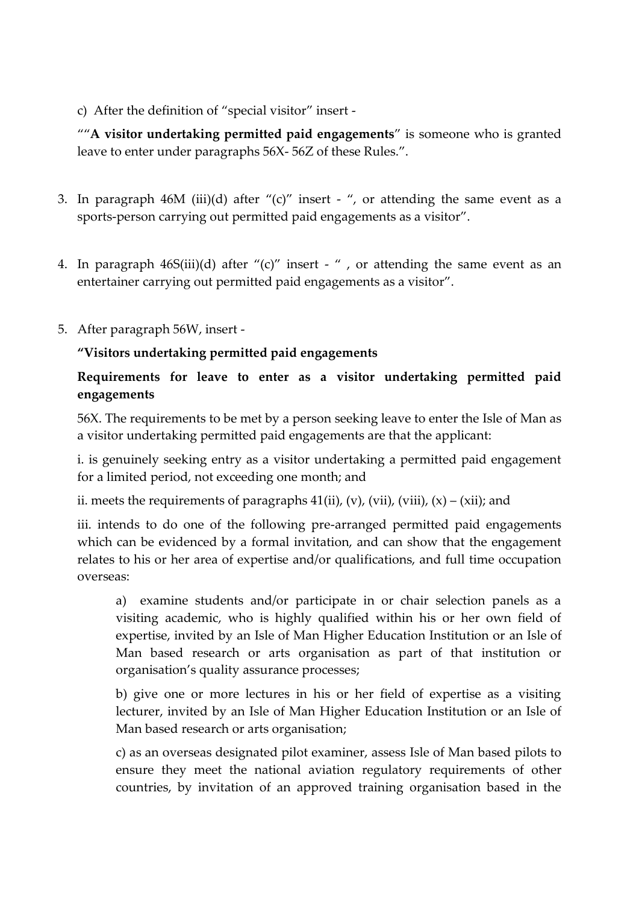c) After the definition of "special visitor" insert -

""**A visitor undertaking permitted paid engagements**" is someone who is granted leave to enter under paragraphs 56X- 56Z of these Rules.".

3. In paragraph 46M (iii)(d) after "(c)" insert - ", or attending the same event as a sports-person carrying out permitted paid engagements as a visitor".

4. In paragraph 46S(iii)(d) after "(c)" insert - " , or attending the same event as an entertainer carrying out permitted paid engagements as a visitor".

5. After paragraph 56W, insert -

**"Visitors undertaking permitted paid engagements**

**Requirements for leave to enter as a visitor undertaking permitted paid engagements**

56X. The requirements to be met by a person seeking leave to enter the Isle of Man as a visitor undertaking permitted paid engagements are that the applicant:

i. is genuinely seeking entry as a visitor undertaking a permitted paid engagement for a limited period, not exceeding one month; and

ii. meets the requirements of paragraphs 41(ii), (v), (vii), (viii), (x) – (xii); and

iii. intends to do one of the following pre-arranged permitted paid engagements which can be evidenced by a formal invitation, and can show that the engagement relates to his or her area of expertise and/or qualifications, and full time occupation overseas:

> a) examine students and/or participate in or chair selection panels as a visiting academic, who is highly qualified within his or her own field of expertise, invited by an Isle of Man Higher Education Institution or an Isle of Man based research or arts organisation as part of that institution or organisation's quality assurance processes;
>
> b) give one or more lectures in his or her field of expertise as a visiting lecturer, invited by an Isle of Man Higher Education Institution or an Isle of Man based research or arts organisation;
>
> c) as an overseas designated pilot examiner, assess Isle of Man based pilots to ensure they meet the national aviation regulatory requirements of other countries, by invitation of an approved training organisation based in the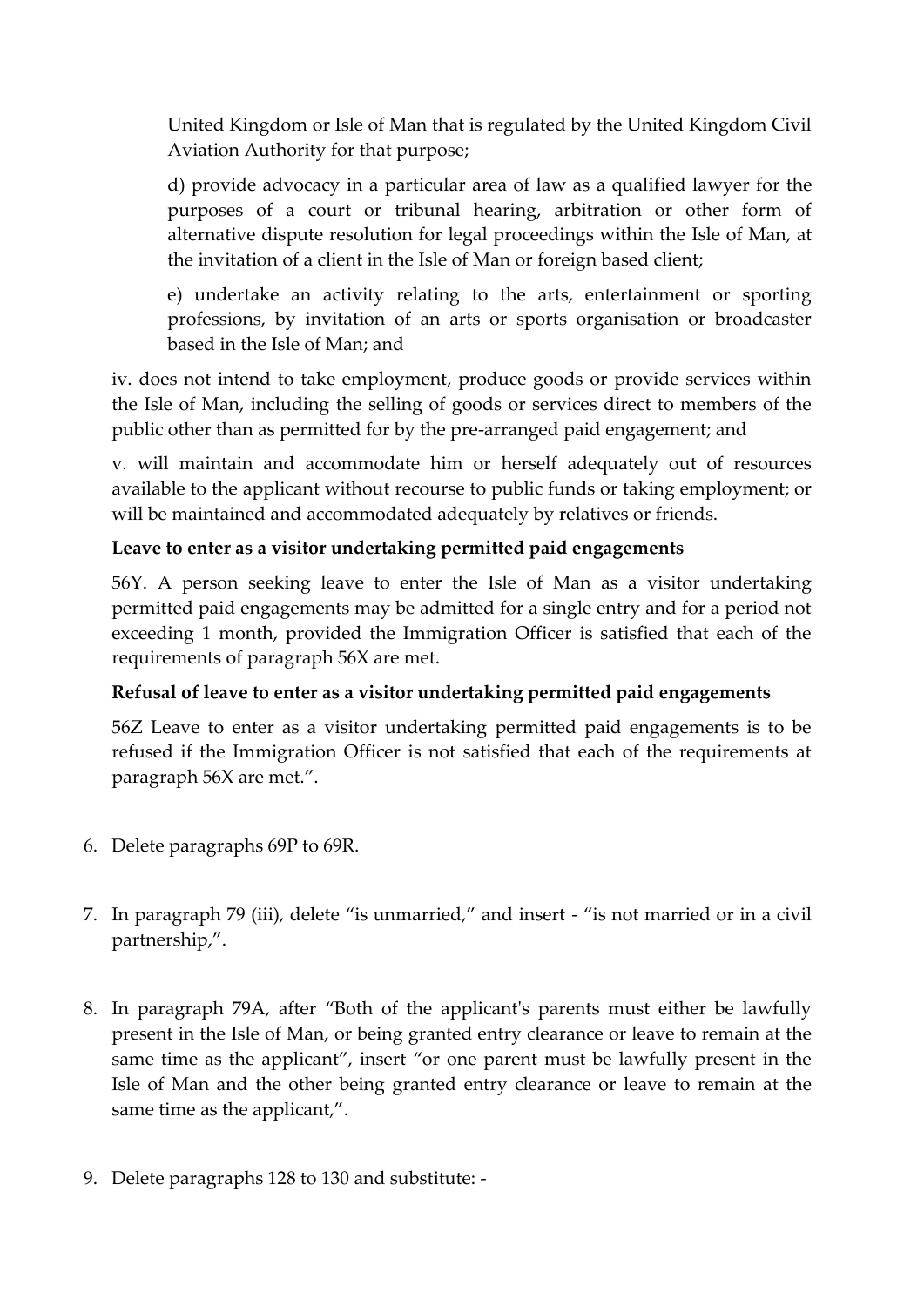United Kingdom or Isle of Man that is regulated by the United Kingdom Civil Aviation Authority for that purpose;

d) provide advocacy in a particular area of law as a qualified lawyer for the purposes of a court or tribunal hearing, arbitration or other form of alternative dispute resolution for legal proceedings within the Isle of Man, at the invitation of a client in the Isle of Man or foreign based client;

e) undertake an activity relating to the arts, entertainment or sporting professions, by invitation of an arts or sports organisation or broadcaster based in the Isle of Man; and

iv. does not intend to take employment, produce goods or provide services within the Isle of Man, including the selling of goods or services direct to members of the public other than as permitted for by the pre-arranged paid engagement; and

v. will maintain and accommodate him or herself adequately out of resources available to the applicant without recourse to public funds or taking employment; or will be maintained and accommodated adequately by relatives or friends.

**Leave to enter as a visitor undertaking permitted paid engagements**

56Y. A person seeking leave to enter the Isle of Man as a visitor undertaking permitted paid engagements may be admitted for a single entry and for a period not exceeding 1 month, provided the Immigration Officer is satisfied that each of the requirements of paragraph 56X are met.

**Refusal of leave to enter as a visitor undertaking permitted paid engagements**

56Z Leave to enter as a visitor undertaking permitted paid engagements is to be refused if the Immigration Officer is not satisfied that each of the requirements at paragraph 56X are met.".

6. Delete paragraphs 69P to 69R.

7. In paragraph 79 (iii), delete "is unmarried," and insert - "is not married or in a civil partnership,".

8. In paragraph 79A, after "Both of the applicant's parents must either be lawfully present in the Isle of Man, or being granted entry clearance or leave to remain at the same time as the applicant", insert "or one parent must be lawfully present in the Isle of Man and the other being granted entry clearance or leave to remain at the same time as the applicant,".

9. Delete paragraphs 128 to 130 and substitute: -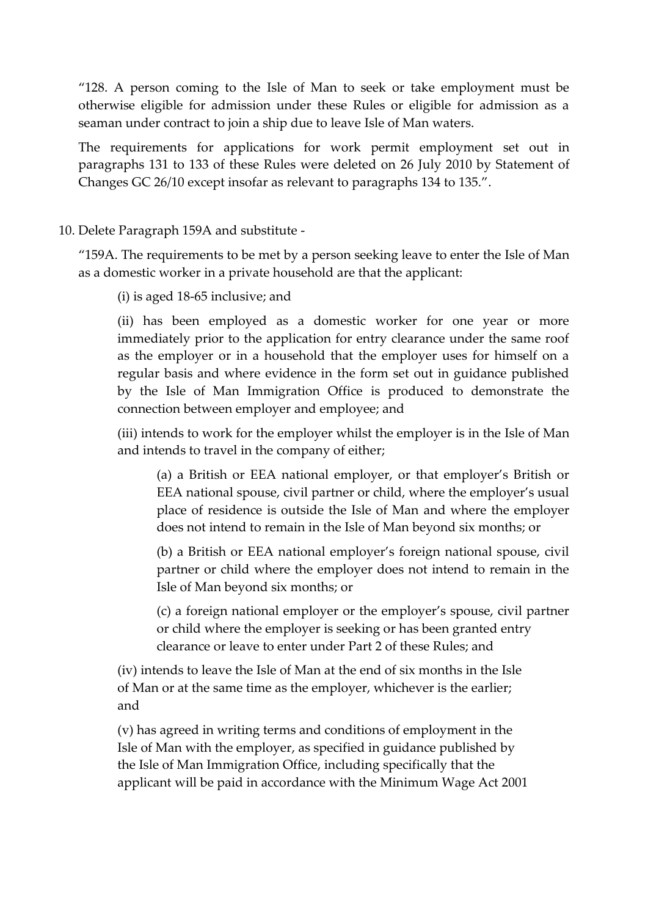"128. A person coming to the Isle of Man to seek or take employment must be otherwise eligible for admission under these Rules or eligible for admission as a seaman under contract to join a ship due to leave Isle of Man waters.

The requirements for applications for work permit employment set out in paragraphs 131 to 133 of these Rules were deleted on 26 July 2010 by Statement of Changes GC 26/10 except insofar as relevant to paragraphs 134 to 135.".

10. Delete Paragraph 159A and substitute -

"159A. The requirements to be met by a person seeking leave to enter the Isle of Man as a domestic worker in a private household are that the applicant:

(i) is aged 18-65 inclusive; and

(ii) has been employed as a domestic worker for one year or more immediately prior to the application for entry clearance under the same roof as the employer or in a household that the employer uses for himself on a regular basis and where evidence in the form set out in guidance published by the Isle of Man Immigration Office is produced to demonstrate the connection between employer and employee; and

(iii) intends to work for the employer whilst the employer is in the Isle of Man and intends to travel in the company of either;

(a) a British or EEA national employer, or that employer's British or EEA national spouse, civil partner or child, where the employer's usual place of residence is outside the Isle of Man and where the employer does not intend to remain in the Isle of Man beyond six months; or

(b) a British or EEA national employer's foreign national spouse, civil partner or child where the employer does not intend to remain in the Isle of Man beyond six months; or

(c) a foreign national employer or the employer's spouse, civil partner or child where the employer is seeking or has been granted entry clearance or leave to enter under Part 2 of these Rules; and

(iv) intends to leave the Isle of Man at the end of six months in the Isle of Man or at the same time as the employer, whichever is the earlier; and

(v) has agreed in writing terms and conditions of employment in the Isle of Man with the employer, as specified in guidance published by the Isle of Man Immigration Office, including specifically that the applicant will be paid in accordance with the Minimum Wage Act 2001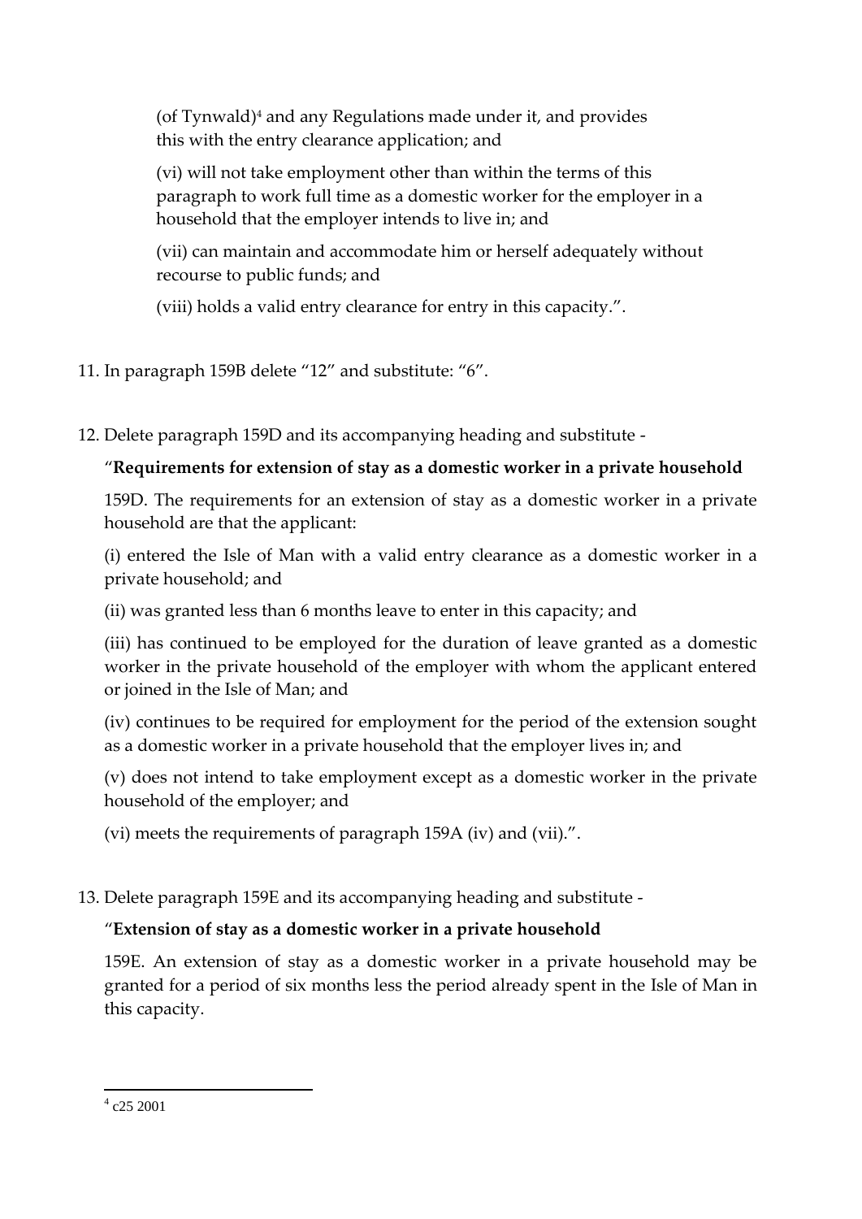(of Tynwald)[4] and any Regulations made under it, and provides this with the entry clearance application; and

(vi) will not take employment other than within the terms of this paragraph to work full time as a domestic worker for the employer in a household that the employer intends to live in; and

(vii) can maintain and accommodate him or herself adequately without recourse to public funds; and

(viii) holds a valid entry clearance for entry in this capacity.".

11. In paragraph 159B delete "12" and substitute: "6".

12. Delete paragraph 159D and its accompanying heading and substitute -

"**Requirements for extension of stay as a domestic worker in a private household**

159D. The requirements for an extension of stay as a domestic worker in a private household are that the applicant:

(i) entered the Isle of Man with a valid entry clearance as a domestic worker in a private household; and

(ii) was granted less than 6 months leave to enter in this capacity; and

(iii) has continued to be employed for the duration of leave granted as a domestic worker in the private household of the employer with whom the applicant entered or joined in the Isle of Man; and

(iv) continues to be required for employment for the period of the extension sought as a domestic worker in a private household that the employer lives in; and

(v) does not intend to take employment except as a domestic worker in the private household of the employer; and

(vi) meets the requirements of paragraph 159A (iv) and (vii).".

13. Delete paragraph 159E and its accompanying heading and substitute -

"**Extension of stay as a domestic worker in a private household**

159E. An extension of stay as a domestic worker in a private household may be granted for a period of six months less the period already spent in the Isle of Man in this capacity.

[4] c25 2001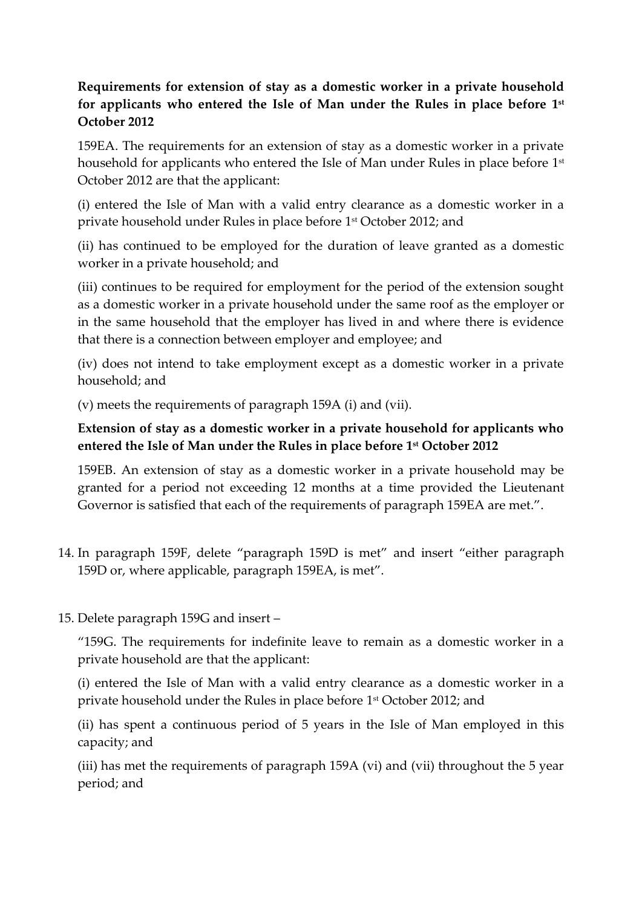**Requirements for extension of stay as a domestic worker in a private household for applicants who entered the Isle of Man under the Rules in place before 1st October 2012**

159EA. The requirements for an extension of stay as a domestic worker in a private household for applicants who entered the Isle of Man under Rules in place before 1st October 2012 are that the applicant:

(i) entered the Isle of Man with a valid entry clearance as a domestic worker in a private household under Rules in place before 1st October 2012; and

(ii) has continued to be employed for the duration of leave granted as a domestic worker in a private household; and

(iii) continues to be required for employment for the period of the extension sought as a domestic worker in a private household under the same roof as the employer or in the same household that the employer has lived in and where there is evidence that there is a connection between employer and employee; and

(iv) does not intend to take employment except as a domestic worker in a private household; and

(v) meets the requirements of paragraph 159A (i) and (vii).

**Extension of stay as a domestic worker in a private household for applicants who entered the Isle of Man under the Rules in place before 1st October 2012**

159EB. An extension of stay as a domestic worker in a private household may be granted for a period not exceeding 12 months at a time provided the Lieutenant Governor is satisfied that each of the requirements of paragraph 159EA are met.".

14. In paragraph 159F, delete "paragraph 159D is met" and insert "either paragraph 159D or, where applicable, paragraph 159EA, is met".

15. Delete paragraph 159G and insert –

"159G. The requirements for indefinite leave to remain as a domestic worker in a private household are that the applicant:

(i) entered the Isle of Man with a valid entry clearance as a domestic worker in a private household under the Rules in place before 1st October 2012; and

(ii) has spent a continuous period of 5 years in the Isle of Man employed in this capacity; and

(iii) has met the requirements of paragraph 159A (vi) and (vii) throughout the 5 year period; and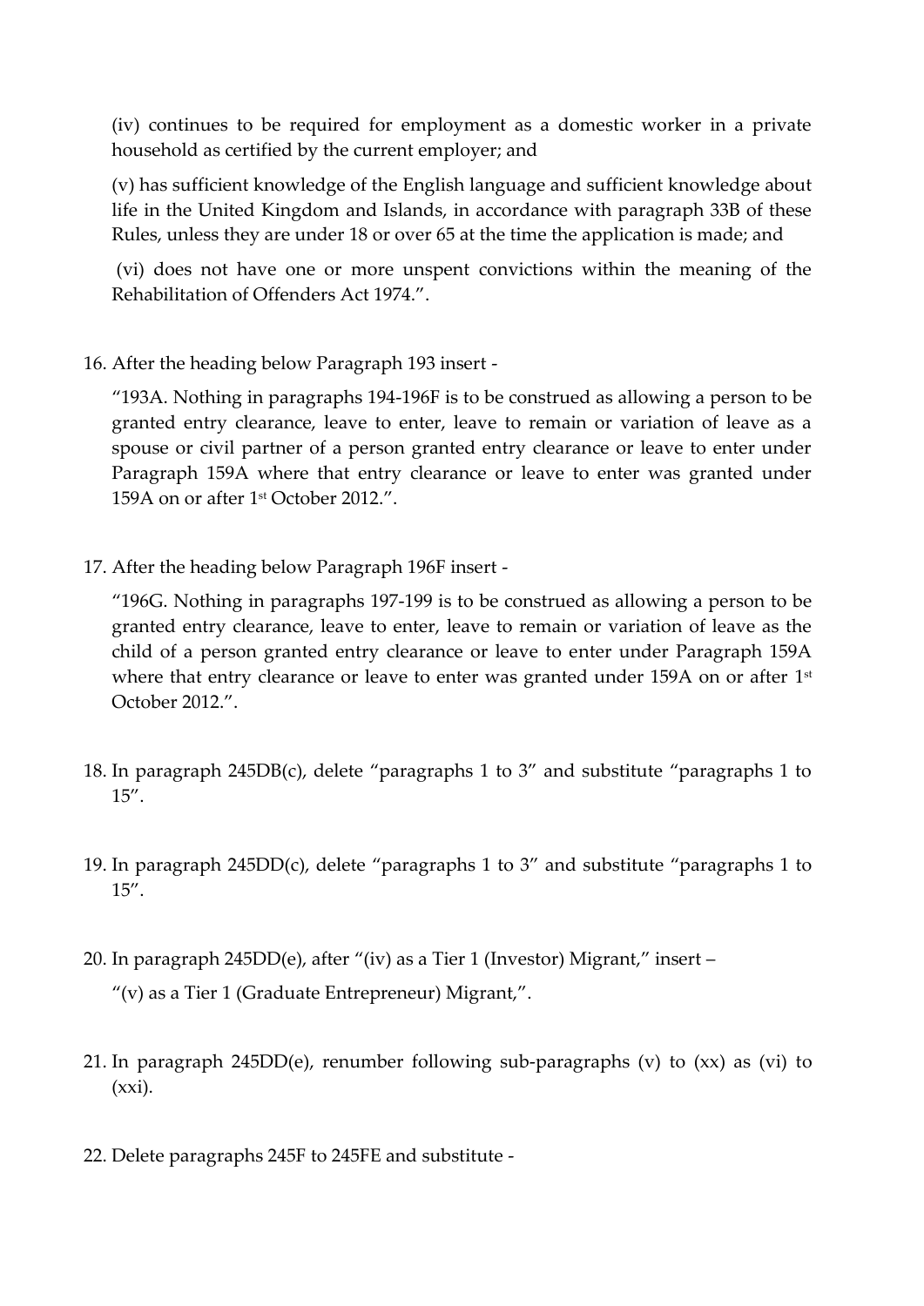(iv) continues to be required for employment as a domestic worker in a private household as certified by the current employer; and

(v) has sufficient knowledge of the English language and sufficient knowledge about life in the United Kingdom and Islands, in accordance with paragraph 33B of these Rules, unless they are under 18 or over 65 at the time the application is made; and

(vi) does not have one or more unspent convictions within the meaning of the Rehabilitation of Offenders Act 1974.".

16. After the heading below Paragraph 193 insert -

"193A. Nothing in paragraphs 194-196F is to be construed as allowing a person to be granted entry clearance, leave to enter, leave to remain or variation of leave as a spouse or civil partner of a person granted entry clearance or leave to enter under Paragraph 159A where that entry clearance or leave to enter was granted under 159A on or after 1st October 2012.".

17. After the heading below Paragraph 196F insert -

"196G. Nothing in paragraphs 197-199 is to be construed as allowing a person to be granted entry clearance, leave to enter, leave to remain or variation of leave as the child of a person granted entry clearance or leave to enter under Paragraph 159A where that entry clearance or leave to enter was granted under 159A on or after 1st October 2012.".

18. In paragraph 245DB(c), delete "paragraphs 1 to 3" and substitute "paragraphs 1 to 15".

19. In paragraph 245DD(c), delete "paragraphs 1 to 3" and substitute "paragraphs 1 to 15".

20. In paragraph 245DD(e), after "(iv) as a Tier 1 (Investor) Migrant," insert –

    "(v) as a Tier 1 (Graduate Entrepreneur) Migrant,".

21. In paragraph 245DD(e), renumber following sub-paragraphs (v) to (xx) as (vi) to (xxi).

22. Delete paragraphs 245F to 245FE and substitute -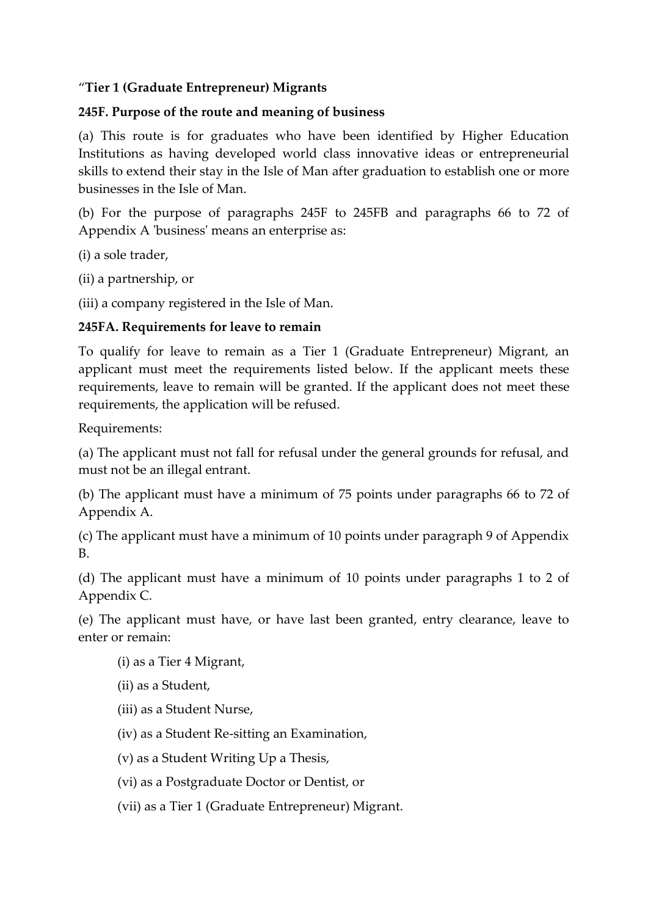"**Tier 1 (Graduate Entrepreneur) Migrants**

**245F. Purpose of the route and meaning of business**

(a) This route is for graduates who have been identified by Higher Education Institutions as having developed world class innovative ideas or entrepreneurial skills to extend their stay in the Isle of Man after graduation to establish one or more businesses in the Isle of Man.

(b) For the purpose of paragraphs 245F to 245FB and paragraphs 66 to 72 of Appendix A 'business' means an enterprise as:

(i) a sole trader,

(ii) a partnership, or

(iii) a company registered in the Isle of Man.

**245FA. Requirements for leave to remain**

To qualify for leave to remain as a Tier 1 (Graduate Entrepreneur) Migrant, an applicant must meet the requirements listed below. If the applicant meets these requirements, leave to remain will be granted. If the applicant does not meet these requirements, the application will be refused.

Requirements:

(a) The applicant must not fall for refusal under the general grounds for refusal, and must not be an illegal entrant.

(b) The applicant must have a minimum of 75 points under paragraphs 66 to 72 of Appendix A.

(c) The applicant must have a minimum of 10 points under paragraph 9 of Appendix B.

(d) The applicant must have a minimum of 10 points under paragraphs 1 to 2 of Appendix C.

(e) The applicant must have, or have last been granted, entry clearance, leave to enter or remain:

(i) as a Tier 4 Migrant,

(ii) as a Student,

(iii) as a Student Nurse,

(iv) as a Student Re-sitting an Examination,

(v) as a Student Writing Up a Thesis,

(vi) as a Postgraduate Doctor or Dentist, or

(vii) as a Tier 1 (Graduate Entrepreneur) Migrant.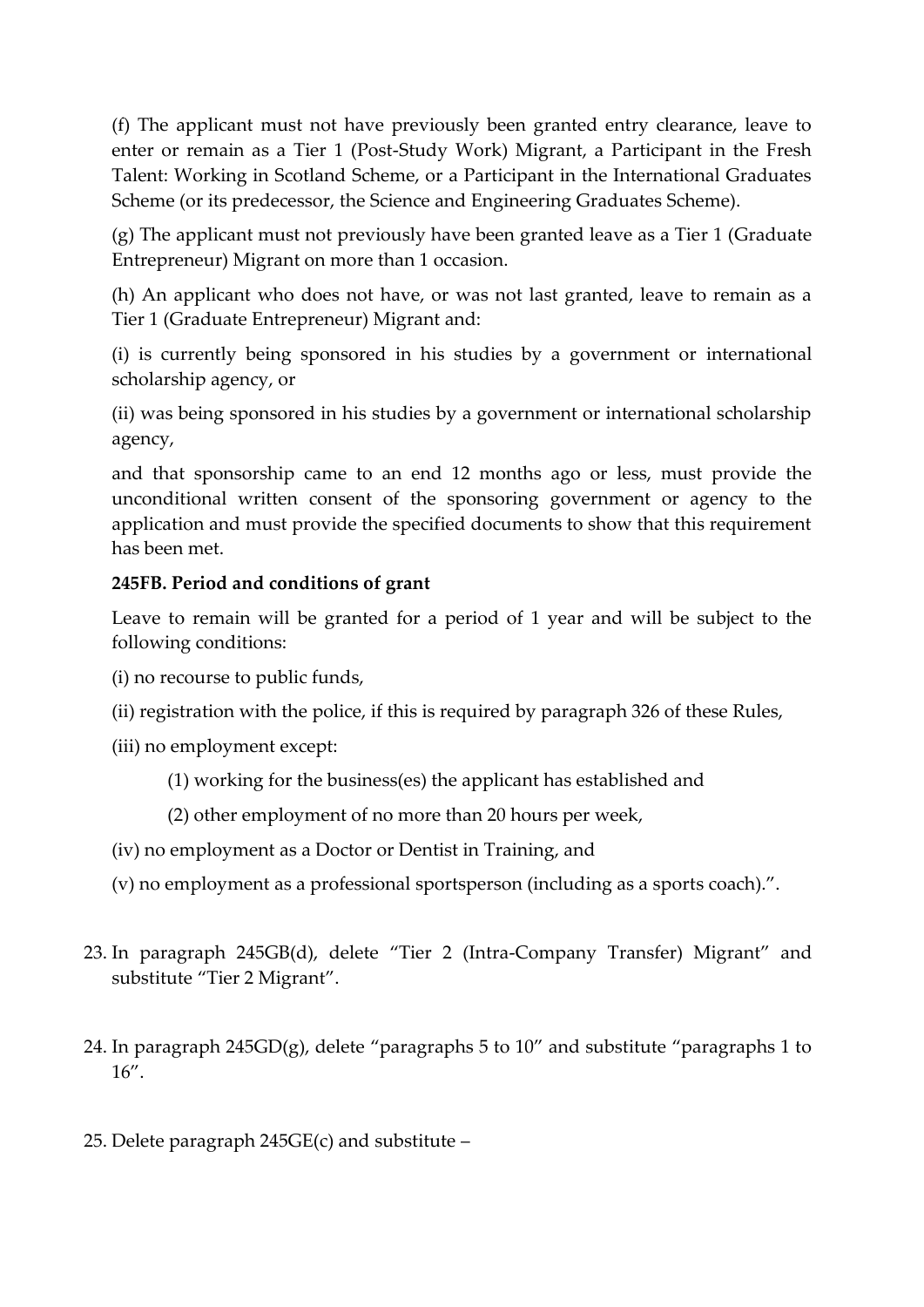(f) The applicant must not have previously been granted entry clearance, leave to enter or remain as a Tier 1 (Post-Study Work) Migrant, a Participant in the Fresh Talent: Working in Scotland Scheme, or a Participant in the International Graduates Scheme (or its predecessor, the Science and Engineering Graduates Scheme).

(g) The applicant must not previously have been granted leave as a Tier 1 (Graduate Entrepreneur) Migrant on more than 1 occasion.

(h) An applicant who does not have, or was not last granted, leave to remain as a Tier 1 (Graduate Entrepreneur) Migrant and:

(i) is currently being sponsored in his studies by a government or international scholarship agency, or

(ii) was being sponsored in his studies by a government or international scholarship agency,

and that sponsorship came to an end 12 months ago or less, must provide the unconditional written consent of the sponsoring government or agency to the application and must provide the specified documents to show that this requirement has been met.

**245FB. Period and conditions of grant**

Leave to remain will be granted for a period of 1 year and will be subject to the following conditions:

(i) no recourse to public funds,

(ii) registration with the police, if this is required by paragraph 326 of these Rules,

(iii) no employment except:

(1) working for the business(es) the applicant has established and

(2) other employment of no more than 20 hours per week,

(iv) no employment as a Doctor or Dentist in Training, and

(v) no employment as a professional sportsperson (including as a sports coach).".

23. In paragraph 245GB(d), delete "Tier 2 (Intra-Company Transfer) Migrant" and substitute "Tier 2 Migrant".

24. In paragraph 245GD(g), delete "paragraphs 5 to 10" and substitute "paragraphs 1 to 16".

25. Delete paragraph 245GE(c) and substitute –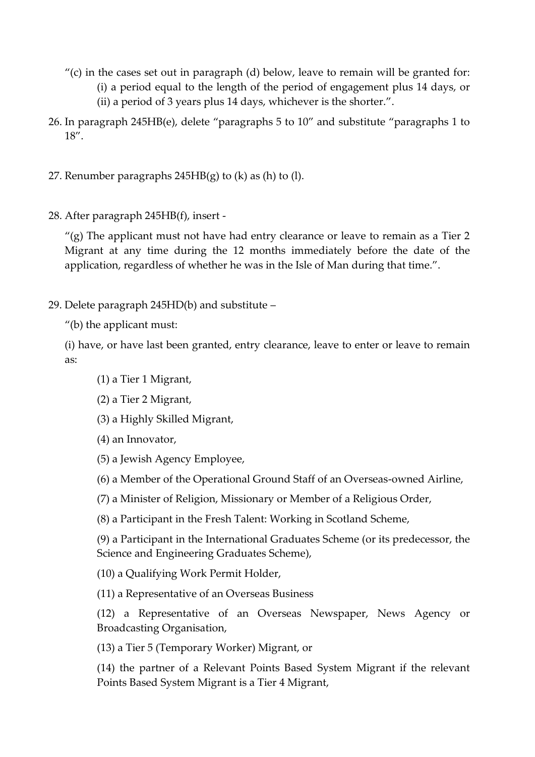"(c) in the cases set out in paragraph (d) below, leave to remain will be granted for:

(i) a period equal to the length of the period of engagement plus 14 days, or

(ii) a period of 3 years plus 14 days, whichever is the shorter.".

26. In paragraph 245HB(e), delete "paragraphs 5 to 10" and substitute "paragraphs 1 to 18".

27. Renumber paragraphs 245HB(g) to (k) as (h) to (l).

28. After paragraph 245HB(f), insert -

"(g) The applicant must not have had entry clearance or leave to remain as a Tier 2 Migrant at any time during the 12 months immediately before the date of the application, regardless of whether he was in the Isle of Man during that time.".

29. Delete paragraph 245HD(b) and substitute –

"(b) the applicant must:

(i) have, or have last been granted, entry clearance, leave to enter or leave to remain as:

(1) a Tier 1 Migrant,

(2) a Tier 2 Migrant,

(3) a Highly Skilled Migrant,

(4) an Innovator,

(5) a Jewish Agency Employee,

(6) a Member of the Operational Ground Staff of an Overseas-owned Airline,

(7) a Minister of Religion, Missionary or Member of a Religious Order,

(8) a Participant in the Fresh Talent: Working in Scotland Scheme,

(9) a Participant in the International Graduates Scheme (or its predecessor, the Science and Engineering Graduates Scheme),

(10) a Qualifying Work Permit Holder,

(11) a Representative of an Overseas Business

(12) a Representative of an Overseas Newspaper, News Agency or Broadcasting Organisation,

(13) a Tier 5 (Temporary Worker) Migrant, or

(14) the partner of a Relevant Points Based System Migrant if the relevant Points Based System Migrant is a Tier 4 Migrant,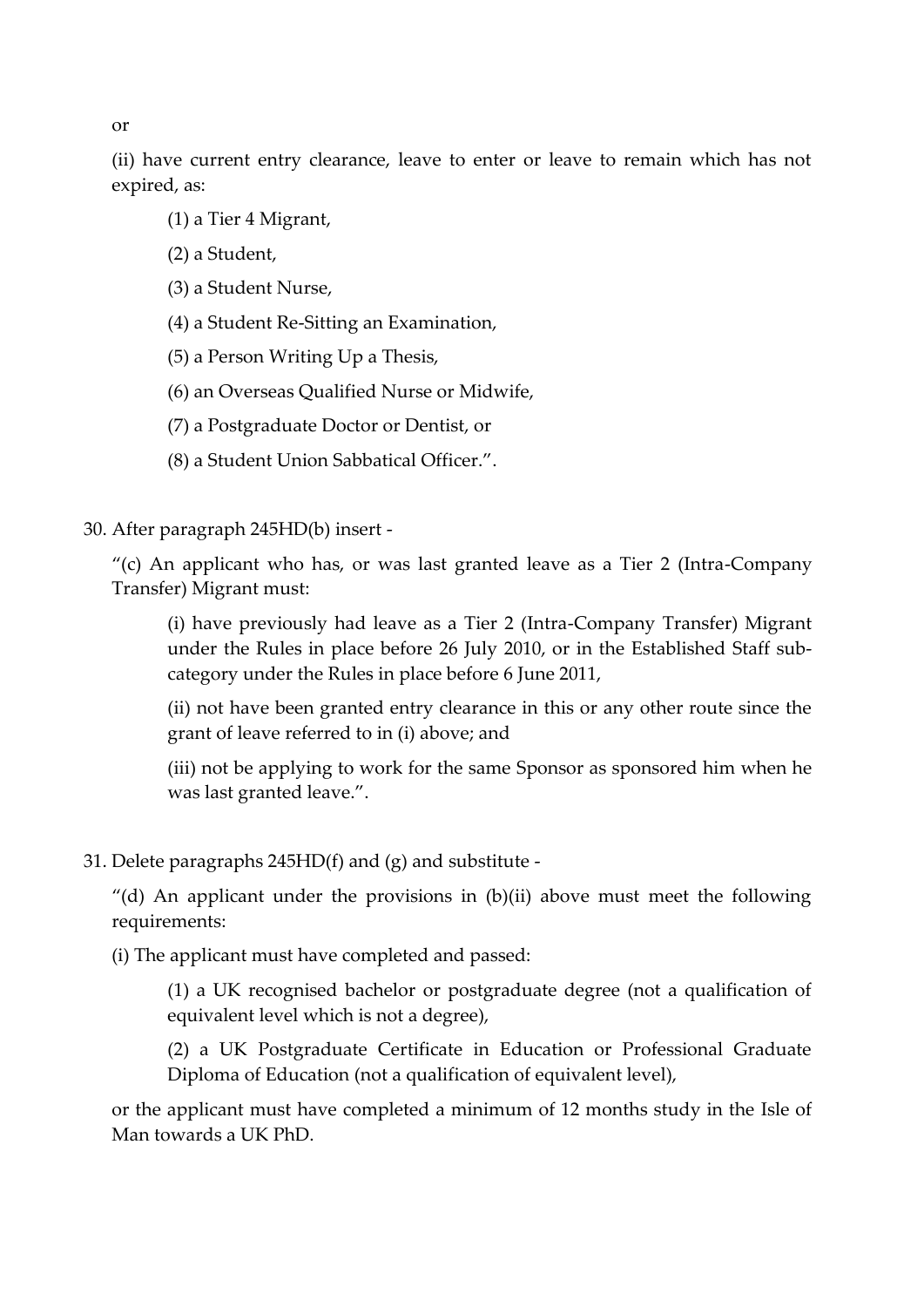or

(ii) have current entry clearance, leave to enter or leave to remain which has not expired, as:

> (1) a Tier 4 Migrant,
>
> (2) a Student,
>
> (3) a Student Nurse,
>
> (4) a Student Re-Sitting an Examination,
>
> (5) a Person Writing Up a Thesis,
>
> (6) an Overseas Qualified Nurse or Midwife,
>
> (7) a Postgraduate Doctor or Dentist, or
>
> (8) a Student Union Sabbatical Officer.”.

30. After paragraph 245HD(b) insert -

“(c) An applicant who has, or was last granted leave as a Tier 2 (Intra-Company Transfer) Migrant must:

> (i) have previously had leave as a Tier 2 (Intra-Company Transfer) Migrant under the Rules in place before 26 July 2010, or in the Established Staff sub-category under the Rules in place before 6 June 2011,
>
> (ii) not have been granted entry clearance in this or any other route since the grant of leave referred to in (i) above; and
>
> (iii) not be applying to work for the same Sponsor as sponsored him when he was last granted leave.”.

31. Delete paragraphs 245HD(f) and (g) and substitute -

“(d) An applicant under the provisions in (b)(ii) above must meet the following requirements:

(i) The applicant must have completed and passed:

> (1) a UK recognised bachelor or postgraduate degree (not a qualification of equivalent level which is not a degree),
>
> (2) a UK Postgraduate Certificate in Education or Professional Graduate Diploma of Education (not a qualification of equivalent level),

or the applicant must have completed a minimum of 12 months study in the Isle of Man towards a UK PhD.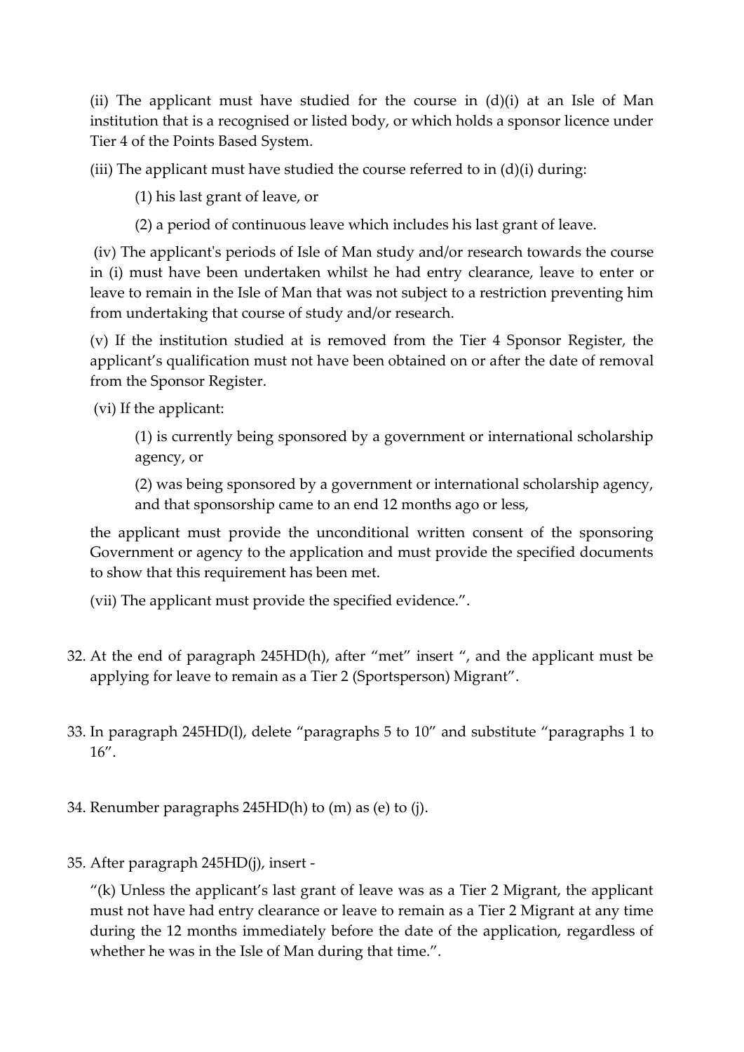(ii) The applicant must have studied for the course in (d)(i) at an Isle of Man institution that is a recognised or listed body, or which holds a sponsor licence under Tier 4 of the Points Based System.

(iii) The applicant must have studied the course referred to in (d)(i) during:

(1) his last grant of leave, or

(2) a period of continuous leave which includes his last grant of leave.

(iv) The applicant's periods of Isle of Man study and/or research towards the course in (i) must have been undertaken whilst he had entry clearance, leave to enter or leave to remain in the Isle of Man that was not subject to a restriction preventing him from undertaking that course of study and/or research.

(v) If the institution studied at is removed from the Tier 4 Sponsor Register, the applicant's qualification must not have been obtained on or after the date of removal from the Sponsor Register.

(vi) If the applicant:

(1) is currently being sponsored by a government or international scholarship agency, or

(2) was being sponsored by a government or international scholarship agency, and that sponsorship came to an end 12 months ago or less,

the applicant must provide the unconditional written consent of the sponsoring Government or agency to the application and must provide the specified documents to show that this requirement has been met.

(vii) The applicant must provide the specified evidence.".

32. At the end of paragraph 245HD(h), after "met" insert ", and the applicant must be applying for leave to remain as a Tier 2 (Sportsperson) Migrant".

33. In paragraph 245HD(l), delete "paragraphs 5 to 10" and substitute "paragraphs 1 to 16".

34. Renumber paragraphs 245HD(h) to (m) as (e) to (j).

35. After paragraph 245HD(j), insert -

"(k) Unless the applicant's last grant of leave was as a Tier 2 Migrant, the applicant must not have had entry clearance or leave to remain as a Tier 2 Migrant at any time during the 12 months immediately before the date of the application, regardless of whether he was in the Isle of Man during that time.".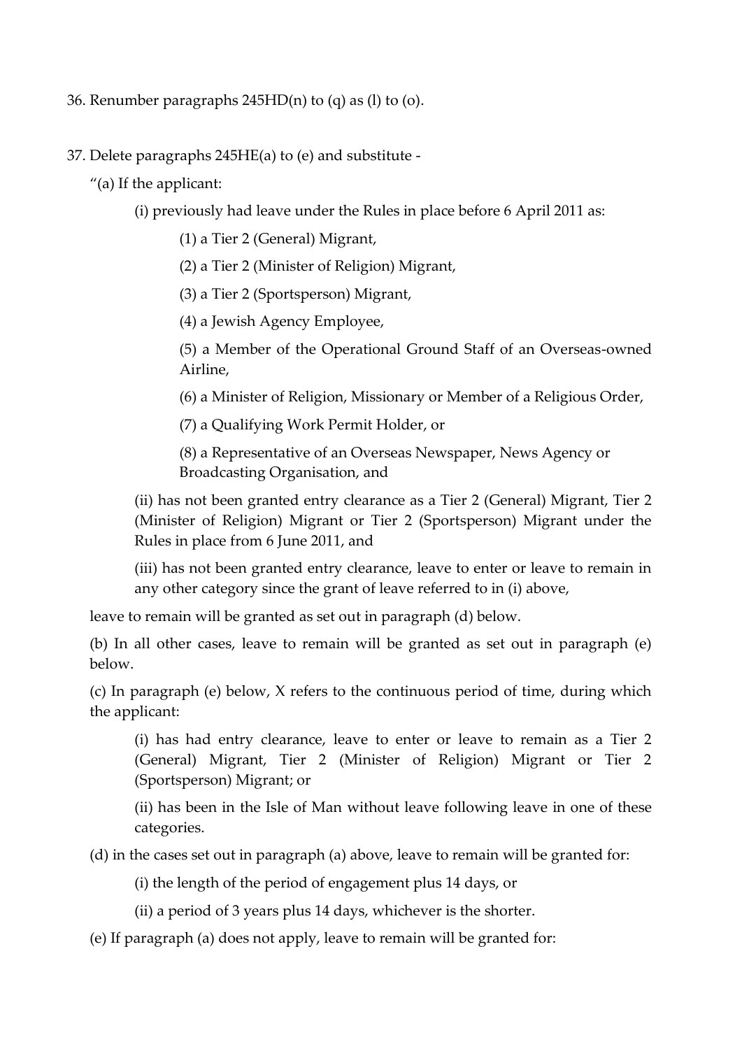36. Renumber paragraphs 245HD(n) to (q) as (l) to (o).

37. Delete paragraphs 245HE(a) to (e) and substitute -

"(a) If the applicant:

(i) previously had leave under the Rules in place before 6 April 2011 as:

(1) a Tier 2 (General) Migrant,

(2) a Tier 2 (Minister of Religion) Migrant,

(3) a Tier 2 (Sportsperson) Migrant,

(4) a Jewish Agency Employee,

(5) a Member of the Operational Ground Staff of an Overseas-owned Airline,

(6) a Minister of Religion, Missionary or Member of a Religious Order,

(7) a Qualifying Work Permit Holder, or

(8) a Representative of an Overseas Newspaper, News Agency or Broadcasting Organisation, and

(ii) has not been granted entry clearance as a Tier 2 (General) Migrant, Tier 2 (Minister of Religion) Migrant or Tier 2 (Sportsperson) Migrant under the Rules in place from 6 June 2011, and

(iii) has not been granted entry clearance, leave to enter or leave to remain in any other category since the grant of leave referred to in (i) above,

leave to remain will be granted as set out in paragraph (d) below.

(b) In all other cases, leave to remain will be granted as set out in paragraph (e) below.

(c) In paragraph (e) below, X refers to the continuous period of time, during which the applicant:

(i) has had entry clearance, leave to enter or leave to remain as a Tier 2 (General) Migrant, Tier 2 (Minister of Religion) Migrant or Tier 2 (Sportsperson) Migrant; or

(ii) has been in the Isle of Man without leave following leave in one of these categories.

(d) in the cases set out in paragraph (a) above, leave to remain will be granted for:

(i) the length of the period of engagement plus 14 days, or

(ii) a period of 3 years plus 14 days, whichever is the shorter.

(e) If paragraph (a) does not apply, leave to remain will be granted for: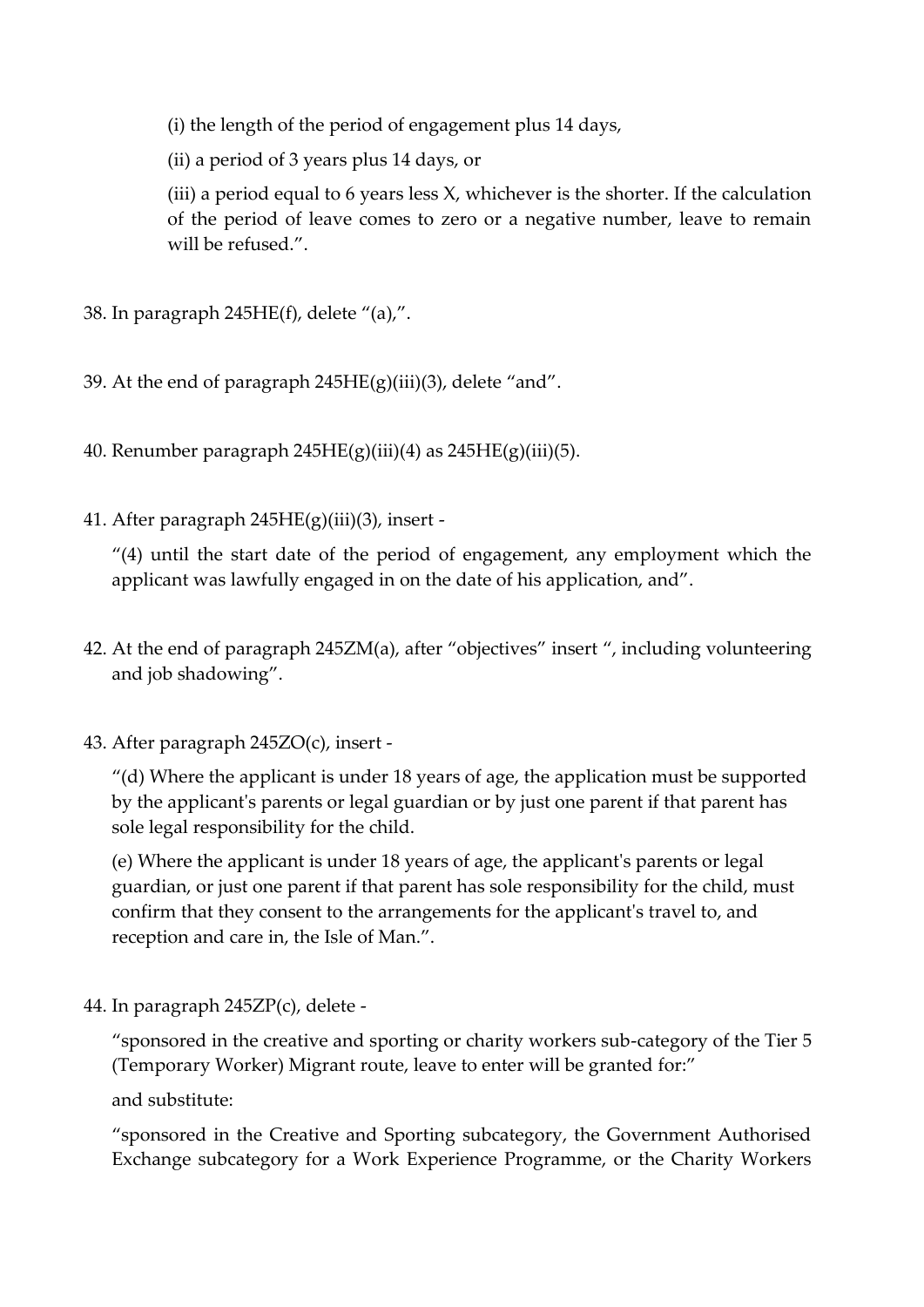(i) the length of the period of engagement plus 14 days,

(ii) a period of 3 years plus 14 days, or

(iii) a period equal to 6 years less X, whichever is the shorter. If the calculation of the period of leave comes to zero or a negative number, leave to remain will be refused.".

38. In paragraph 245HE(f), delete "(a),".

39. At the end of paragraph 245HE(g)(iii)(3), delete "and".

40. Renumber paragraph 245HE(g)(iii)(4) as 245HE(g)(iii)(5).

41. After paragraph 245HE(g)(iii)(3), insert -

    "(4) until the start date of the period of engagement, any employment which the applicant was lawfully engaged in on the date of his application, and".

42. At the end of paragraph 245ZM(a), after "objectives" insert ", including volunteering and job shadowing".

43. After paragraph 245ZO(c), insert -

    "(d) Where the applicant is under 18 years of age, the application must be supported by the applicant's parents or legal guardian or by just one parent if that parent has sole legal responsibility for the child.

    (e) Where the applicant is under 18 years of age, the applicant's parents or legal guardian, or just one parent if that parent has sole responsibility for the child, must confirm that they consent to the arrangements for the applicant's travel to, and reception and care in, the Isle of Man.".

44. In paragraph 245ZP(c), delete -

    "sponsored in the creative and sporting or charity workers sub-category of the Tier 5 (Temporary Worker) Migrant route, leave to enter will be granted for:"

    and substitute:

    "sponsored in the Creative and Sporting subcategory, the Government Authorised Exchange subcategory for a Work Experience Programme, or the Charity Workers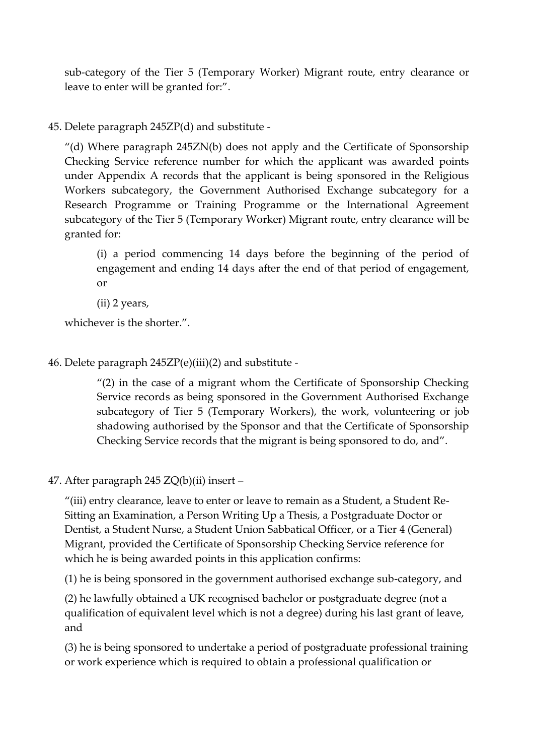sub-category of the Tier 5 (Temporary Worker) Migrant route, entry clearance or leave to enter will be granted for:".

45. Delete paragraph 245ZP(d) and substitute -

   "(d) Where paragraph 245ZN(b) does not apply and the Certificate of Sponsorship Checking Service reference number for which the applicant was awarded points under Appendix A records that the applicant is being sponsored in the Religious Workers subcategory, the Government Authorised Exchange subcategory for a Research Programme or Training Programme or the International Agreement subcategory of the Tier 5 (Temporary Worker) Migrant route, entry clearance will be granted for:

   > (i) a period commencing 14 days before the beginning of the period of engagement and ending 14 days after the end of that period of engagement, or
   >
   > (ii) 2 years,

   whichever is the shorter.".

46. Delete paragraph 245ZP(e)(iii)(2) and substitute -

   > "(2) in the case of a migrant whom the Certificate of Sponsorship Checking Service records as being sponsored in the Government Authorised Exchange subcategory of Tier 5 (Temporary Workers), the work, volunteering or job shadowing authorised by the Sponsor and that the Certificate of Sponsorship Checking Service records that the migrant is being sponsored to do, and".

47. After paragraph 245 ZQ(b)(ii) insert –

   "(iii) entry clearance, leave to enter or leave to remain as a Student, a Student Re-Sitting an Examination, a Person Writing Up a Thesis, a Postgraduate Doctor or Dentist, a Student Nurse, a Student Union Sabbatical Officer, or a Tier 4 (General) Migrant, provided the Certificate of Sponsorship Checking Service reference for which he is being awarded points in this application confirms:

   (1) he is being sponsored in the government authorised exchange sub-category, and

   (2) he lawfully obtained a UK recognised bachelor or postgraduate degree (not a qualification of equivalent level which is not a degree) during his last grant of leave, and

   (3) he is being sponsored to undertake a period of postgraduate professional training or work experience which is required to obtain a professional qualification or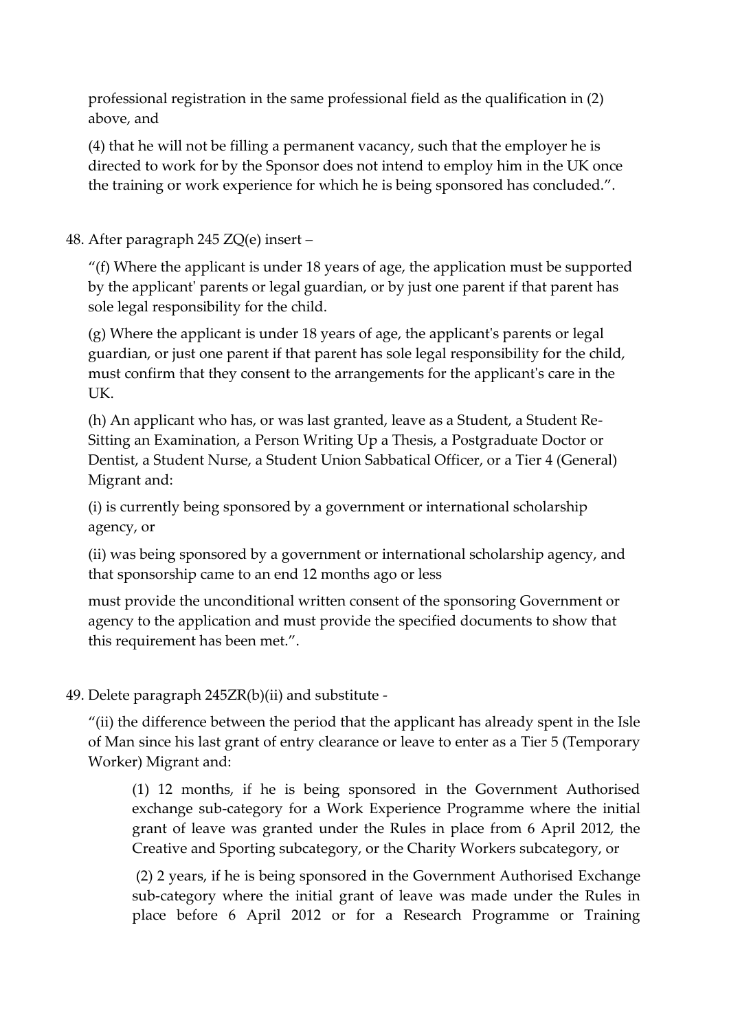professional registration in the same professional field as the qualification in (2) above, and

(4) that he will not be filling a permanent vacancy, such that the employer he is directed to work for by the Sponsor does not intend to employ him in the UK once the training or work experience for which he is being sponsored has concluded.".

48. After paragraph 245 ZQ(e) insert –

"(f) Where the applicant is under 18 years of age, the application must be supported by the applicant' parents or legal guardian, or by just one parent if that parent has sole legal responsibility for the child.

(g) Where the applicant is under 18 years of age, the applicant's parents or legal guardian, or just one parent if that parent has sole legal responsibility for the child, must confirm that they consent to the arrangements for the applicant's care in the UK.

(h) An applicant who has, or was last granted, leave as a Student, a Student Re-Sitting an Examination, a Person Writing Up a Thesis, a Postgraduate Doctor or Dentist, a Student Nurse, a Student Union Sabbatical Officer, or a Tier 4 (General) Migrant and:

(i) is currently being sponsored by a government or international scholarship agency, or

(ii) was being sponsored by a government or international scholarship agency, and that sponsorship came to an end 12 months ago or less

must provide the unconditional written consent of the sponsoring Government or agency to the application and must provide the specified documents to show that this requirement has been met.".

49. Delete paragraph 245ZR(b)(ii) and substitute -

"(ii) the difference between the period that the applicant has already spent in the Isle of Man since his last grant of entry clearance or leave to enter as a Tier 5 (Temporary Worker) Migrant and:

> (1) 12 months, if he is being sponsored in the Government Authorised exchange sub-category for a Work Experience Programme where the initial grant of leave was granted under the Rules in place from 6 April 2012, the Creative and Sporting subcategory, or the Charity Workers subcategory, or
>
> (2) 2 years, if he is being sponsored in the Government Authorised Exchange sub-category where the initial grant of leave was made under the Rules in place before 6 April 2012 or for a Research Programme or Training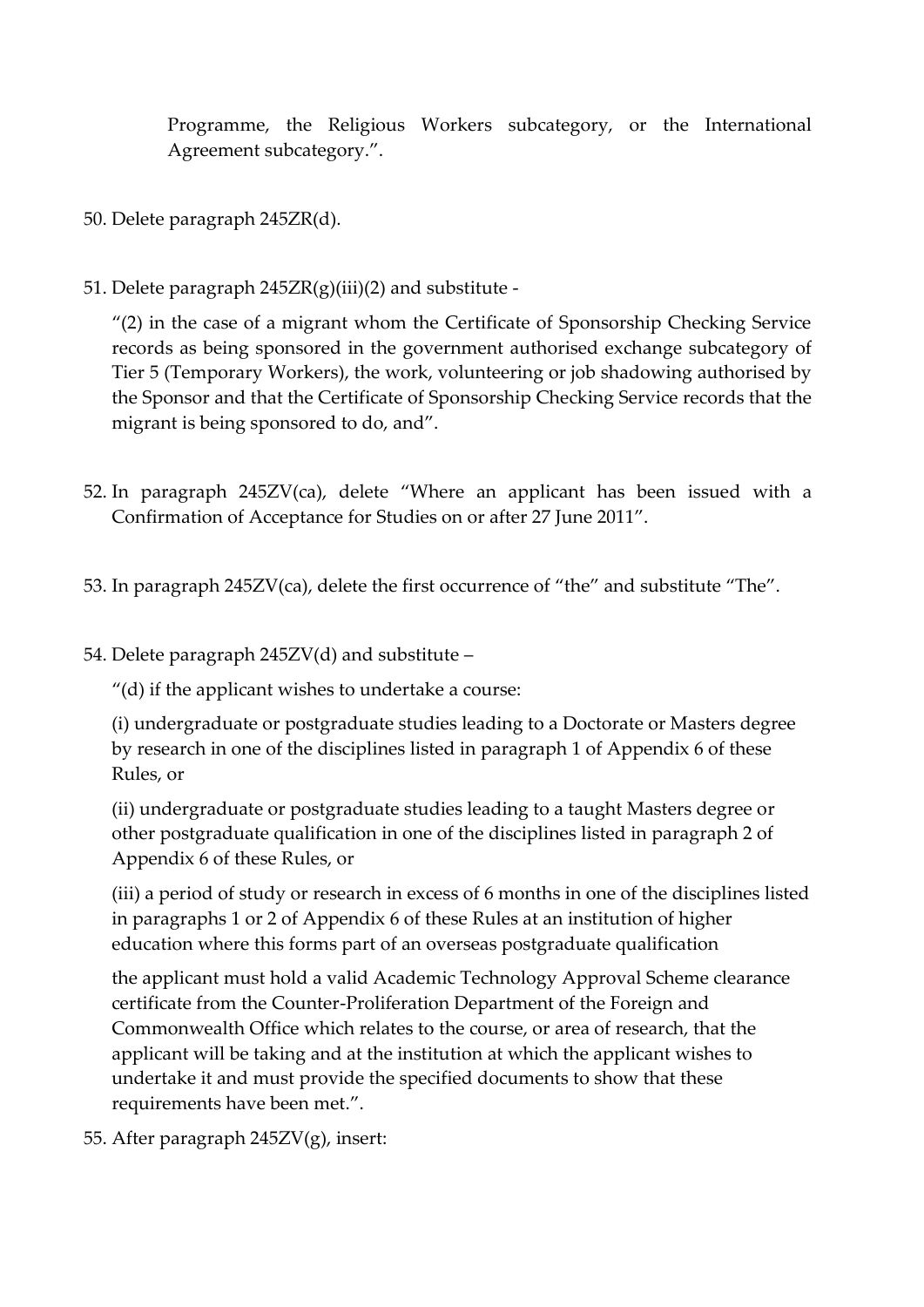Programme, the Religious Workers subcategory, or the International Agreement subcategory.".

50. Delete paragraph 245ZR(d).

51. Delete paragraph 245ZR(g)(iii)(2) and substitute -

    "(2) in the case of a migrant whom the Certificate of Sponsorship Checking Service records as being sponsored in the government authorised exchange subcategory of Tier 5 (Temporary Workers), the work, volunteering or job shadowing authorised by the Sponsor and that the Certificate of Sponsorship Checking Service records that the migrant is being sponsored to do, and".

52. In paragraph 245ZV(ca), delete "Where an applicant has been issued with a Confirmation of Acceptance for Studies on or after 27 June 2011".

53. In paragraph 245ZV(ca), delete the first occurrence of "the" and substitute "The".

54. Delete paragraph 245ZV(d) and substitute –

    "(d) if the applicant wishes to undertake a course:

    (i) undergraduate or postgraduate studies leading to a Doctorate or Masters degree by research in one of the disciplines listed in paragraph 1 of Appendix 6 of these Rules, or

    (ii) undergraduate or postgraduate studies leading to a taught Masters degree or other postgraduate qualification in one of the disciplines listed in paragraph 2 of Appendix 6 of these Rules, or

    (iii) a period of study or research in excess of 6 months in one of the disciplines listed in paragraphs 1 or 2 of Appendix 6 of these Rules at an institution of higher education where this forms part of an overseas postgraduate qualification

    the applicant must hold a valid Academic Technology Approval Scheme clearance certificate from the Counter-Proliferation Department of the Foreign and Commonwealth Office which relates to the course, or area of research, that the applicant will be taking and at the institution at which the applicant wishes to undertake it and must provide the specified documents to show that these requirements have been met.".

55. After paragraph 245ZV(g), insert: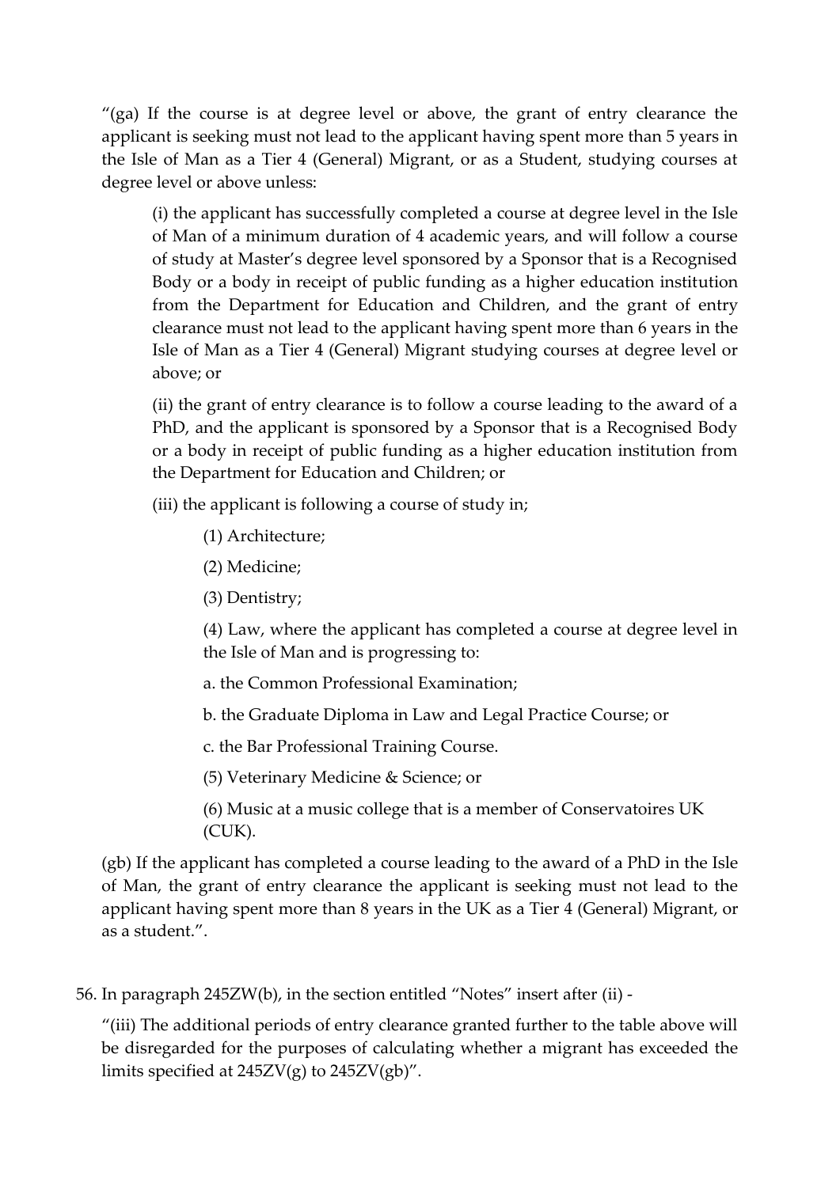"(ga) If the course is at degree level or above, the grant of entry clearance the applicant is seeking must not lead to the applicant having spent more than 5 years in the Isle of Man as a Tier 4 (General) Migrant, or as a Student, studying courses at degree level or above unless:

> (i) the applicant has successfully completed a course at degree level in the Isle of Man of a minimum duration of 4 academic years, and will follow a course of study at Master's degree level sponsored by a Sponsor that is a Recognised Body or a body in receipt of public funding as a higher education institution from the Department for Education and Children, and the grant of entry clearance must not lead to the applicant having spent more than 6 years in the Isle of Man as a Tier 4 (General) Migrant studying courses at degree level or above; or
>
> (ii) the grant of entry clearance is to follow a course leading to the award of a PhD, and the applicant is sponsored by a Sponsor that is a Recognised Body or a body in receipt of public funding as a higher education institution from the Department for Education and Children; or
>
> (iii) the applicant is following a course of study in;
>
> > (1) Architecture;
> >
> > (2) Medicine;
> >
> > (3) Dentistry;
> >
> > (4) Law, where the applicant has completed a course at degree level in the Isle of Man and is progressing to:
> >
> > a. the Common Professional Examination;
> >
> > b. the Graduate Diploma in Law and Legal Practice Course; or
> >
> > c. the Bar Professional Training Course.
> >
> > (5) Veterinary Medicine & Science; or
> >
> > (6) Music at a music college that is a member of Conservatoires UK (CUK).

(gb) If the applicant has completed a course leading to the award of a PhD in the Isle of Man, the grant of entry clearance the applicant is seeking must not lead to the applicant having spent more than 8 years in the UK as a Tier 4 (General) Migrant, or as a student.".

56. In paragraph 245ZW(b), in the section entitled "Notes" insert after (ii) -

"(iii) The additional periods of entry clearance granted further to the table above will be disregarded for the purposes of calculating whether a migrant has exceeded the limits specified at 245ZV(g) to 245ZV(gb)".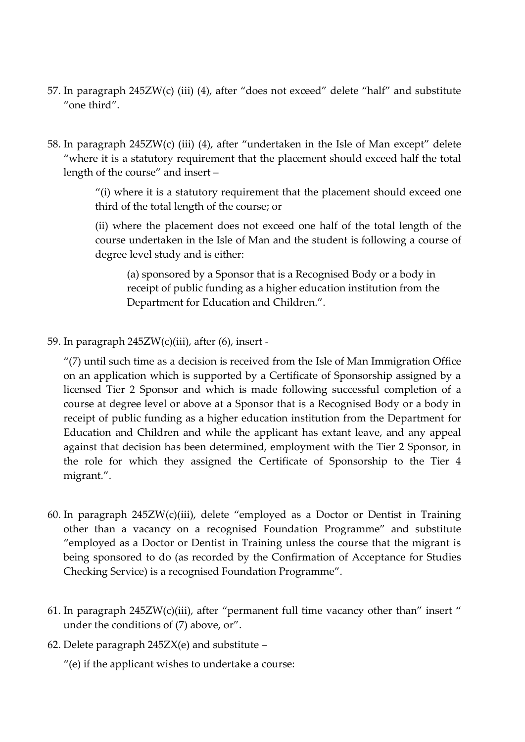57. In paragraph 245ZW(c) (iii) (4), after “does not exceed” delete “half” and substitute “one third”.

58. In paragraph 245ZW(c) (iii) (4), after “undertaken in the Isle of Man except” delete “where it is a statutory requirement that the placement should exceed half the total length of the course” and insert –

    “(i) where it is a statutory requirement that the placement should exceed one third of the total length of the course; or

    (ii) where the placement does not exceed one half of the total length of the course undertaken in the Isle of Man and the student is following a course of degree level study and is either:

    (a) sponsored by a Sponsor that is a Recognised Body or a body in receipt of public funding as a higher education institution from the Department for Education and Children.”.

59. In paragraph 245ZW(c)(iii), after (6), insert -

    “(7) until such time as a decision is received from the Isle of Man Immigration Office on an application which is supported by a Certificate of Sponsorship assigned by a licensed Tier 2 Sponsor and which is made following successful completion of a course at degree level or above at a Sponsor that is a Recognised Body or a body in receipt of public funding as a higher education institution from the Department for Education and Children and while the applicant has extant leave, and any appeal against that decision has been determined, employment with the Tier 2 Sponsor, in the role for which they assigned the Certificate of Sponsorship to the Tier 4 migrant.”.

60. In paragraph 245ZW(c)(iii), delete “employed as a Doctor or Dentist in Training other than a vacancy on a recognised Foundation Programme” and substitute “employed as a Doctor or Dentist in Training unless the course that the migrant is being sponsored to do (as recorded by the Confirmation of Acceptance for Studies Checking Service) is a recognised Foundation Programme”.

61. In paragraph 245ZW(c)(iii), after “permanent full time vacancy other than” insert “ under the conditions of (7) above, or”.

62. Delete paragraph 245ZX(e) and substitute –

    “(e) if the applicant wishes to undertake a course: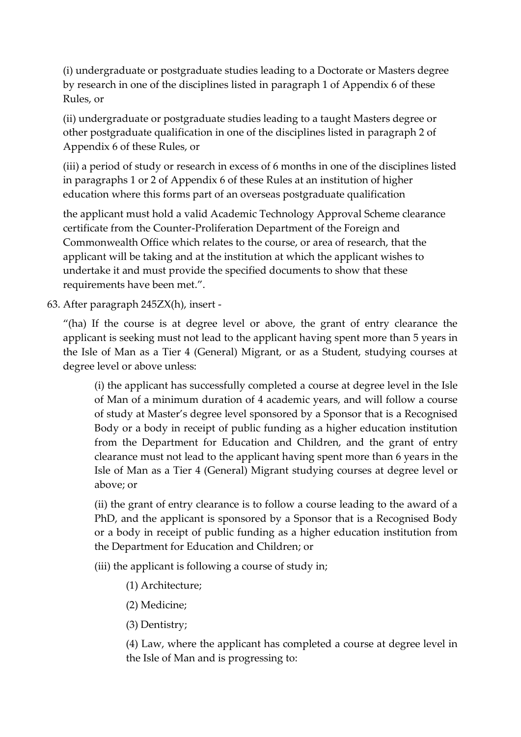(i) undergraduate or postgraduate studies leading to a Doctorate or Masters degree by research in one of the disciplines listed in paragraph 1 of Appendix 6 of these Rules, or

(ii) undergraduate or postgraduate studies leading to a taught Masters degree or other postgraduate qualification in one of the disciplines listed in paragraph 2 of Appendix 6 of these Rules, or

(iii) a period of study or research in excess of 6 months in one of the disciplines listed in paragraphs 1 or 2 of Appendix 6 of these Rules at an institution of higher education where this forms part of an overseas postgraduate qualification

the applicant must hold a valid Academic Technology Approval Scheme clearance certificate from the Counter-Proliferation Department of the Foreign and Commonwealth Office which relates to the course, or area of research, that the applicant will be taking and at the institution at which the applicant wishes to undertake it and must provide the specified documents to show that these requirements have been met.".

63. After paragraph 245ZX(h), insert -

"(ha) If the course is at degree level or above, the grant of entry clearance the applicant is seeking must not lead to the applicant having spent more than 5 years in the Isle of Man as a Tier 4 (General) Migrant, or as a Student, studying courses at degree level or above unless:

(i) the applicant has successfully completed a course at degree level in the Isle of Man of a minimum duration of 4 academic years, and will follow a course of study at Master's degree level sponsored by a Sponsor that is a Recognised Body or a body in receipt of public funding as a higher education institution from the Department for Education and Children, and the grant of entry clearance must not lead to the applicant having spent more than 6 years in the Isle of Man as a Tier 4 (General) Migrant studying courses at degree level or above; or

(ii) the grant of entry clearance is to follow a course leading to the award of a PhD, and the applicant is sponsored by a Sponsor that is a Recognised Body or a body in receipt of public funding as a higher education institution from the Department for Education and Children; or

(iii) the applicant is following a course of study in;

(1) Architecture;

(2) Medicine;

(3) Dentistry;

(4) Law, where the applicant has completed a course at degree level in the Isle of Man and is progressing to: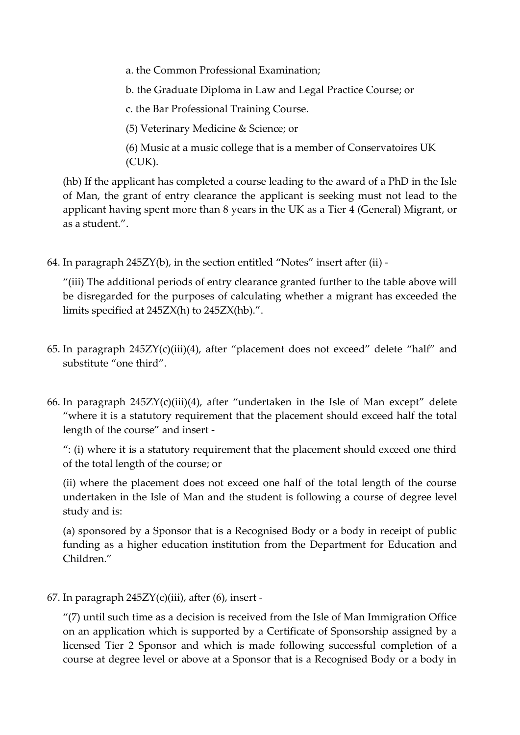a. the Common Professional Examination;

b. the Graduate Diploma in Law and Legal Practice Course; or

c. the Bar Professional Training Course.

(5) Veterinary Medicine & Science; or

(6) Music at a music college that is a member of Conservatoires UK (CUK).

(hb) If the applicant has completed a course leading to the award of a PhD in the Isle of Man, the grant of entry clearance the applicant is seeking must not lead to the applicant having spent more than 8 years in the UK as a Tier 4 (General) Migrant, or as a student.".

64. In paragraph 245ZY(b), in the section entitled "Notes" insert after (ii) -

"(iii) The additional periods of entry clearance granted further to the table above will be disregarded for the purposes of calculating whether a migrant has exceeded the limits specified at 245ZX(h) to 245ZX(hb).".

65. In paragraph 245ZY(c)(iii)(4), after "placement does not exceed" delete "half" and substitute "one third".

66. In paragraph 245ZY(c)(iii)(4), after "undertaken in the Isle of Man except" delete "where it is a statutory requirement that the placement should exceed half the total length of the course" and insert -

": (i) where it is a statutory requirement that the placement should exceed one third of the total length of the course; or

(ii) where the placement does not exceed one half of the total length of the course undertaken in the Isle of Man and the student is following a course of degree level study and is:

(a) sponsored by a Sponsor that is a Recognised Body or a body in receipt of public funding as a higher education institution from the Department for Education and Children."

67. In paragraph 245ZY(c)(iii), after (6), insert -

"(7) until such time as a decision is received from the Isle of Man Immigration Office on an application which is supported by a Certificate of Sponsorship assigned by a licensed Tier 2 Sponsor and which is made following successful completion of a course at degree level or above at a Sponsor that is a Recognised Body or a body in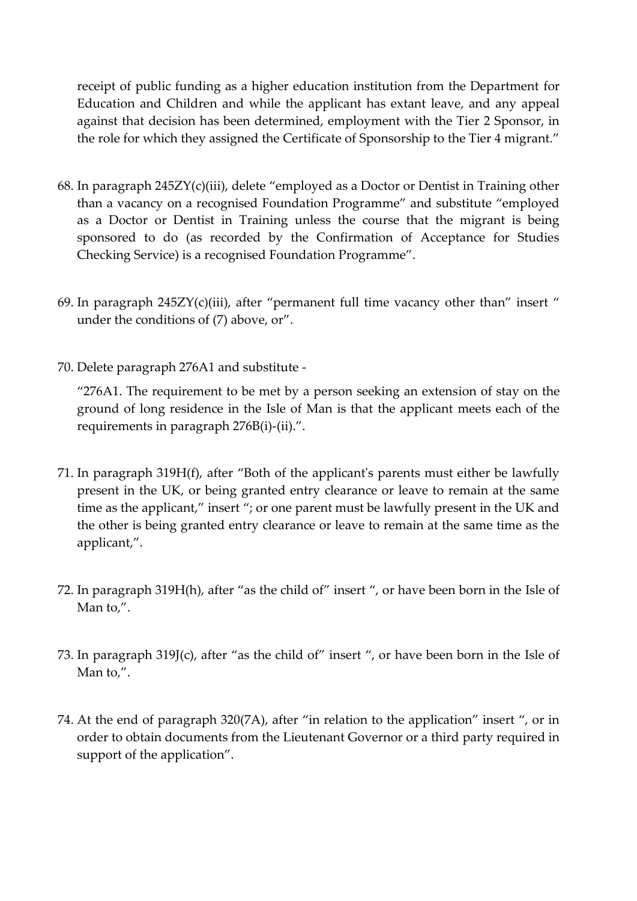receipt of public funding as a higher education institution from the Department for Education and Children and while the applicant has extant leave, and any appeal against that decision has been determined, employment with the Tier 2 Sponsor, in the role for which they assigned the Certificate of Sponsorship to the Tier 4 migrant."

68. In paragraph 245ZY(c)(iii), delete "employed as a Doctor or Dentist in Training other than a vacancy on a recognised Foundation Programme" and substitute "employed as a Doctor or Dentist in Training unless the course that the migrant is being sponsored to do (as recorded by the Confirmation of Acceptance for Studies Checking Service) is a recognised Foundation Programme".

69. In paragraph 245ZY(c)(iii), after "permanent full time vacancy other than" insert " under the conditions of (7) above, or".

70. Delete paragraph 276A1 and substitute -

    "276A1. The requirement to be met by a person seeking an extension of stay on the ground of long residence in the Isle of Man is that the applicant meets each of the requirements in paragraph 276B(i)-(ii).".

71. In paragraph 319H(f), after "Both of the applicant's parents must either be lawfully present in the UK, or being granted entry clearance or leave to remain at the same time as the applicant," insert "; or one parent must be lawfully present in the UK and the other is being granted entry clearance or leave to remain at the same time as the applicant,".

72. In paragraph 319H(h), after "as the child of" insert ", or have been born in the Isle of Man to,".

73. In paragraph 319J(c), after "as the child of" insert ", or have been born in the Isle of Man to,".

74. At the end of paragraph 320(7A), after "in relation to the application" insert ", or in order to obtain documents from the Lieutenant Governor or a third party required in support of the application".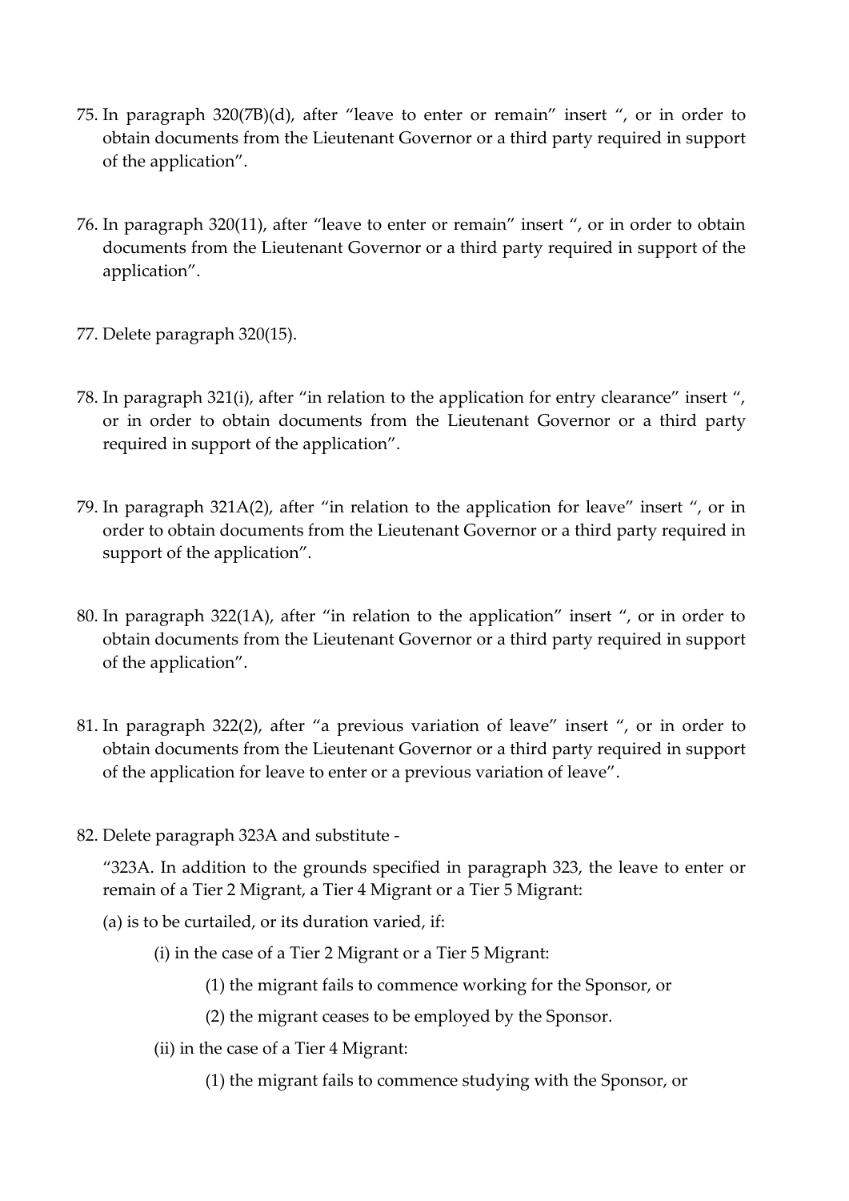75. In paragraph 320(7B)(d), after "leave to enter or remain" insert ", or in order to obtain documents from the Lieutenant Governor or a third party required in support of the application".

76. In paragraph 320(11), after "leave to enter or remain" insert ", or in order to obtain documents from the Lieutenant Governor or a third party required in support of the application".

77. Delete paragraph 320(15).

78. In paragraph 321(i), after "in relation to the application for entry clearance" insert ", or in order to obtain documents from the Lieutenant Governor or a third party required in support of the application".

79. In paragraph 321A(2), after "in relation to the application for leave" insert ", or in order to obtain documents from the Lieutenant Governor or a third party required in support of the application".

80. In paragraph 322(1A), after "in relation to the application" insert ", or in order to obtain documents from the Lieutenant Governor or a third party required in support of the application".

81. In paragraph 322(2), after "a previous variation of leave" insert ", or in order to obtain documents from the Lieutenant Governor or a third party required in support of the application for leave to enter or a previous variation of leave".

82. Delete paragraph 323A and substitute -

"323A. In addition to the grounds specified in paragraph 323, the leave to enter or remain of a Tier 2 Migrant, a Tier 4 Migrant or a Tier 5 Migrant:

(a) is to be curtailed, or its duration varied, if:

(i) in the case of a Tier 2 Migrant or a Tier 5 Migrant:

(1) the migrant fails to commence working for the Sponsor, or

(2) the migrant ceases to be employed by the Sponsor.

(ii) in the case of a Tier 4 Migrant:

(1) the migrant fails to commence studying with the Sponsor, or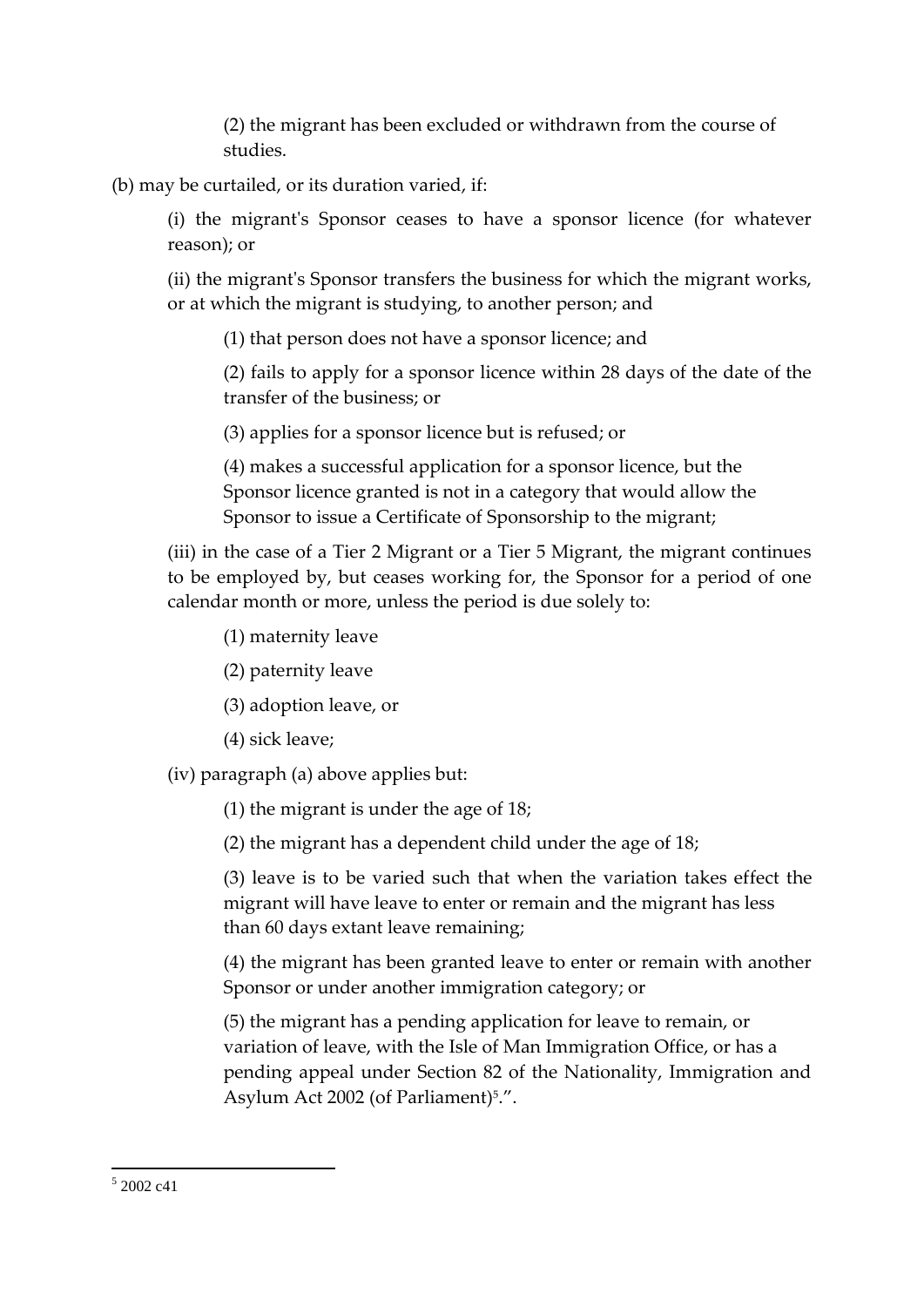(2) the migrant has been excluded or withdrawn from the course of studies.

(b) may be curtailed, or its duration varied, if:

(i) the migrant's Sponsor ceases to have a sponsor licence (for whatever reason); or

(ii) the migrant's Sponsor transfers the business for which the migrant works, or at which the migrant is studying, to another person; and

(1) that person does not have a sponsor licence; and

(2) fails to apply for a sponsor licence within 28 days of the date of the transfer of the business; or

(3) applies for a sponsor licence but is refused; or

(4) makes a successful application for a sponsor licence, but the Sponsor licence granted is not in a category that would allow the Sponsor to issue a Certificate of Sponsorship to the migrant;

(iii) in the case of a Tier 2 Migrant or a Tier 5 Migrant, the migrant continues to be employed by, but ceases working for, the Sponsor for a period of one calendar month or more, unless the period is due solely to:

(1) maternity leave

(2) paternity leave

(3) adoption leave, or

(4) sick leave;

(iv) paragraph (a) above applies but:

(1) the migrant is under the age of 18;

(2) the migrant has a dependent child under the age of 18;

(3) leave is to be varied such that when the variation takes effect the migrant will have leave to enter or remain and the migrant has less than 60 days extant leave remaining;

(4) the migrant has been granted leave to enter or remain with another Sponsor or under another immigration category; or

(5) the migrant has a pending application for leave to remain, or variation of leave, with the Isle of Man Immigration Office, or has a pending appeal under Section 82 of the Nationality, Immigration and Asylum Act 2002 (of Parliament)[5].".

[5] 2002 c41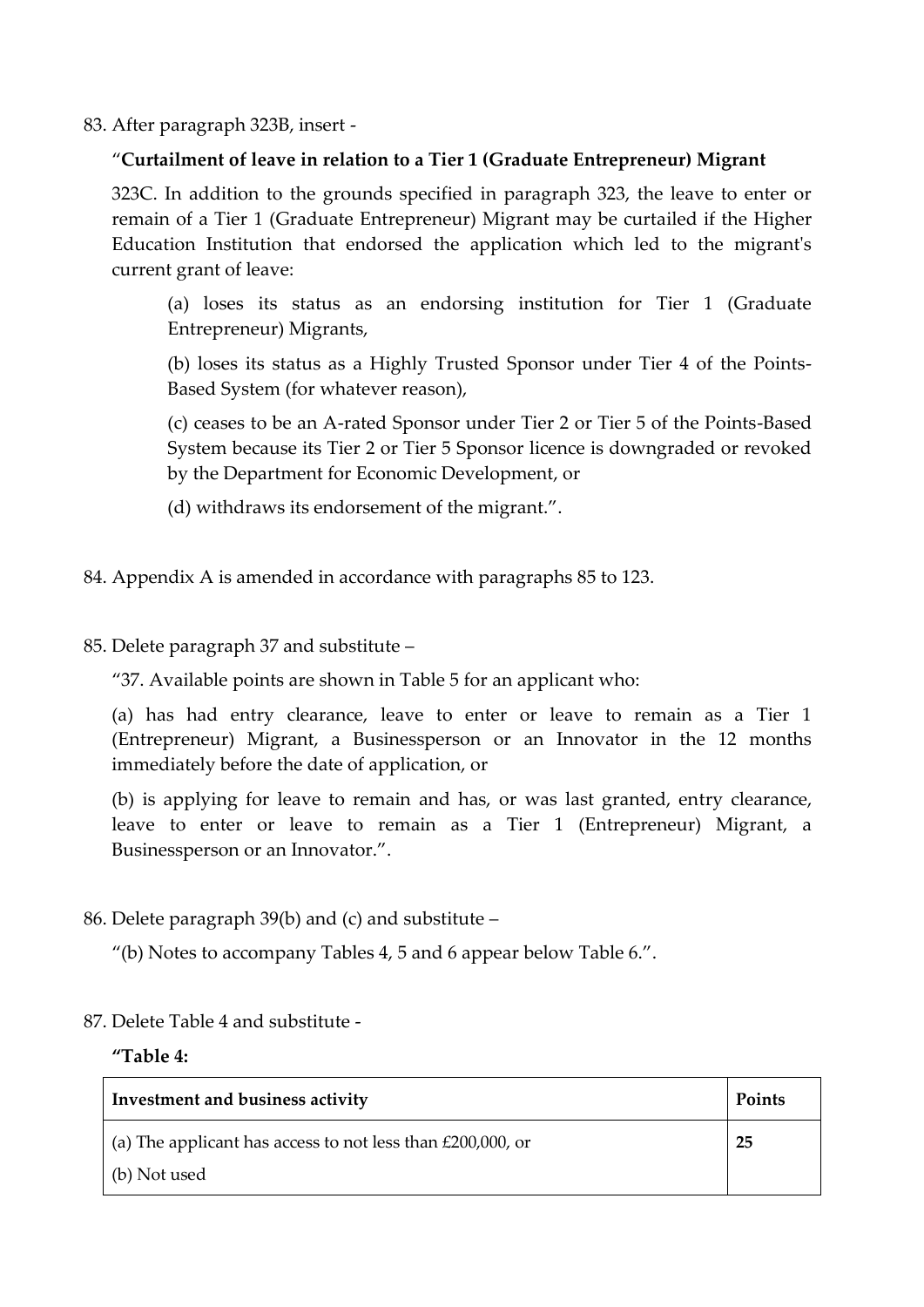83. After paragraph 323B, insert -

"**Curtailment of leave in relation to a Tier 1 (Graduate Entrepreneur) Migrant**

323C. In addition to the grounds specified in paragraph 323, the leave to enter or remain of a Tier 1 (Graduate Entrepreneur) Migrant may be curtailed if the Higher Education Institution that endorsed the application which led to the migrant's current grant of leave:

(a) loses its status as an endorsing institution for Tier 1 (Graduate Entrepreneur) Migrants,

(b) loses its status as a Highly Trusted Sponsor under Tier 4 of the Points-Based System (for whatever reason),

(c) ceases to be an A-rated Sponsor under Tier 2 or Tier 5 of the Points-Based System because its Tier 2 or Tier 5 Sponsor licence is downgraded or revoked by the Department for Economic Development, or

(d) withdraws its endorsement of the migrant.".

84. Appendix A is amended in accordance with paragraphs 85 to 123.

85. Delete paragraph 37 and substitute –

"37. Available points are shown in Table 5 for an applicant who:

(a) has had entry clearance, leave to enter or leave to remain as a Tier 1 (Entrepreneur) Migrant, a Businessperson or an Innovator in the 12 months immediately before the date of application, or

(b) is applying for leave to remain and has, or was last granted, entry clearance, leave to enter or leave to remain as a Tier 1 (Entrepreneur) Migrant, a Businessperson or an Innovator.".

86. Delete paragraph 39(b) and (c) and substitute –

"(b) Notes to accompany Tables 4, 5 and 6 appear below Table 6.".

87. Delete Table 4 and substitute -

**"Table 4:**

| **Investment and business activity** | **Points** |
|---|---|
| (a) The applicant has access to not less than £200,000, or<br>(b) Not used | **25** |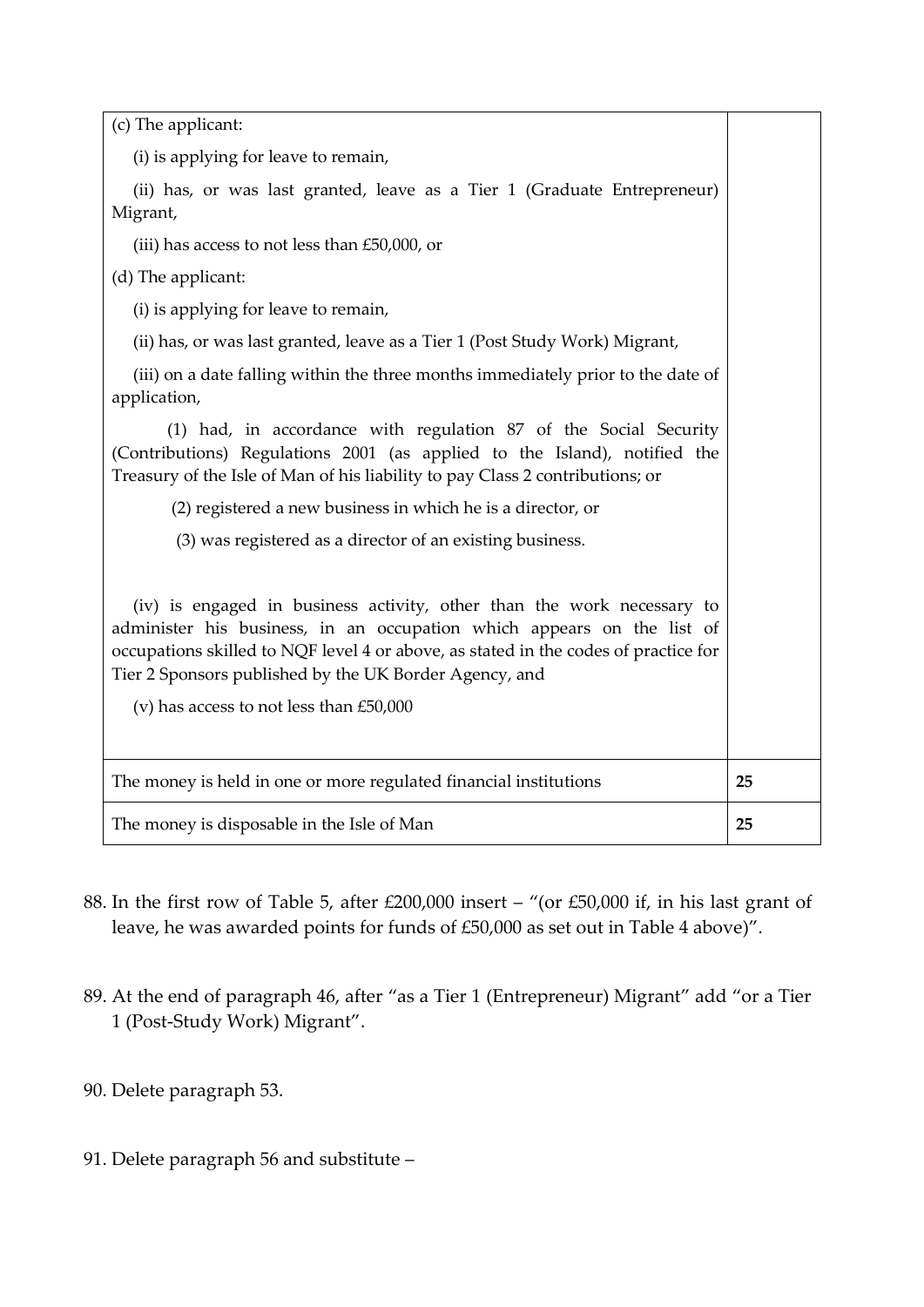| (c) The applicant:<br><br>(i) is applying for leave to remain,<br><br>(ii) has, or was last granted, leave as a Tier 1 (Graduate Entrepreneur) Migrant,<br><br>(iii) has access to not less than £50,000, or<br><br>(d) The applicant:<br><br>(i) is applying for leave to remain,<br><br>(ii) has, or was last granted, leave as a Tier 1 (Post Study Work) Migrant,<br><br>(iii) on a date falling within the three months immediately prior to the date of application,<br><br>(1) had, in accordance with regulation 87 of the Social Security (Contributions) Regulations 2001 (as applied to the Island), notified the Treasury of the Isle of Man of his liability to pay Class 2 contributions; or<br><br>(2) registered a new business in which he is a director, or<br><br>(3) was registered as a director of an existing business.<br><br>(iv) is engaged in business activity, other than the work necessary to administer his business, in an occupation which appears on the list of occupations skilled to NQF level 4 or above, as stated in the codes of practice for Tier 2 Sponsors published by the UK Border Agency, and<br><br>(v) has access to not less than £50,000 | |
|---|---|
| The money is held in one or more regulated financial institutions | **25** |
| The money is disposable in the Isle of Man | **25** |

88. In the first row of Table 5, after £200,000 insert – "(or £50,000 if, in his last grant of leave, he was awarded points for funds of £50,000 as set out in Table 4 above)".

89. At the end of paragraph 46, after "as a Tier 1 (Entrepreneur) Migrant" add "or a Tier 1 (Post-Study Work) Migrant".

90. Delete paragraph 53.

91. Delete paragraph 56 and substitute –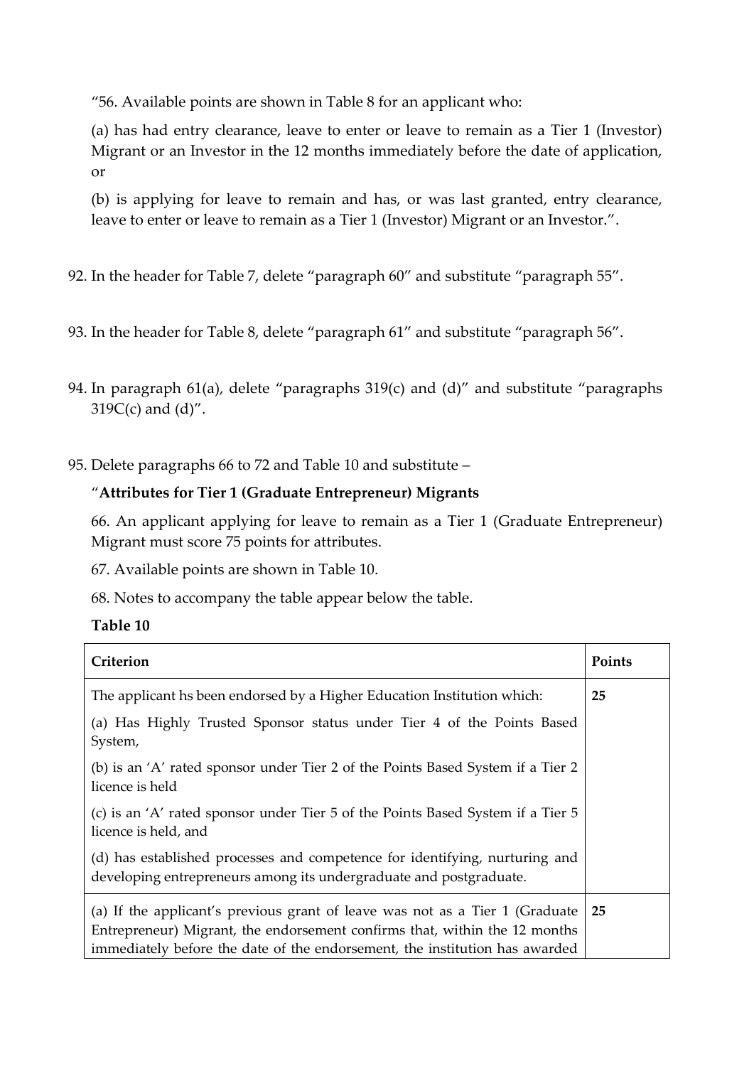"56. Available points are shown in Table 8 for an applicant who:

(a) has had entry clearance, leave to enter or leave to remain as a Tier 1 (Investor) Migrant or an Investor in the 12 months immediately before the date of application, or

(b) is applying for leave to remain and has, or was last granted, entry clearance, leave to enter or leave to remain as a Tier 1 (Investor) Migrant or an Investor.".

92. In the header for Table 7, delete "paragraph 60" and substitute "paragraph 55".

93. In the header for Table 8, delete "paragraph 61" and substitute "paragraph 56".

94. In paragraph 61(a), delete "paragraphs 319(c) and (d)" and substitute "paragraphs 319C(c) and (d)".

95. Delete paragraphs 66 to 72 and Table 10 and substitute –

"**Attributes for Tier 1 (Graduate Entrepreneur) Migrants**

66. An applicant applying for leave to remain as a Tier 1 (Graduate Entrepreneur) Migrant must score 75 points for attributes.

67. Available points are shown in Table 10.

68. Notes to accompany the table appear below the table.

**Table 10**

| Criterion | Points |
|---|---|
| The applicant hs been endorsed by a Higher Education Institution which:<br>(a) Has Highly Trusted Sponsor status under Tier 4 of the Points Based System,<br>(b) is an 'A' rated sponsor under Tier 2 of the Points Based System if a Tier 2 licence is held<br>(c) is an 'A' rated sponsor under Tier 5 of the Points Based System if a Tier 5 licence is held, and<br>(d) has established processes and competence for identifying, nurturing and developing entrepreneurs among its undergraduate and postgraduate. | **25** |
| (a) If the applicant's previous grant of leave was not as a Tier 1 (Graduate Entrepreneur) Migrant, the endorsement confirms that, within the 12 months immediately before the date of the endorsement, the institution has awarded | **25** |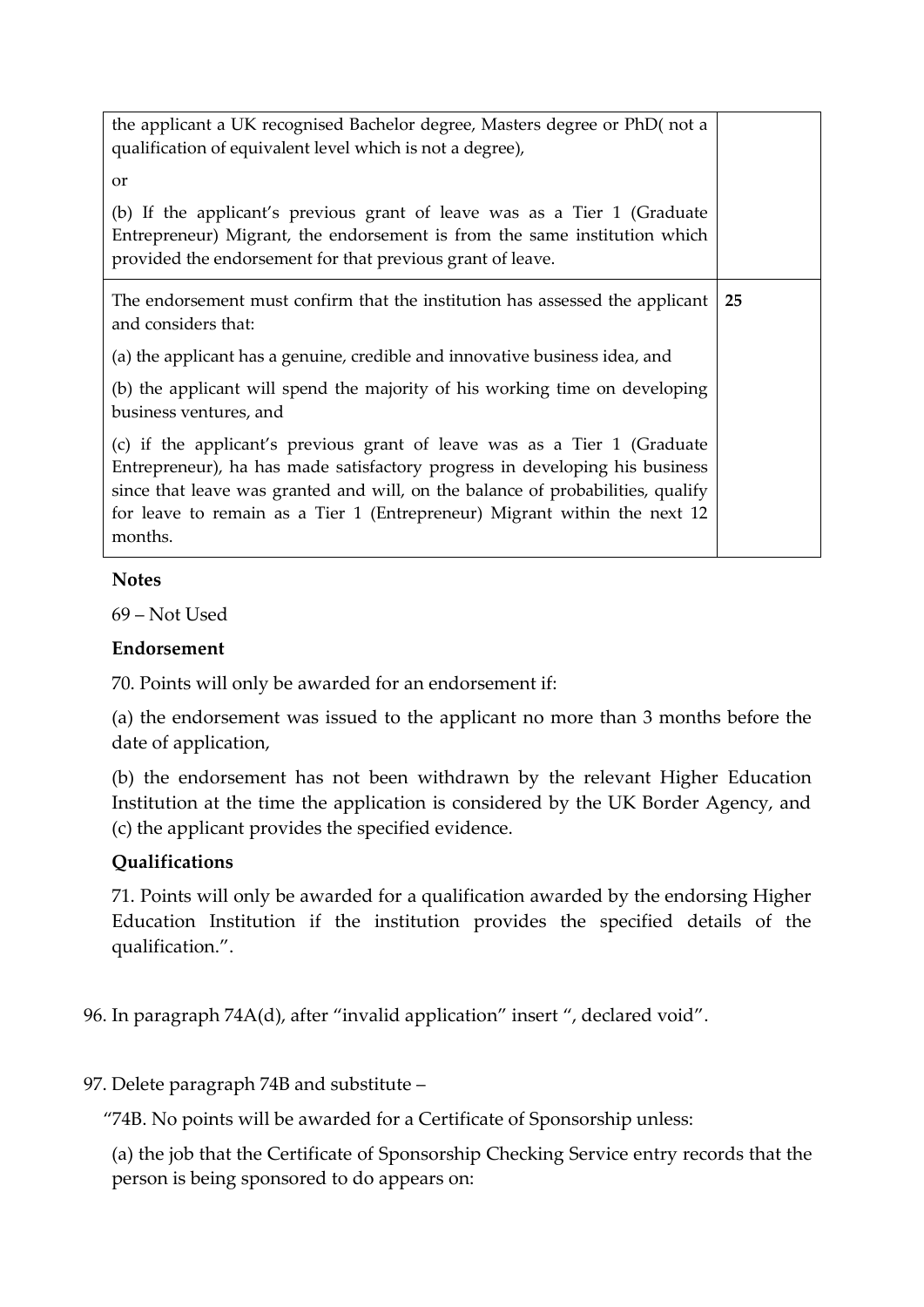| | |
|---|---|
| the applicant a UK recognised Bachelor degree, Masters degree or PhD( not a qualification of equivalent level which is not a degree),<br><br>or<br><br>(b) If the applicant's previous grant of leave was as a Tier 1 (Graduate Entrepreneur) Migrant, the endorsement is from the same institution which provided the endorsement for that previous grant of leave. | |
| The endorsement must confirm that the institution has assessed the applicant and considers that:<br><br>(a) the applicant has a genuine, credible and innovative business idea, and<br><br>(b) the applicant will spend the majority of his working time on developing business ventures, and<br><br>(c) if the applicant's previous grant of leave was as a Tier 1 (Graduate Entrepreneur), ha has made satisfactory progress in developing his business since that leave was granted and will, on the balance of probabilities, qualify for leave to remain as a Tier 1 (Entrepreneur) Migrant within the next 12 months. | **25** |

**Notes**

69 – Not Used

**Endorsement**

70. Points will only be awarded for an endorsement if:

(a) the endorsement was issued to the applicant no more than 3 months before the date of application,

(b) the endorsement has not been withdrawn by the relevant Higher Education Institution at the time the application is considered by the UK Border Agency, and
(c) the applicant provides the specified evidence.

**Qualifications**

71. Points will only be awarded for a qualification awarded by the endorsing Higher Education Institution if the institution provides the specified details of the qualification.".

96. In paragraph 74A(d), after "invalid application" insert ", declared void".

97. Delete paragraph 74B and substitute –

"74B. No points will be awarded for a Certificate of Sponsorship unless:

(a) the job that the Certificate of Sponsorship Checking Service entry records that the person is being sponsored to do appears on: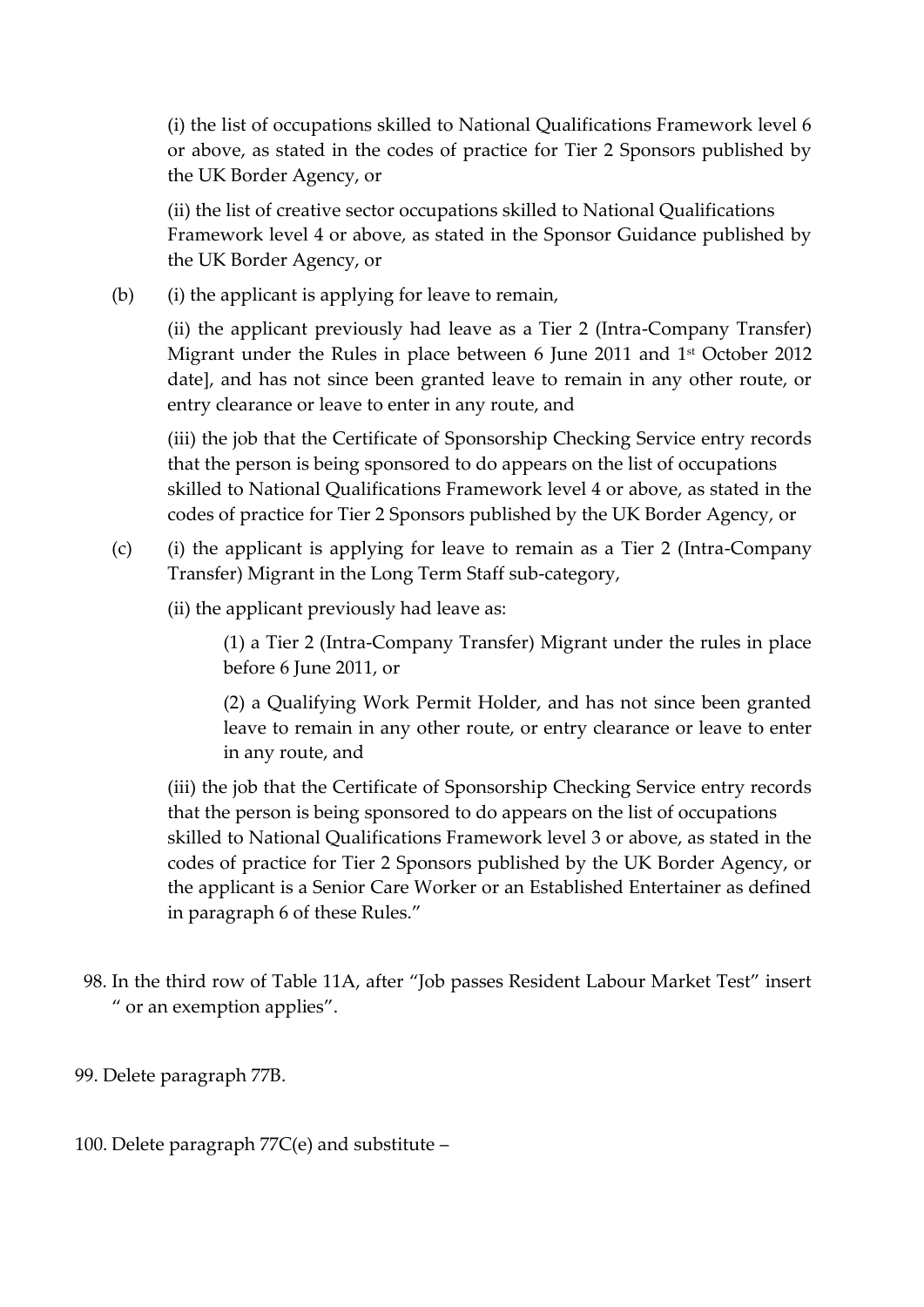(i) the list of occupations skilled to National Qualifications Framework level 6 or above, as stated in the codes of practice for Tier 2 Sponsors published by the UK Border Agency, or

(ii) the list of creative sector occupations skilled to National Qualifications Framework level 4 or above, as stated in the Sponsor Guidance published by the UK Border Agency, or

(b) (i) the applicant is applying for leave to remain,

(ii) the applicant previously had leave as a Tier 2 (Intra-Company Transfer) Migrant under the Rules in place between 6 June 2011 and 1st October 2012 date], and has not since been granted leave to remain in any other route, or entry clearance or leave to enter in any route, and

(iii) the job that the Certificate of Sponsorship Checking Service entry records that the person is being sponsored to do appears on the list of occupations skilled to National Qualifications Framework level 4 or above, as stated in the codes of practice for Tier 2 Sponsors published by the UK Border Agency, or

(c) (i) the applicant is applying for leave to remain as a Tier 2 (Intra-Company Transfer) Migrant in the Long Term Staff sub-category,

(ii) the applicant previously had leave as:

(1) a Tier 2 (Intra-Company Transfer) Migrant under the rules in place before 6 June 2011, or

(2) a Qualifying Work Permit Holder, and has not since been granted leave to remain in any other route, or entry clearance or leave to enter in any route, and

(iii) the job that the Certificate of Sponsorship Checking Service entry records that the person is being sponsored to do appears on the list of occupations skilled to National Qualifications Framework level 3 or above, as stated in the codes of practice for Tier 2 Sponsors published by the UK Border Agency, or the applicant is a Senior Care Worker or an Established Entertainer as defined in paragraph 6 of these Rules."

98. In the third row of Table 11A, after "Job passes Resident Labour Market Test" insert " or an exemption applies".

99. Delete paragraph 77B.

100. Delete paragraph 77C(e) and substitute –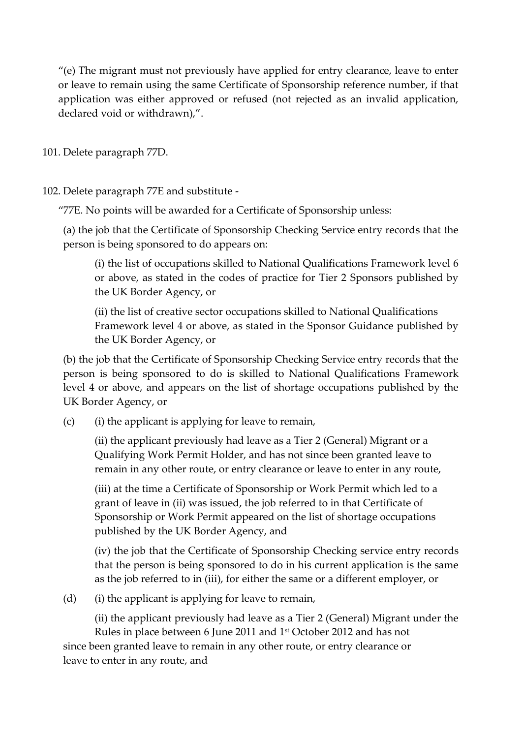"(e) The migrant must not previously have applied for entry clearance, leave to enter or leave to remain using the same Certificate of Sponsorship reference number, if that application was either approved or refused (not rejected as an invalid application, declared void or withdrawn),".

101. Delete paragraph 77D.

102. Delete paragraph 77E and substitute -

"77E. No points will be awarded for a Certificate of Sponsorship unless:

(a) the job that the Certificate of Sponsorship Checking Service entry records that the person is being sponsored to do appears on:

(i) the list of occupations skilled to National Qualifications Framework level 6 or above, as stated in the codes of practice for Tier 2 Sponsors published by the UK Border Agency, or

(ii) the list of creative sector occupations skilled to National Qualifications Framework level 4 or above, as stated in the Sponsor Guidance published by the UK Border Agency, or

(b) the job that the Certificate of Sponsorship Checking Service entry records that the person is being sponsored to do is skilled to National Qualifications Framework level 4 or above, and appears on the list of shortage occupations published by the UK Border Agency, or

(c) (i) the applicant is applying for leave to remain,

(ii) the applicant previously had leave as a Tier 2 (General) Migrant or a Qualifying Work Permit Holder, and has not since been granted leave to remain in any other route, or entry clearance or leave to enter in any route,

(iii) at the time a Certificate of Sponsorship or Work Permit which led to a grant of leave in (ii) was issued, the job referred to in that Certificate of Sponsorship or Work Permit appeared on the list of shortage occupations published by the UK Border Agency, and

(iv) the job that the Certificate of Sponsorship Checking service entry records that the person is being sponsored to do in his current application is the same as the job referred to in (iii), for either the same or a different employer, or

(d) (i) the applicant is applying for leave to remain,

(ii) the applicant previously had leave as a Tier 2 (General) Migrant under the Rules in place between 6 June 2011 and 1st October 2012 and has not since been granted leave to remain in any other route, or entry clearance or leave to enter in any route, and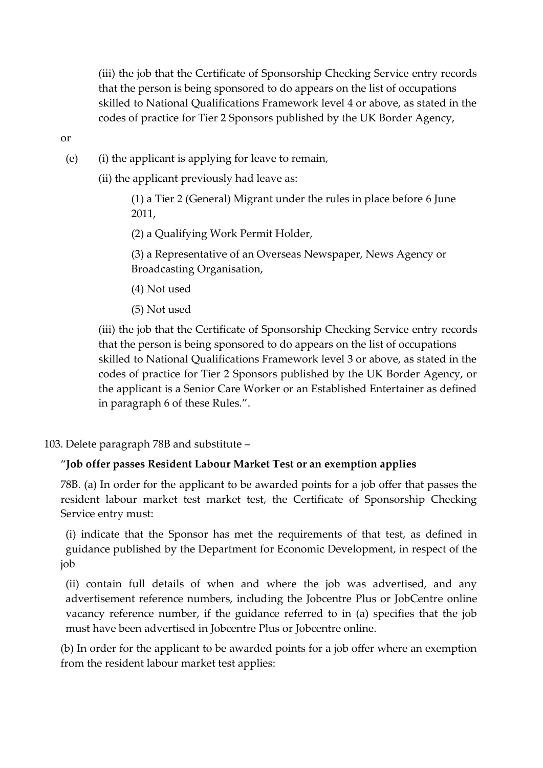(iii) the job that the Certificate of Sponsorship Checking Service entry records that the person is being sponsored to do appears on the list of occupations skilled to National Qualifications Framework level 4 or above, as stated in the codes of practice for Tier 2 Sponsors published by the UK Border Agency,

or

(e) (i) the applicant is applying for leave to remain,

(ii) the applicant previously had leave as:

(1) a Tier 2 (General) Migrant under the rules in place before 6 June 2011,

(2) a Qualifying Work Permit Holder,

(3) a Representative of an Overseas Newspaper, News Agency or Broadcasting Organisation,

(4) Not used

(5) Not used

(iii) the job that the Certificate of Sponsorship Checking Service entry records that the person is being sponsored to do appears on the list of occupations skilled to National Qualifications Framework level 3 or above, as stated in the codes of practice for Tier 2 Sponsors published by the UK Border Agency, or the applicant is a Senior Care Worker or an Established Entertainer as defined in paragraph 6 of these Rules.".

103. Delete paragraph 78B and substitute –

"**Job offer passes Resident Labour Market Test or an exemption applies**

78B. (a) In order for the applicant to be awarded points for a job offer that passes the resident labour market test market test, the Certificate of Sponsorship Checking Service entry must:

(i) indicate that the Sponsor has met the requirements of that test, as defined in guidance published by the Department for Economic Development, in respect of the job

(ii) contain full details of when and where the job was advertised, and any advertisement reference numbers, including the Jobcentre Plus or JobCentre online vacancy reference number, if the guidance referred to in (a) specifies that the job must have been advertised in Jobcentre Plus or Jobcentre online.

(b) In order for the applicant to be awarded points for a job offer where an exemption from the resident labour market test applies: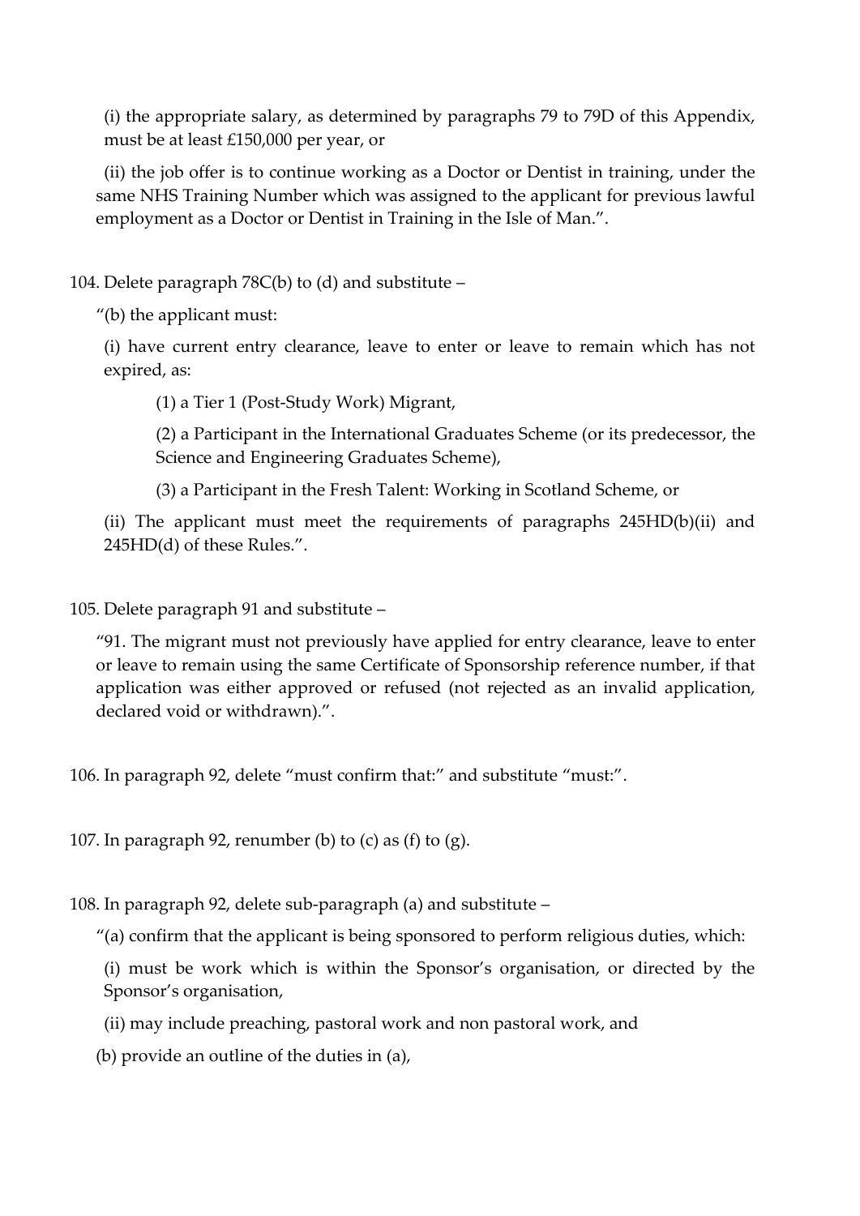(i) the appropriate salary, as determined by paragraphs 79 to 79D of this Appendix, must be at least £150,000 per year, or

(ii) the job offer is to continue working as a Doctor or Dentist in training, under the same NHS Training Number which was assigned to the applicant for previous lawful employment as a Doctor or Dentist in Training in the Isle of Man.".

104. Delete paragraph 78C(b) to (d) and substitute –

"(b) the applicant must:

(i) have current entry clearance, leave to enter or leave to remain which has not expired, as:

(1) a Tier 1 (Post-Study Work) Migrant,

(2) a Participant in the International Graduates Scheme (or its predecessor, the Science and Engineering Graduates Scheme),

(3) a Participant in the Fresh Talent: Working in Scotland Scheme, or

(ii) The applicant must meet the requirements of paragraphs 245HD(b)(ii) and 245HD(d) of these Rules.".

105. Delete paragraph 91 and substitute –

"91. The migrant must not previously have applied for entry clearance, leave to enter or leave to remain using the same Certificate of Sponsorship reference number, if that application was either approved or refused (not rejected as an invalid application, declared void or withdrawn).".

106. In paragraph 92, delete "must confirm that:" and substitute "must:".

107. In paragraph 92, renumber (b) to (c) as (f) to (g).

108. In paragraph 92, delete sub-paragraph (a) and substitute –

"(a) confirm that the applicant is being sponsored to perform religious duties, which:

(i) must be work which is within the Sponsor's organisation, or directed by the Sponsor's organisation,

(ii) may include preaching, pastoral work and non pastoral work, and

(b) provide an outline of the duties in (a),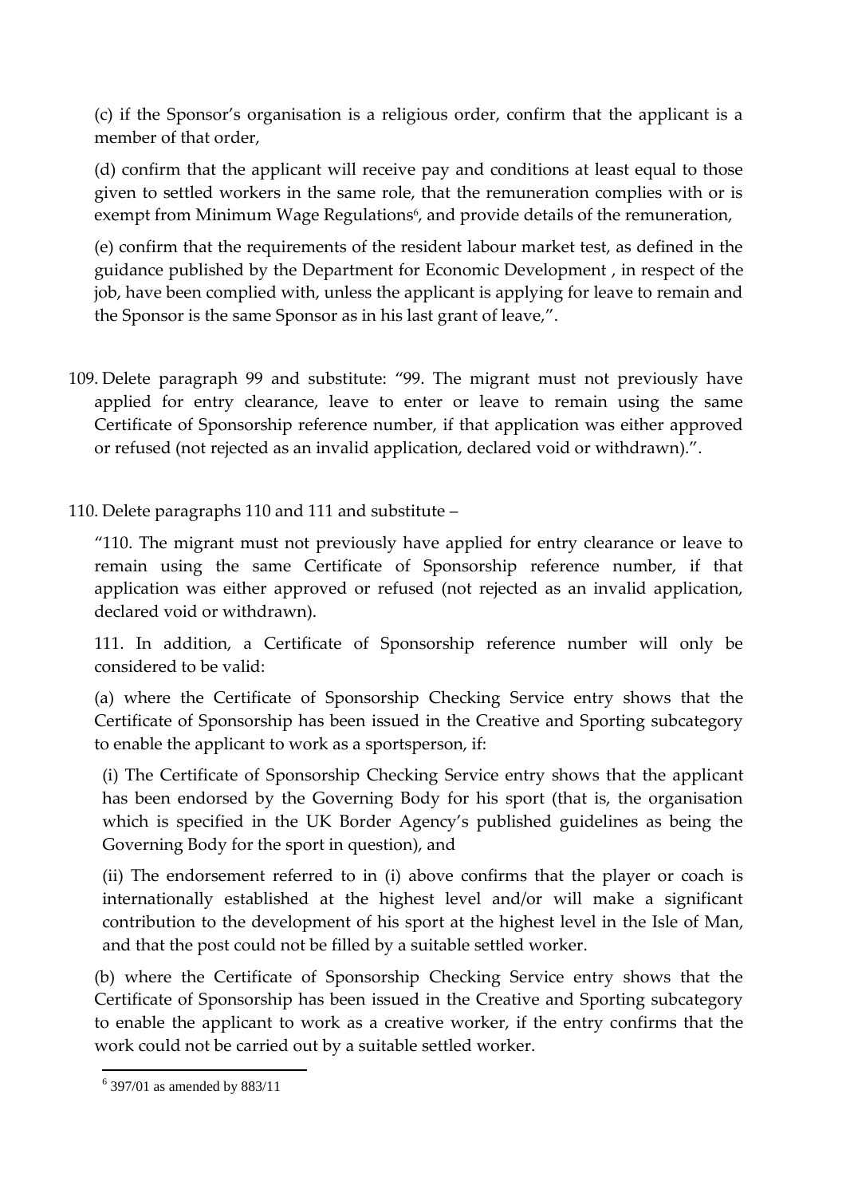(c) if the Sponsor's organisation is a religious order, confirm that the applicant is a member of that order,

(d) confirm that the applicant will receive pay and conditions at least equal to those given to settled workers in the same role, that the remuneration complies with or is exempt from Minimum Wage Regulations[6], and provide details of the remuneration,

(e) confirm that the requirements of the resident labour market test, as defined in the guidance published by the Department for Economic Development , in respect of the job, have been complied with, unless the applicant is applying for leave to remain and the Sponsor is the same Sponsor as in his last grant of leave,".

109. Delete paragraph 99 and substitute: "99. The migrant must not previously have applied for entry clearance, leave to enter or leave to remain using the same Certificate of Sponsorship reference number, if that application was either approved or refused (not rejected as an invalid application, declared void or withdrawn).".

110. Delete paragraphs 110 and 111 and substitute –

"110. The migrant must not previously have applied for entry clearance or leave to remain using the same Certificate of Sponsorship reference number, if that application was either approved or refused (not rejected as an invalid application, declared void or withdrawn).

111. In addition, a Certificate of Sponsorship reference number will only be considered to be valid:

(a) where the Certificate of Sponsorship Checking Service entry shows that the Certificate of Sponsorship has been issued in the Creative and Sporting subcategory to enable the applicant to work as a sportsperson, if:

(i) The Certificate of Sponsorship Checking Service entry shows that the applicant has been endorsed by the Governing Body for his sport (that is, the organisation which is specified in the UK Border Agency's published guidelines as being the Governing Body for the sport in question), and

(ii) The endorsement referred to in (i) above confirms that the player or coach is internationally established at the highest level and/or will make a significant contribution to the development of his sport at the highest level in the Isle of Man, and that the post could not be filled by a suitable settled worker.

(b) where the Certificate of Sponsorship Checking Service entry shows that the Certificate of Sponsorship has been issued in the Creative and Sporting subcategory to enable the applicant to work as a creative worker, if the entry confirms that the work could not be carried out by a suitable settled worker.

---

[6] 397/01 as amended by 883/11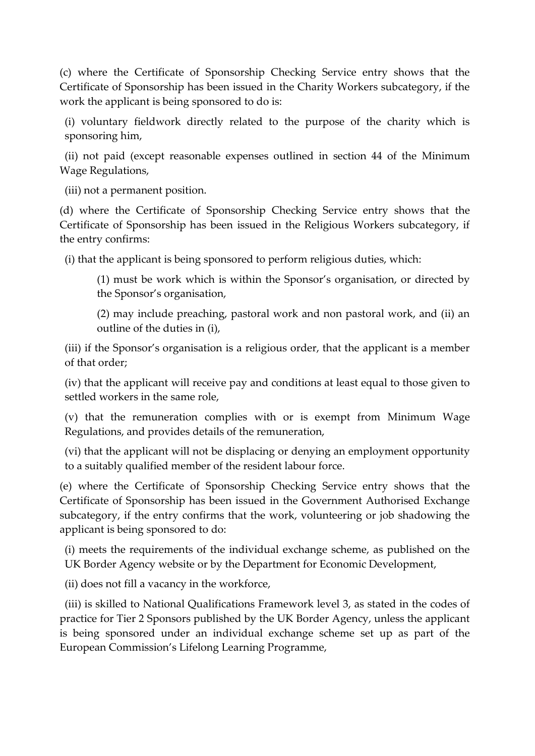(c) where the Certificate of Sponsorship Checking Service entry shows that the Certificate of Sponsorship has been issued in the Charity Workers subcategory, if the work the applicant is being sponsored to do is:

(i) voluntary fieldwork directly related to the purpose of the charity which is sponsoring him,

(ii) not paid (except reasonable expenses outlined in section 44 of the Minimum Wage Regulations,

(iii) not a permanent position.

(d) where the Certificate of Sponsorship Checking Service entry shows that the Certificate of Sponsorship has been issued in the Religious Workers subcategory, if the entry confirms:

(i) that the applicant is being sponsored to perform religious duties, which:

(1) must be work which is within the Sponsor's organisation, or directed by the Sponsor's organisation,

(2) may include preaching, pastoral work and non pastoral work, and (ii) an outline of the duties in (i),

(iii) if the Sponsor's organisation is a religious order, that the applicant is a member of that order;

(iv) that the applicant will receive pay and conditions at least equal to those given to settled workers in the same role,

(v) that the remuneration complies with or is exempt from Minimum Wage Regulations, and provides details of the remuneration,

(vi) that the applicant will not be displacing or denying an employment opportunity to a suitably qualified member of the resident labour force.

(e) where the Certificate of Sponsorship Checking Service entry shows that the Certificate of Sponsorship has been issued in the Government Authorised Exchange subcategory, if the entry confirms that the work, volunteering or job shadowing the applicant is being sponsored to do:

(i) meets the requirements of the individual exchange scheme, as published on the UK Border Agency website or by the Department for Economic Development,

(ii) does not fill a vacancy in the workforce,

(iii) is skilled to National Qualifications Framework level 3, as stated in the codes of practice for Tier 2 Sponsors published by the UK Border Agency, unless the applicant is being sponsored under an individual exchange scheme set up as part of the European Commission's Lifelong Learning Programme,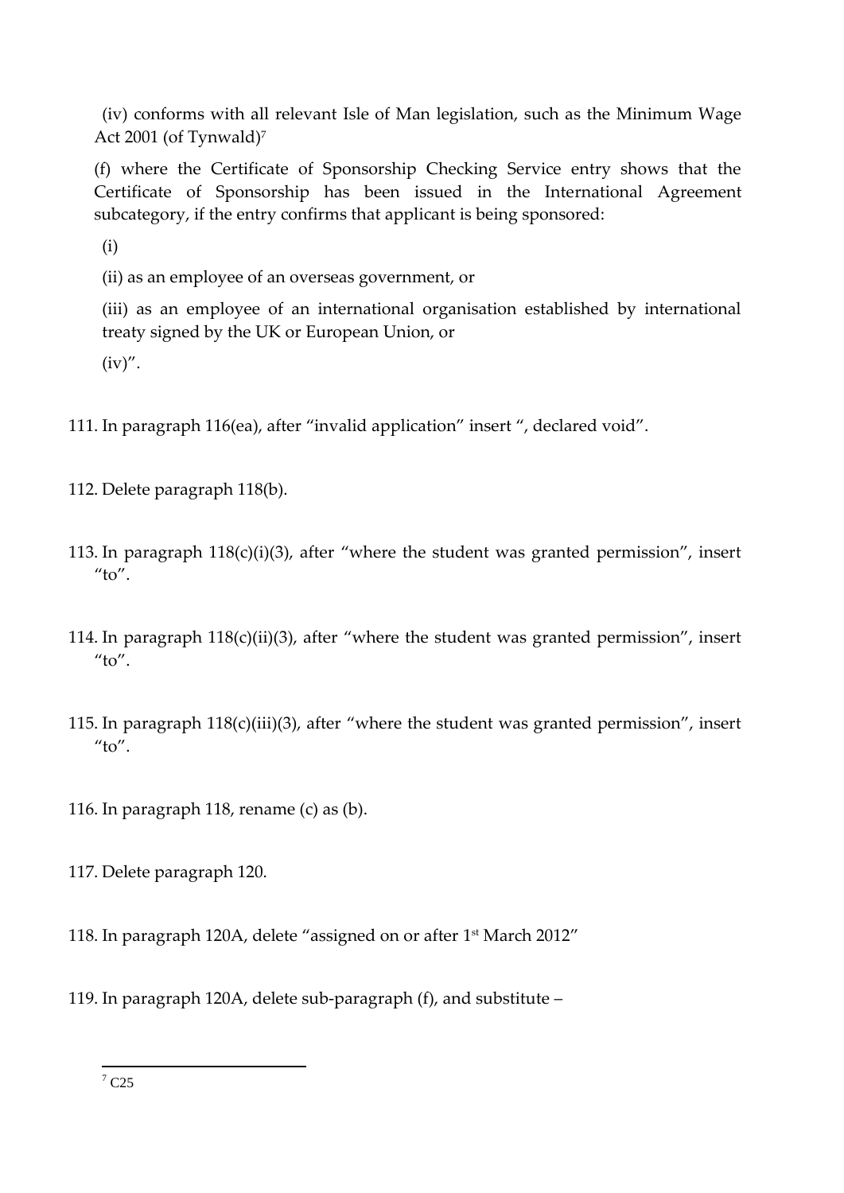(iv) conforms with all relevant Isle of Man legislation, such as the Minimum Wage Act 2001 (of Tynwald)[7]

(f) where the Certificate of Sponsorship Checking Service entry shows that the Certificate of Sponsorship has been issued in the International Agreement subcategory, if the entry confirms that applicant is being sponsored:

(i)

(ii) as an employee of an overseas government, or

(iii) as an employee of an international organisation established by international treaty signed by the UK or European Union, or

(iv)".

111. In paragraph 116(ea), after "invalid application" insert ", declared void".

112. Delete paragraph 118(b).

113. In paragraph 118(c)(i)(3), after "where the student was granted permission", insert "to".

114. In paragraph 118(c)(ii)(3), after "where the student was granted permission", insert "to".

115. In paragraph 118(c)(iii)(3), after "where the student was granted permission", insert "to".

116. In paragraph 118, rename (c) as (b).

117. Delete paragraph 120.

118. In paragraph 120A, delete "assigned on or after 1st March 2012"

119. In paragraph 120A, delete sub-paragraph (f), and substitute –

---

[7] C25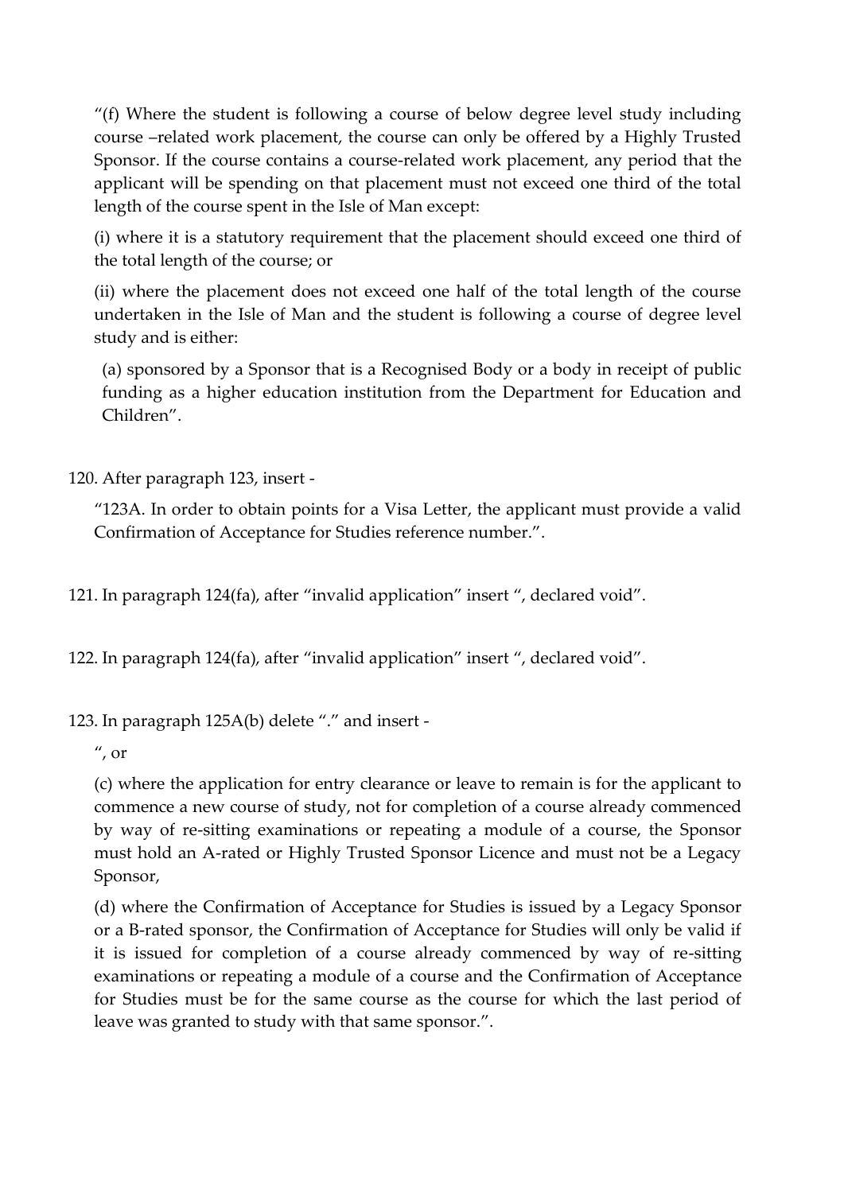"(f) Where the student is following a course of below degree level study including course –related work placement, the course can only be offered by a Highly Trusted Sponsor. If the course contains a course-related work placement, any period that the applicant will be spending on that placement must not exceed one third of the total length of the course spent in the Isle of Man except:

(i) where it is a statutory requirement that the placement should exceed one third of the total length of the course; or

(ii) where the placement does not exceed one half of the total length of the course undertaken in the Isle of Man and the student is following a course of degree level study and is either:

(a) sponsored by a Sponsor that is a Recognised Body or a body in receipt of public funding as a higher education institution from the Department for Education and Children".

120. After paragraph 123, insert -

"123A. In order to obtain points for a Visa Letter, the applicant must provide a valid Confirmation of Acceptance for Studies reference number.".

121. In paragraph 124(fa), after "invalid application" insert ", declared void".

122. In paragraph 124(fa), after "invalid application" insert ", declared void".

123. In paragraph 125A(b) delete "." and insert -

", or

(c) where the application for entry clearance or leave to remain is for the applicant to commence a new course of study, not for completion of a course already commenced by way of re-sitting examinations or repeating a module of a course, the Sponsor must hold an A-rated or Highly Trusted Sponsor Licence and must not be a Legacy Sponsor,

(d) where the Confirmation of Acceptance for Studies is issued by a Legacy Sponsor or a B-rated sponsor, the Confirmation of Acceptance for Studies will only be valid if it is issued for completion of a course already commenced by way of re-sitting examinations or repeating a module of a course and the Confirmation of Acceptance for Studies must be for the same course as the course for which the last period of leave was granted to study with that same sponsor.".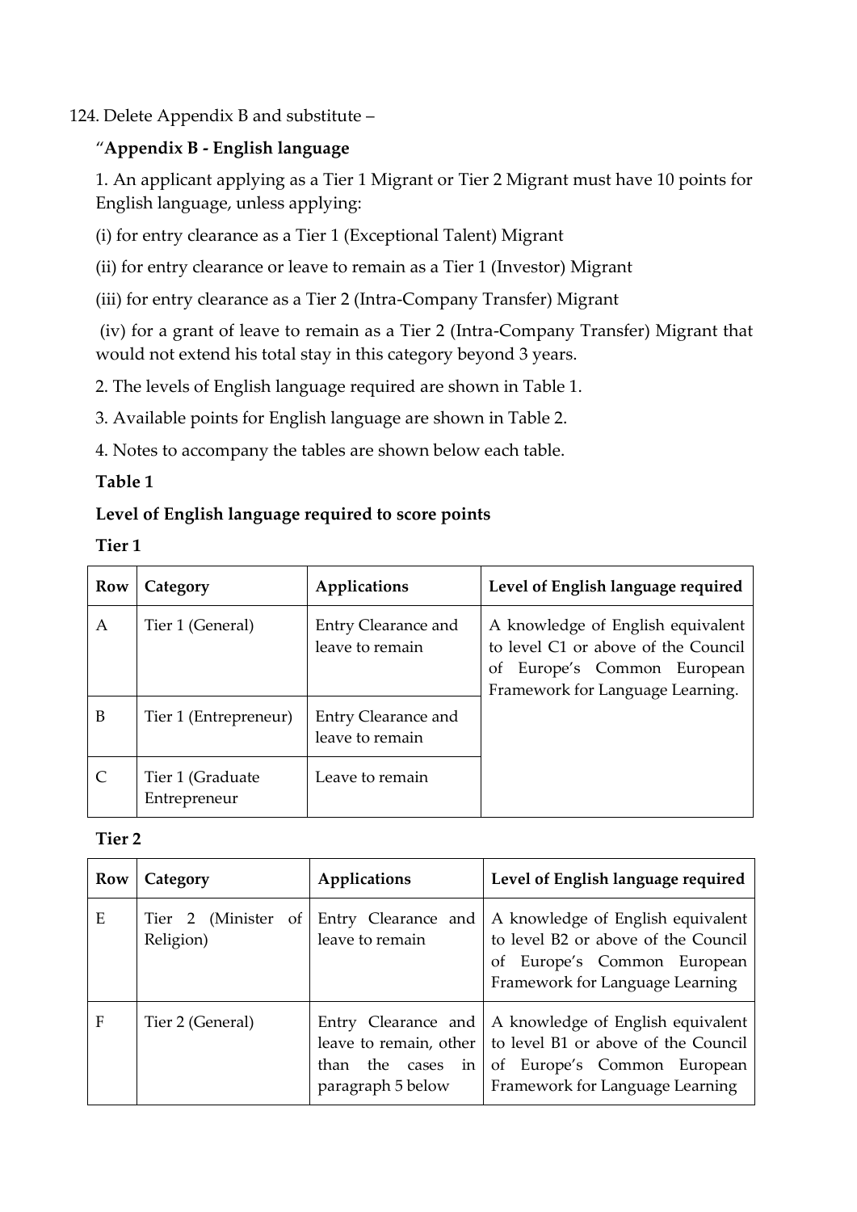124. Delete Appendix B and substitute –

"**Appendix B - English language**

1. An applicant applying as a Tier 1 Migrant or Tier 2 Migrant must have 10 points for English language, unless applying:

(i) for entry clearance as a Tier 1 (Exceptional Talent) Migrant

(ii) for entry clearance or leave to remain as a Tier 1 (Investor) Migrant

(iii) for entry clearance as a Tier 2 (Intra-Company Transfer) Migrant

(iv) for a grant of leave to remain as a Tier 2 (Intra-Company Transfer) Migrant that would not extend his total stay in this category beyond 3 years.

2. The levels of English language required are shown in Table 1.

3. Available points for English language are shown in Table 2.

4. Notes to accompany the tables are shown below each table.

**Table 1**

**Level of English language required to score points**

**Tier 1**

| Row | Category | Applications | Level of English language required |
|---|---|---|---|
| A | Tier 1 (General) | Entry Clearance and leave to remain | A knowledge of English equivalent to level C1 or above of the Council of Europe's Common European Framework for Language Learning. |
| B | Tier 1 (Entrepreneur) | Entry Clearance and leave to remain | |
| C | Tier 1 (Graduate Entrepreneur | Leave to remain | |

**Tier 2**

| Row | Category | Applications | Level of English language required |
|---|---|---|---|
| E | Tier 2 (Minister of Religion) | Entry Clearance and leave to remain | A knowledge of English equivalent to level B2 or above of the Council of Europe's Common European Framework for Language Learning |
| F | Tier 2 (General) | Entry Clearance and leave to remain, other than the cases in paragraph 5 below | A knowledge of English equivalent to level B1 or above of the Council of Europe's Common European Framework for Language Learning |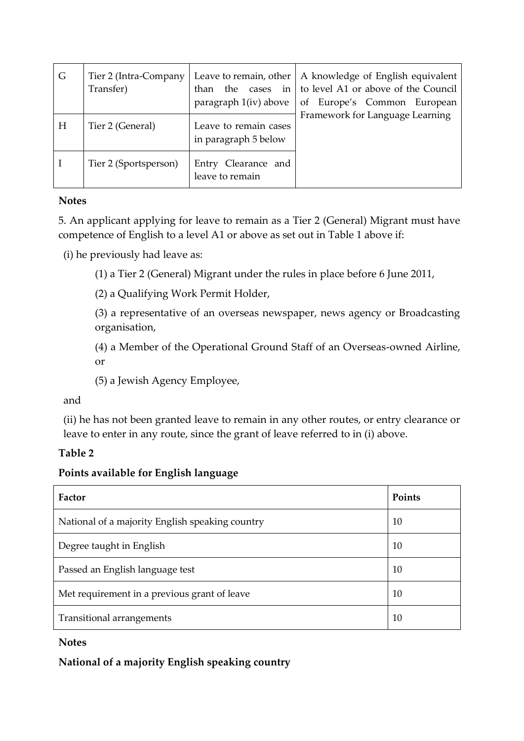| G | Tier 2 (Intra-Company Transfer) | Leave to remain, other than the cases in paragraph 1(iv) above | A knowledge of English equivalent to level A1 or above of the Council of Europe's Common European Framework for Language Learning |
|---|---|---|---|
| H | Tier 2 (General) | Leave to remain cases in paragraph 5 below | |
| I | Tier 2 (Sportsperson) | Entry Clearance and leave to remain | |

**Notes**

5. An applicant applying for leave to remain as a Tier 2 (General) Migrant must have competence of English to a level A1 or above as set out in Table 1 above if:

(i) he previously had leave as:

(1) a Tier 2 (General) Migrant under the rules in place before 6 June 2011,

(2) a Qualifying Work Permit Holder,

(3) a representative of an overseas newspaper, news agency or Broadcasting organisation,

(4) a Member of the Operational Ground Staff of an Overseas-owned Airline, or

(5) a Jewish Agency Employee,

and

(ii) he has not been granted leave to remain in any other routes, or entry clearance or leave to enter in any route, since the grant of leave referred to in (i) above.

**Table 2**

**Points available for English language**

| Factor | Points |
|---|---|
| National of a majority English speaking country | 10 |
| Degree taught in English | 10 |
| Passed an English language test | 10 |
| Met requirement in a previous grant of leave | 10 |
| Transitional arrangements | 10 |

**Notes**

**National of a majority English speaking country**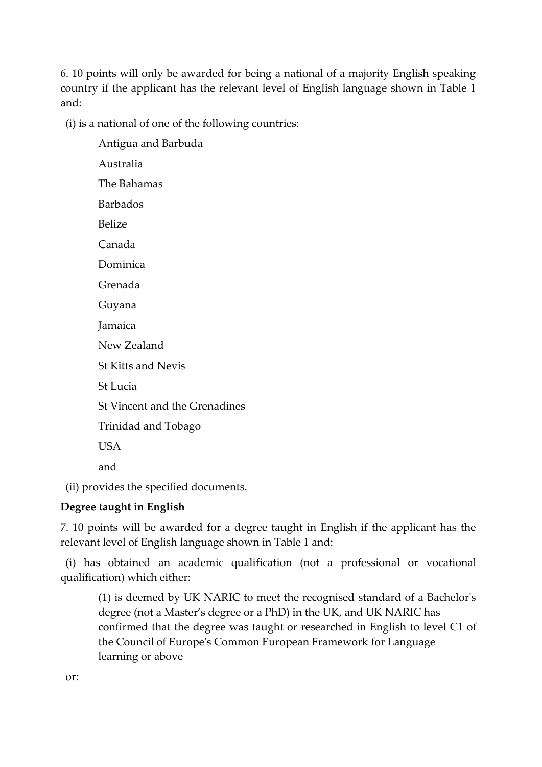6. 10 points will only be awarded for being a national of a majority English speaking country if the applicant has the relevant level of English language shown in Table 1 and:

(i) is a national of one of the following countries:

Antigua and Barbuda

Australia

The Bahamas

Barbados

Belize

Canada

Dominica

Grenada

Guyana

Jamaica

New Zealand

St Kitts and Nevis

St Lucia

St Vincent and the Grenadines

Trinidad and Tobago

USA

and

(ii) provides the specified documents.

**Degree taught in English**

7. 10 points will be awarded for a degree taught in English if the applicant has the relevant level of English language shown in Table 1 and:

(i) has obtained an academic qualification (not a professional or vocational qualification) which either:

(1) is deemed by UK NARIC to meet the recognised standard of a Bachelor's degree (not a Master's degree or a PhD) in the UK, and UK NARIC has confirmed that the degree was taught or researched in English to level C1 of the Council of Europe's Common European Framework for Language learning or above

or: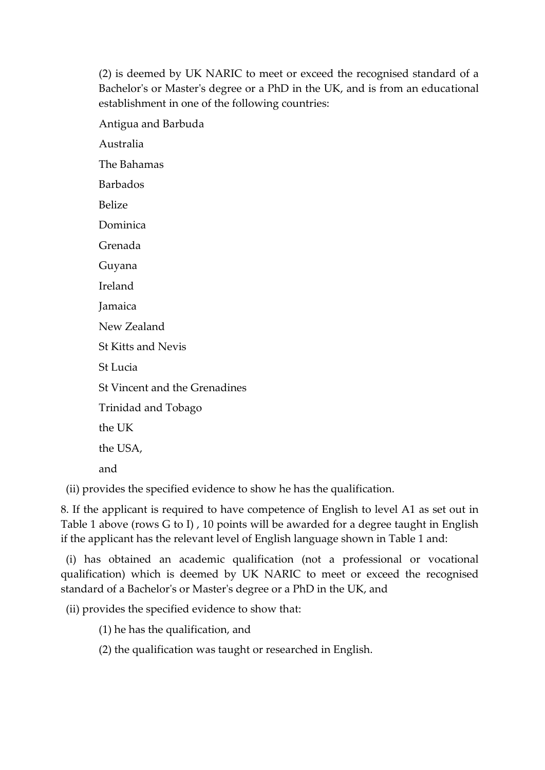(2) is deemed by UK NARIC to meet or exceed the recognised standard of a Bachelor's or Master's degree or a PhD in the UK, and is from an educational establishment in one of the following countries:

Antigua and Barbuda

Australia

The Bahamas

Barbados

Belize

Dominica

Grenada

Guyana

Ireland

Jamaica

New Zealand

St Kitts and Nevis

St Lucia

St Vincent and the Grenadines

Trinidad and Tobago

the UK

the USA,

and

(ii) provides the specified evidence to show he has the qualification.

8. If the applicant is required to have competence of English to level A1 as set out in Table 1 above (rows G to I) , 10 points will be awarded for a degree taught in English if the applicant has the relevant level of English language shown in Table 1 and:

(i) has obtained an academic qualification (not a professional or vocational qualification) which is deemed by UK NARIC to meet or exceed the recognised standard of a Bachelor's or Master's degree or a PhD in the UK, and

(ii) provides the specified evidence to show that:

(1) he has the qualification, and

(2) the qualification was taught or researched in English.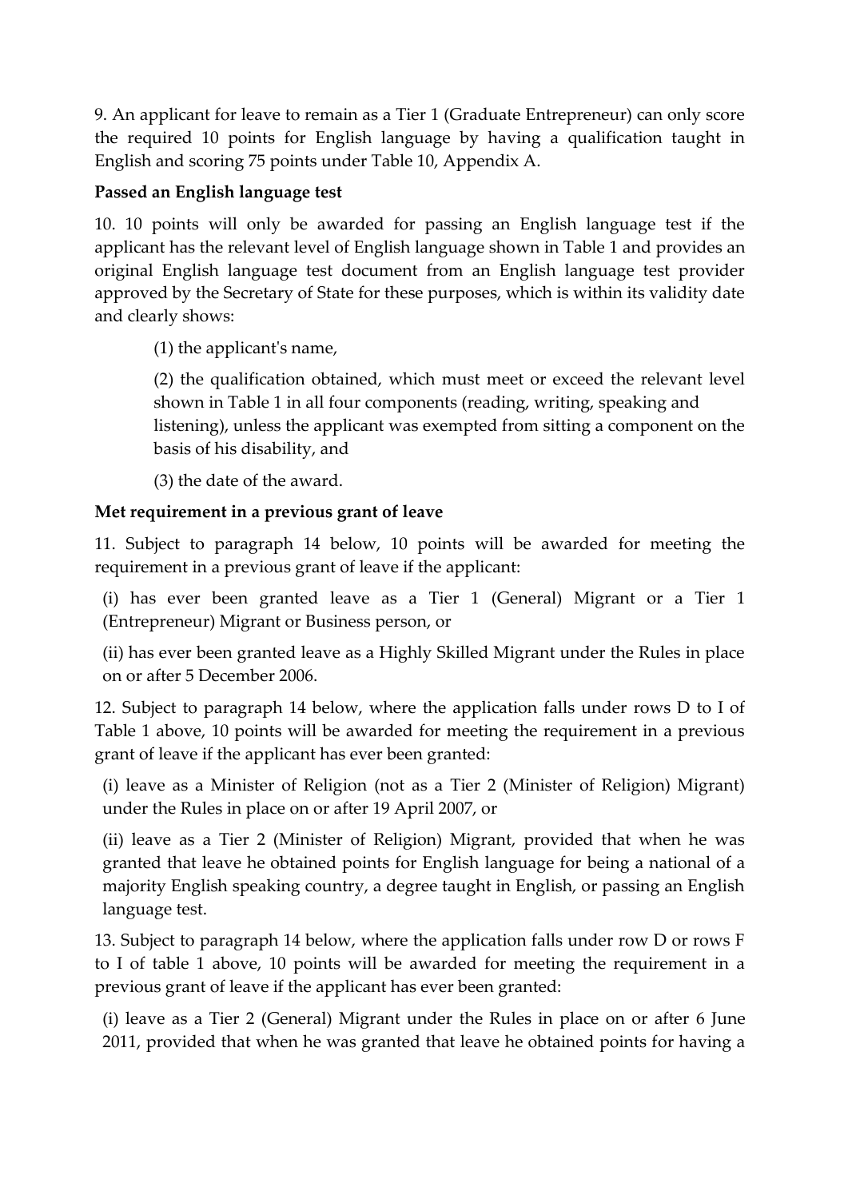9. An applicant for leave to remain as a Tier 1 (Graduate Entrepreneur) can only score the required 10 points for English language by having a qualification taught in English and scoring 75 points under Table 10, Appendix A.

**Passed an English language test**

10. 10 points will only be awarded for passing an English language test if the applicant has the relevant level of English language shown in Table 1 and provides an original English language test document from an English language test provider approved by the Secretary of State for these purposes, which is within its validity date and clearly shows:

(1) the applicant's name,

(2) the qualification obtained, which must meet or exceed the relevant level shown in Table 1 in all four components (reading, writing, speaking and listening), unless the applicant was exempted from sitting a component on the basis of his disability, and

(3) the date of the award.

**Met requirement in a previous grant of leave**

11. Subject to paragraph 14 below, 10 points will be awarded for meeting the requirement in a previous grant of leave if the applicant:

(i) has ever been granted leave as a Tier 1 (General) Migrant or a Tier 1 (Entrepreneur) Migrant or Business person, or

(ii) has ever been granted leave as a Highly Skilled Migrant under the Rules in place on or after 5 December 2006.

12. Subject to paragraph 14 below, where the application falls under rows D to I of Table 1 above, 10 points will be awarded for meeting the requirement in a previous grant of leave if the applicant has ever been granted:

(i) leave as a Minister of Religion (not as a Tier 2 (Minister of Religion) Migrant) under the Rules in place on or after 19 April 2007, or

(ii) leave as a Tier 2 (Minister of Religion) Migrant, provided that when he was granted that leave he obtained points for English language for being a national of a majority English speaking country, a degree taught in English, or passing an English language test.

13. Subject to paragraph 14 below, where the application falls under row D or rows F to I of table 1 above, 10 points will be awarded for meeting the requirement in a previous grant of leave if the applicant has ever been granted:

(i) leave as a Tier 2 (General) Migrant under the Rules in place on or after 6 June 2011, provided that when he was granted that leave he obtained points for having a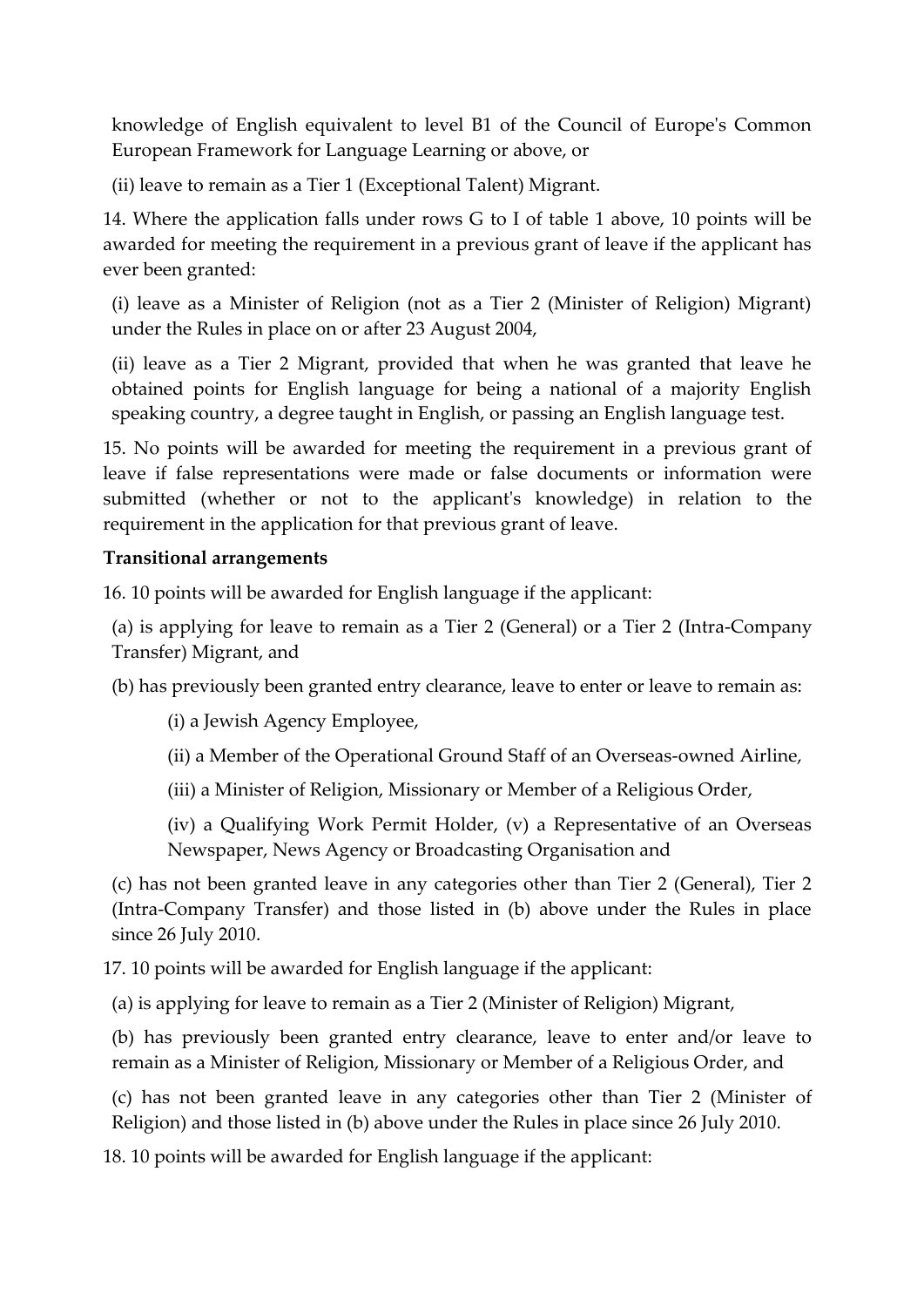knowledge of English equivalent to level B1 of the Council of Europe's Common European Framework for Language Learning or above, or

(ii) leave to remain as a Tier 1 (Exceptional Talent) Migrant.

14. Where the application falls under rows G to I of table 1 above, 10 points will be awarded for meeting the requirement in a previous grant of leave if the applicant has ever been granted:

(i) leave as a Minister of Religion (not as a Tier 2 (Minister of Religion) Migrant) under the Rules in place on or after 23 August 2004,

(ii) leave as a Tier 2 Migrant, provided that when he was granted that leave he obtained points for English language for being a national of a majority English speaking country, a degree taught in English, or passing an English language test.

15. No points will be awarded for meeting the requirement in a previous grant of leave if false representations were made or false documents or information were submitted (whether or not to the applicant's knowledge) in relation to the requirement in the application for that previous grant of leave.

**Transitional arrangements**

16. 10 points will be awarded for English language if the applicant:

(a) is applying for leave to remain as a Tier 2 (General) or a Tier 2 (Intra-Company Transfer) Migrant, and

(b) has previously been granted entry clearance, leave to enter or leave to remain as:

(i) a Jewish Agency Employee,

(ii) a Member of the Operational Ground Staff of an Overseas-owned Airline,

(iii) a Minister of Religion, Missionary or Member of a Religious Order,

(iv) a Qualifying Work Permit Holder, (v) a Representative of an Overseas Newspaper, News Agency or Broadcasting Organisation and

(c) has not been granted leave in any categories other than Tier 2 (General), Tier 2 (Intra-Company Transfer) and those listed in (b) above under the Rules in place since 26 July 2010.

17. 10 points will be awarded for English language if the applicant:

(a) is applying for leave to remain as a Tier 2 (Minister of Religion) Migrant,

(b) has previously been granted entry clearance, leave to enter and/or leave to remain as a Minister of Religion, Missionary or Member of a Religious Order, and

(c) has not been granted leave in any categories other than Tier 2 (Minister of Religion) and those listed in (b) above under the Rules in place since 26 July 2010.

18. 10 points will be awarded for English language if the applicant: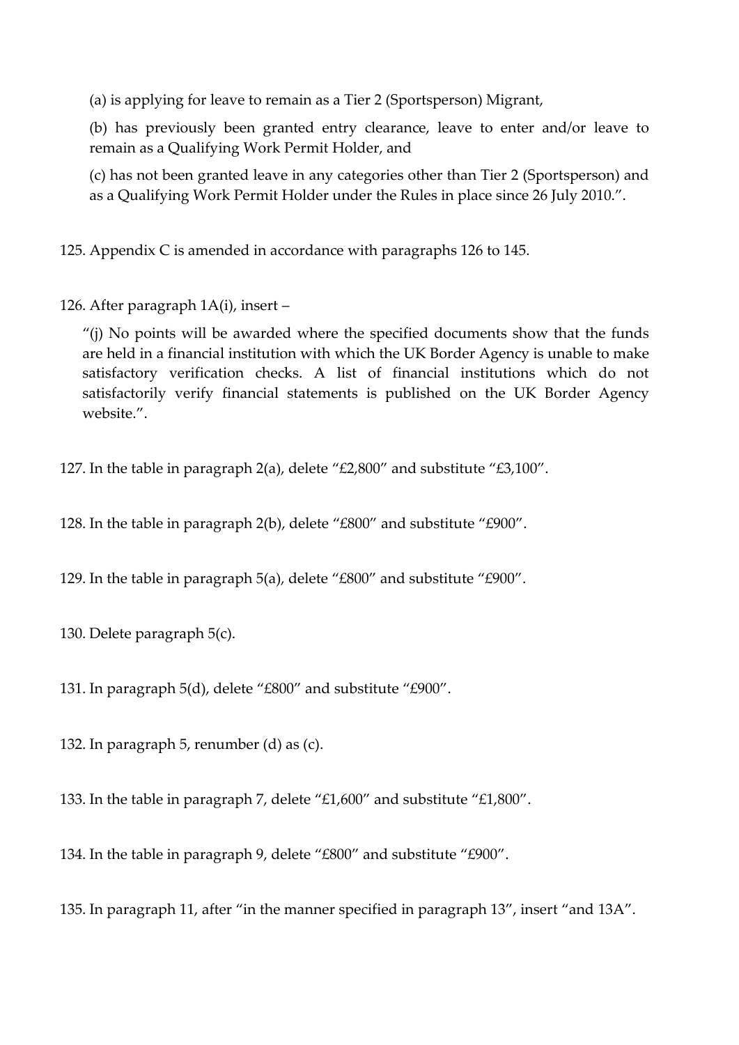(a) is applying for leave to remain as a Tier 2 (Sportsperson) Migrant,

(b) has previously been granted entry clearance, leave to enter and/or leave to remain as a Qualifying Work Permit Holder, and

(c) has not been granted leave in any categories other than Tier 2 (Sportsperson) and as a Qualifying Work Permit Holder under the Rules in place since 26 July 2010.".

125. Appendix C is amended in accordance with paragraphs 126 to 145.

126. After paragraph 1A(i), insert –

"(j) No points will be awarded where the specified documents show that the funds are held in a financial institution with which the UK Border Agency is unable to make satisfactory verification checks. A list of financial institutions which do not satisfactorily verify financial statements is published on the UK Border Agency website.".

127. In the table in paragraph 2(a), delete "£2,800" and substitute "£3,100".

128. In the table in paragraph 2(b), delete "£800" and substitute "£900".

129. In the table in paragraph 5(a), delete "£800" and substitute "£900".

130. Delete paragraph 5(c).

131. In paragraph 5(d), delete "£800" and substitute "£900".

132. In paragraph 5, renumber (d) as (c).

133. In the table in paragraph 7, delete "£1,600" and substitute "£1,800".

134. In the table in paragraph 9, delete "£800" and substitute "£900".

135. In paragraph 11, after "in the manner specified in paragraph 13", insert "and 13A".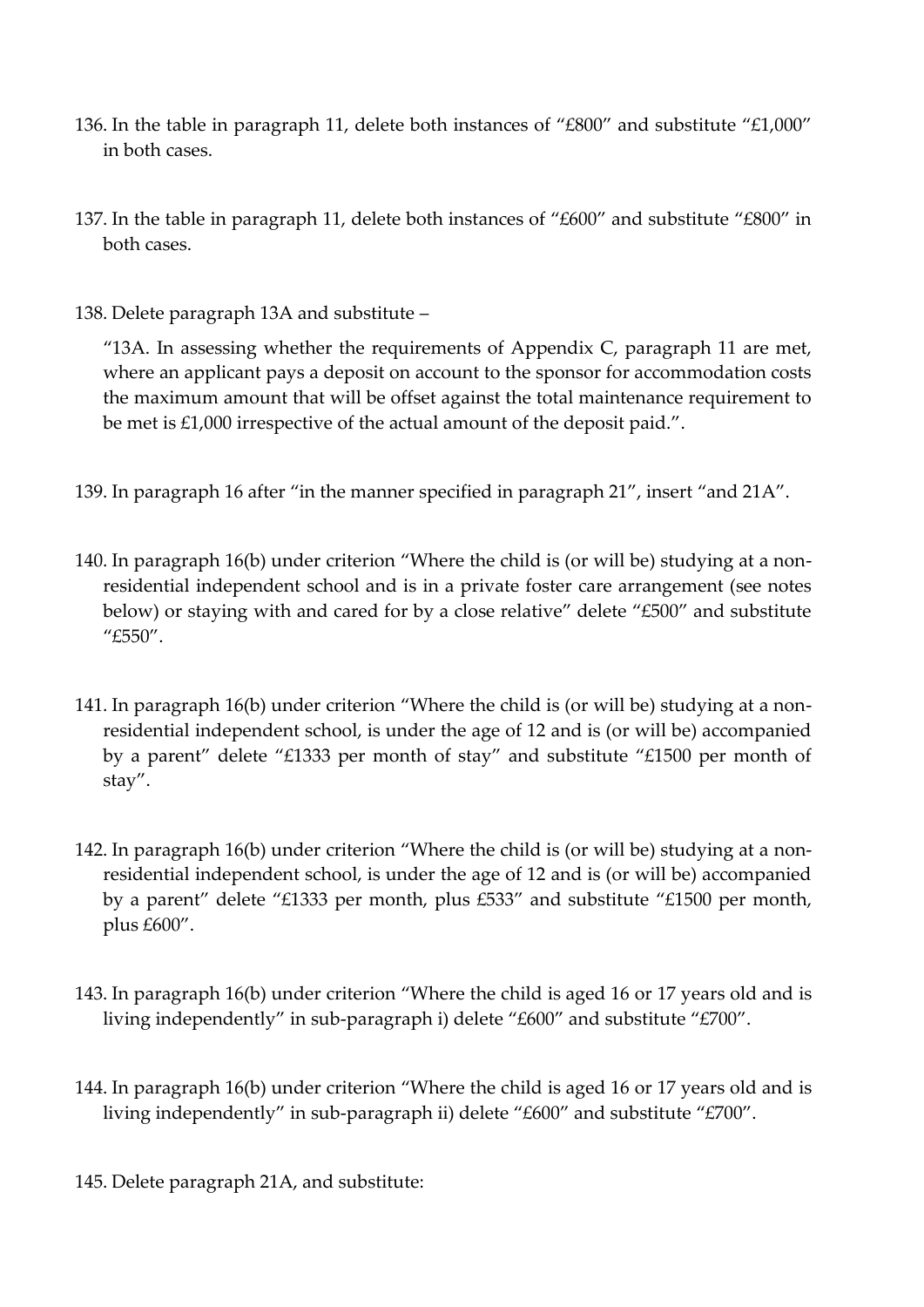136. In the table in paragraph 11, delete both instances of "£800" and substitute "£1,000" in both cases.

137. In the table in paragraph 11, delete both instances of "£600" and substitute "£800" in both cases.

138. Delete paragraph 13A and substitute –

 "13A. In assessing whether the requirements of Appendix C, paragraph 11 are met, where an applicant pays a deposit on account to the sponsor for accommodation costs the maximum amount that will be offset against the total maintenance requirement to be met is £1,000 irrespective of the actual amount of the deposit paid.".

139. In paragraph 16 after "in the manner specified in paragraph 21", insert "and 21A".

140. In paragraph 16(b) under criterion "Where the child is (or will be) studying at a non-residential independent school and is in a private foster care arrangement (see notes below) or staying with and cared for by a close relative" delete "£500" and substitute "£550".

141. In paragraph 16(b) under criterion "Where the child is (or will be) studying at a non-residential independent school, is under the age of 12 and is (or will be) accompanied by a parent" delete "£1333 per month of stay" and substitute "£1500 per month of stay".

142. In paragraph 16(b) under criterion "Where the child is (or will be) studying at a non-residential independent school, is under the age of 12 and is (or will be) accompanied by a parent" delete "£1333 per month, plus £533" and substitute "£1500 per month, plus £600".

143. In paragraph 16(b) under criterion "Where the child is aged 16 or 17 years old and is living independently" in sub-paragraph i) delete "£600" and substitute "£700".

144. In paragraph 16(b) under criterion "Where the child is aged 16 or 17 years old and is living independently" in sub-paragraph ii) delete "£600" and substitute "£700".

145. Delete paragraph 21A, and substitute: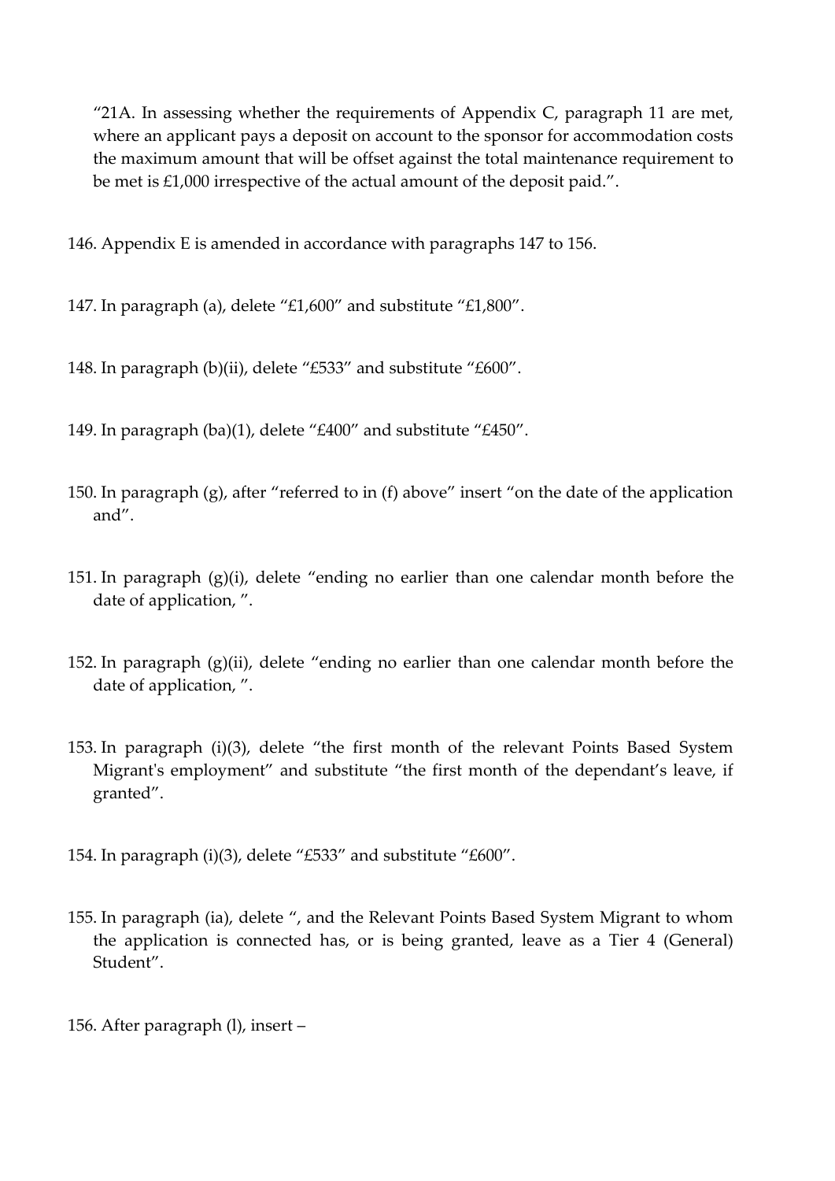"21A. In assessing whether the requirements of Appendix C, paragraph 11 are met, where an applicant pays a deposit on account to the sponsor for accommodation costs the maximum amount that will be offset against the total maintenance requirement to be met is £1,000 irrespective of the actual amount of the deposit paid.".

146. Appendix E is amended in accordance with paragraphs 147 to 156.

147. In paragraph (a), delete "£1,600" and substitute "£1,800".

148. In paragraph (b)(ii), delete "£533" and substitute "£600".

149. In paragraph (ba)(1), delete "£400" and substitute "£450".

150. In paragraph (g), after "referred to in (f) above" insert "on the date of the application and".

151. In paragraph (g)(i), delete "ending no earlier than one calendar month before the date of application, ".

152. In paragraph (g)(ii), delete "ending no earlier than one calendar month before the date of application, ".

153. In paragraph (i)(3), delete "the first month of the relevant Points Based System Migrant's employment" and substitute "the first month of the dependant's leave, if granted".

154. In paragraph (i)(3), delete "£533" and substitute "£600".

155. In paragraph (ia), delete ", and the Relevant Points Based System Migrant to whom the application is connected has, or is being granted, leave as a Tier 4 (General) Student".

156. After paragraph (l), insert –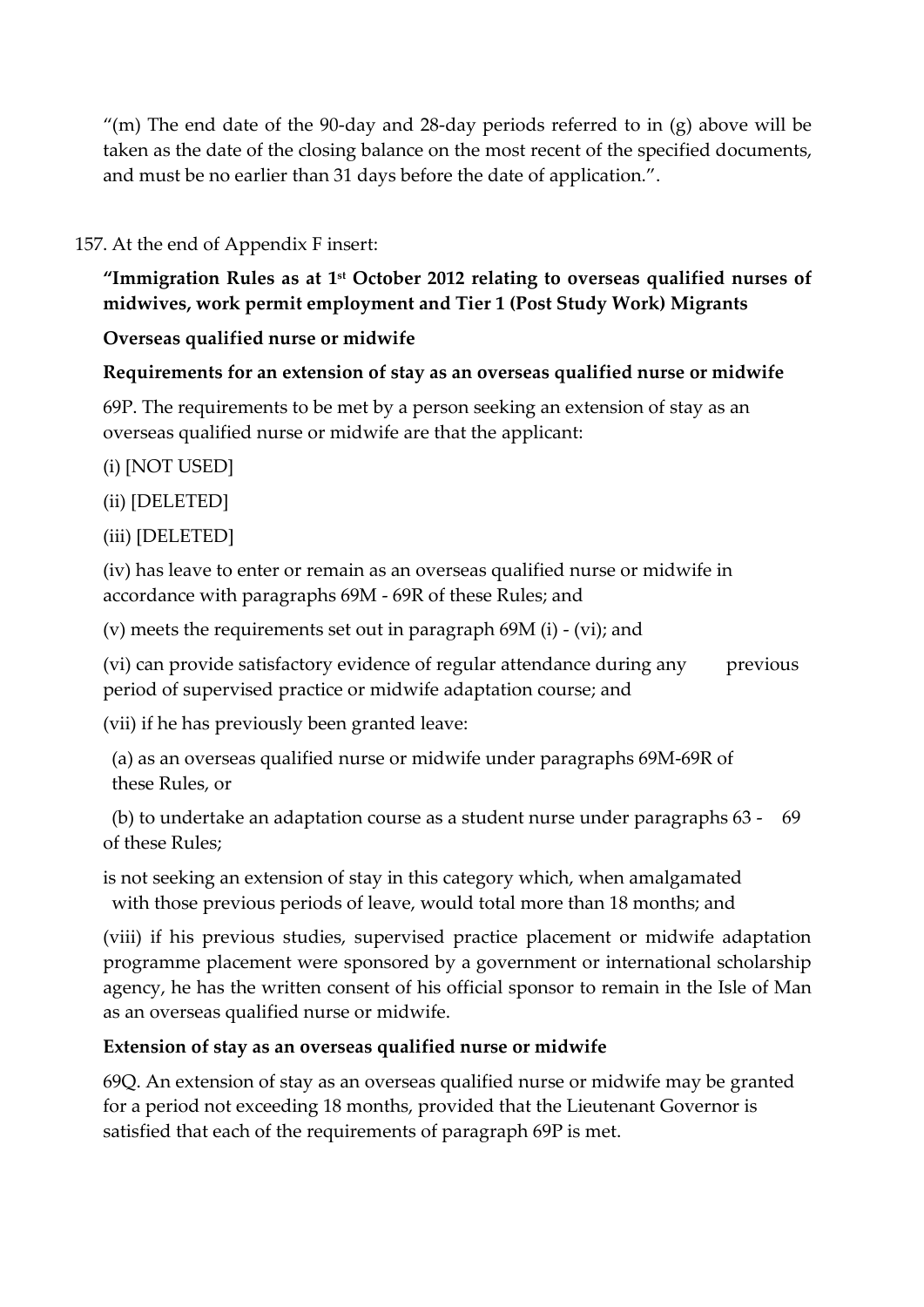“(m) The end date of the 90-day and 28-day periods referred to in (g) above will be taken as the date of the closing balance on the most recent of the specified documents, and must be no earlier than 31 days before the date of application.”.

157. At the end of Appendix F insert:

**“Immigration Rules as at 1st October 2012 relating to overseas qualified nurses of midwives, work permit employment and Tier 1 (Post Study Work) Migrants**

**Overseas qualified nurse or midwife**

**Requirements for an extension of stay as an overseas qualified nurse or midwife**

69P. The requirements to be met by a person seeking an extension of stay as an overseas qualified nurse or midwife are that the applicant:

(i) [NOT USED]

(ii) [DELETED]

(iii) [DELETED]

(iv) has leave to enter or remain as an overseas qualified nurse or midwife in accordance with paragraphs 69M - 69R of these Rules; and

(v) meets the requirements set out in paragraph 69M (i) - (vi); and

(vi) can provide satisfactory evidence of regular attendance during any previous period of supervised practice or midwife adaptation course; and

(vii) if he has previously been granted leave:

(a) as an overseas qualified nurse or midwife under paragraphs 69M-69R of these Rules, or

(b) to undertake an adaptation course as a student nurse under paragraphs 63 - 69 of these Rules;

is not seeking an extension of stay in this category which, when amalgamated with those previous periods of leave, would total more than 18 months; and

(viii) if his previous studies, supervised practice placement or midwife adaptation programme placement were sponsored by a government or international scholarship agency, he has the written consent of his official sponsor to remain in the Isle of Man as an overseas qualified nurse or midwife.

**Extension of stay as an overseas qualified nurse or midwife**

69Q. An extension of stay as an overseas qualified nurse or midwife may be granted for a period not exceeding 18 months, provided that the Lieutenant Governor is satisfied that each of the requirements of paragraph 69P is met.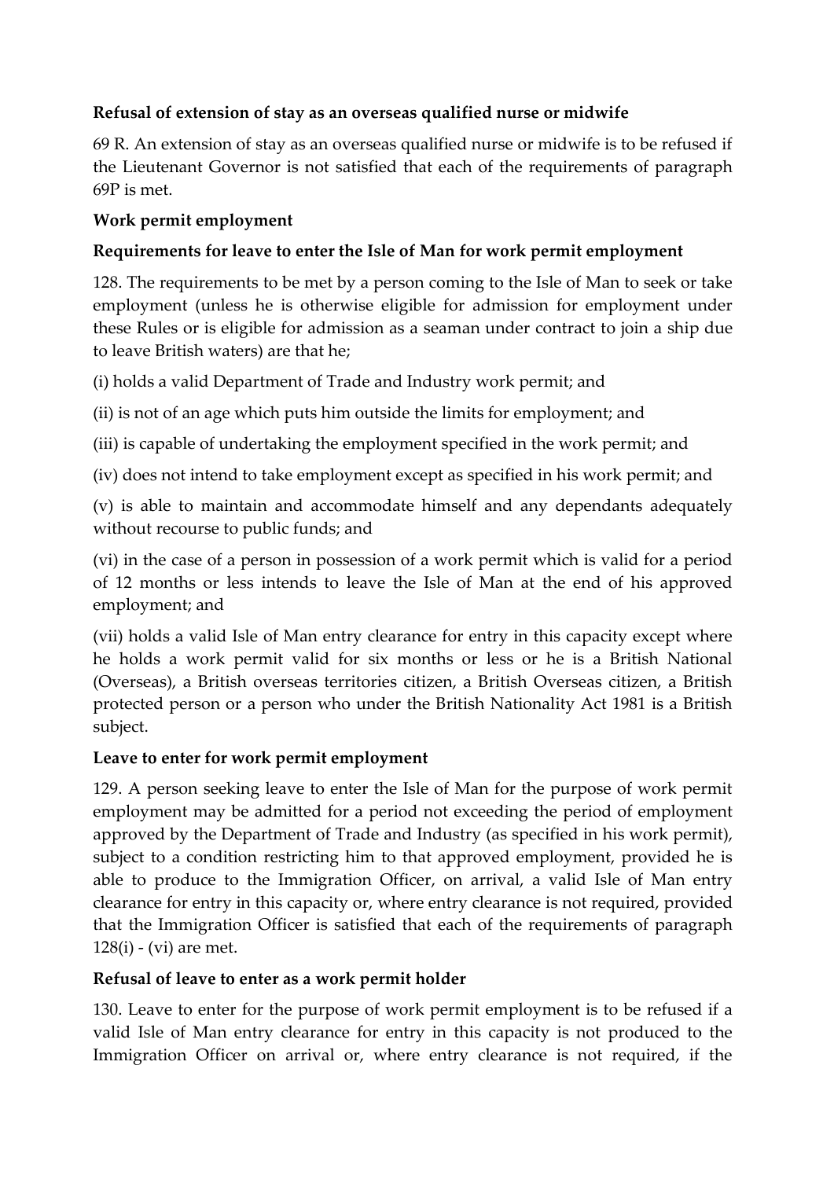**Refusal of extension of stay as an overseas qualified nurse or midwife**

69 R. An extension of stay as an overseas qualified nurse or midwife is to be refused if the Lieutenant Governor is not satisfied that each of the requirements of paragraph 69P is met.

**Work permit employment**

**Requirements for leave to enter the Isle of Man for work permit employment**

128. The requirements to be met by a person coming to the Isle of Man to seek or take employment (unless he is otherwise eligible for admission for employment under these Rules or is eligible for admission as a seaman under contract to join a ship due to leave British waters) are that he;

(i) holds a valid Department of Trade and Industry work permit; and

(ii) is not of an age which puts him outside the limits for employment; and

(iii) is capable of undertaking the employment specified in the work permit; and

(iv) does not intend to take employment except as specified in his work permit; and

(v) is able to maintain and accommodate himself and any dependants adequately without recourse to public funds; and

(vi) in the case of a person in possession of a work permit which is valid for a period of 12 months or less intends to leave the Isle of Man at the end of his approved employment; and

(vii) holds a valid Isle of Man entry clearance for entry in this capacity except where he holds a work permit valid for six months or less or he is a British National (Overseas), a British overseas territories citizen, a British Overseas citizen, a British protected person or a person who under the British Nationality Act 1981 is a British subject.

**Leave to enter for work permit employment**

129. A person seeking leave to enter the Isle of Man for the purpose of work permit employment may be admitted for a period not exceeding the period of employment approved by the Department of Trade and Industry (as specified in his work permit), subject to a condition restricting him to that approved employment, provided he is able to produce to the Immigration Officer, on arrival, a valid Isle of Man entry clearance for entry in this capacity or, where entry clearance is not required, provided that the Immigration Officer is satisfied that each of the requirements of paragraph 128(i) - (vi) are met.

**Refusal of leave to enter as a work permit holder**

130. Leave to enter for the purpose of work permit employment is to be refused if a valid Isle of Man entry clearance for entry in this capacity is not produced to the Immigration Officer on arrival or, where entry clearance is not required, if the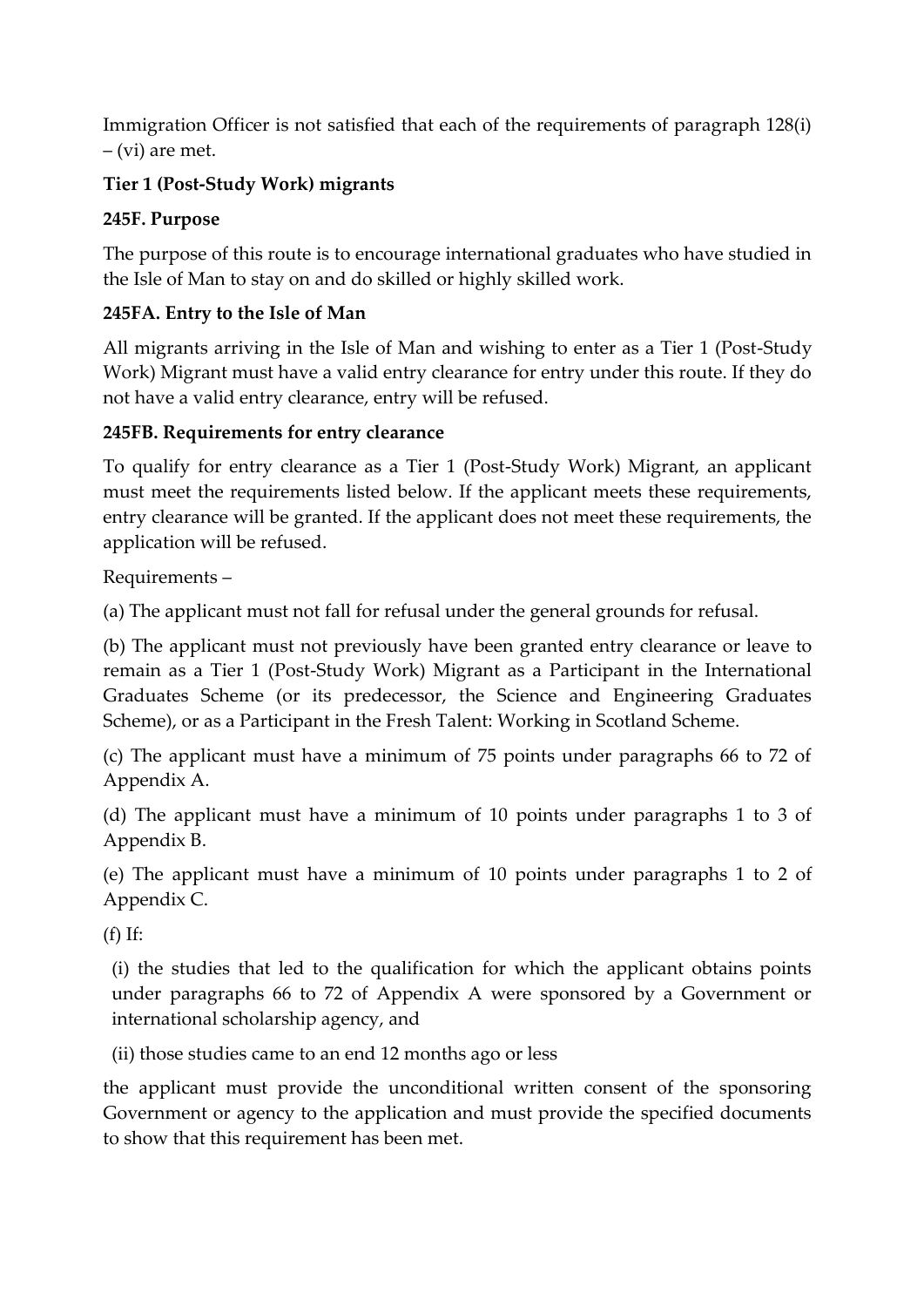Immigration Officer is not satisfied that each of the requirements of paragraph 128(i) – (vi) are met.

**Tier 1 (Post-Study Work) migrants**

**245F. Purpose**

The purpose of this route is to encourage international graduates who have studied in the Isle of Man to stay on and do skilled or highly skilled work.

**245FA. Entry to the Isle of Man**

All migrants arriving in the Isle of Man and wishing to enter as a Tier 1 (Post-Study Work) Migrant must have a valid entry clearance for entry under this route. If they do not have a valid entry clearance, entry will be refused.

**245FB. Requirements for entry clearance**

To qualify for entry clearance as a Tier 1 (Post-Study Work) Migrant, an applicant must meet the requirements listed below. If the applicant meets these requirements, entry clearance will be granted. If the applicant does not meet these requirements, the application will be refused.

Requirements –

(a) The applicant must not fall for refusal under the general grounds for refusal.

(b) The applicant must not previously have been granted entry clearance or leave to remain as a Tier 1 (Post-Study Work) Migrant as a Participant in the International Graduates Scheme (or its predecessor, the Science and Engineering Graduates Scheme), or as a Participant in the Fresh Talent: Working in Scotland Scheme.

(c) The applicant must have a minimum of 75 points under paragraphs 66 to 72 of Appendix A.

(d) The applicant must have a minimum of 10 points under paragraphs 1 to 3 of Appendix B.

(e) The applicant must have a minimum of 10 points under paragraphs 1 to 2 of Appendix C.

(f) If:

(i) the studies that led to the qualification for which the applicant obtains points under paragraphs 66 to 72 of Appendix A were sponsored by a Government or international scholarship agency, and

(ii) those studies came to an end 12 months ago or less

the applicant must provide the unconditional written consent of the sponsoring Government or agency to the application and must provide the specified documents to show that this requirement has been met.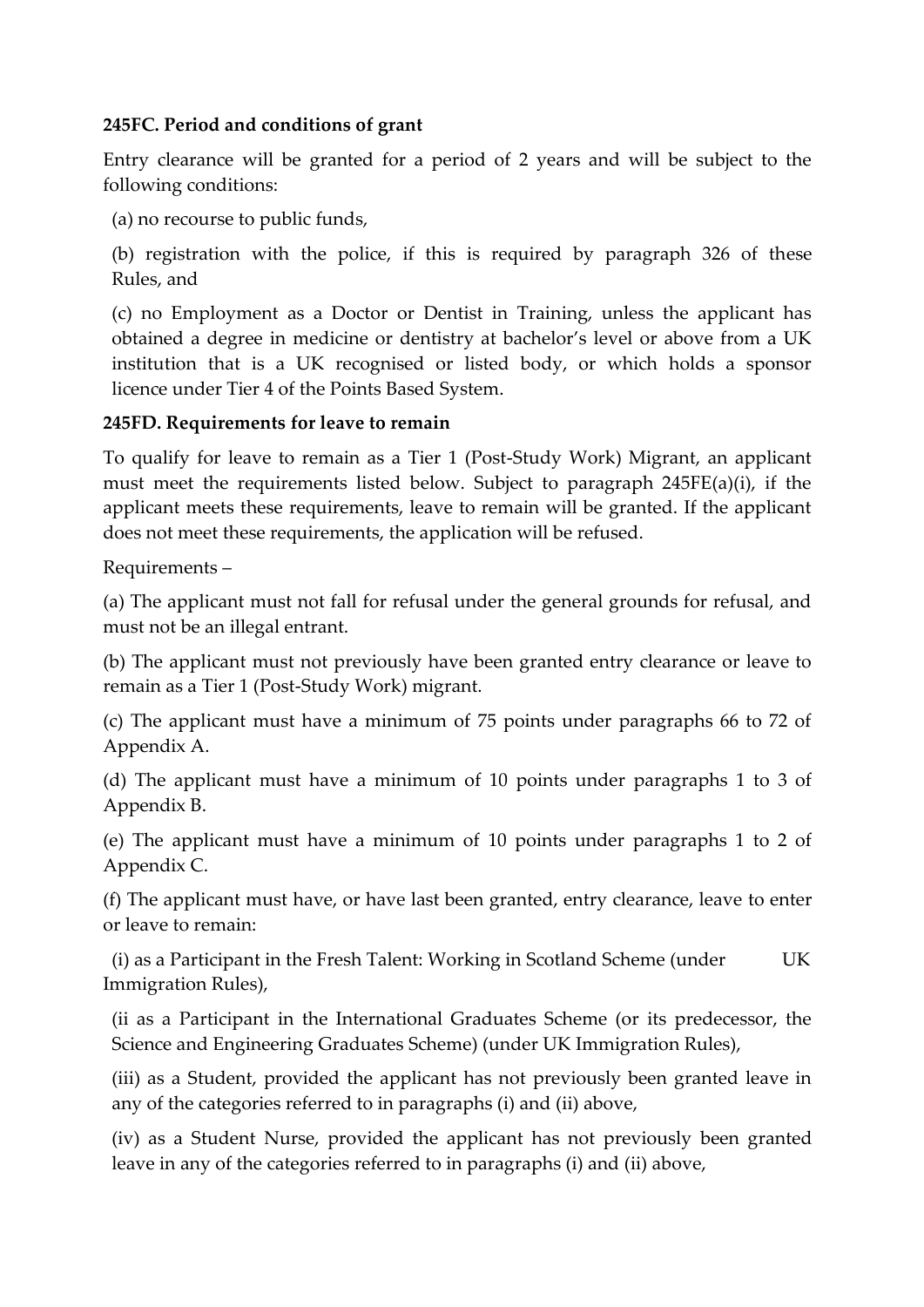**245FC. Period and conditions of grant**

Entry clearance will be granted for a period of 2 years and will be subject to the following conditions:

(a) no recourse to public funds,

(b) registration with the police, if this is required by paragraph 326 of these Rules, and

(c) no Employment as a Doctor or Dentist in Training, unless the applicant has obtained a degree in medicine or dentistry at bachelor's level or above from a UK institution that is a UK recognised or listed body, or which holds a sponsor licence under Tier 4 of the Points Based System.

**245FD. Requirements for leave to remain**

To qualify for leave to remain as a Tier 1 (Post-Study Work) Migrant, an applicant must meet the requirements listed below. Subject to paragraph 245FE(a)(i), if the applicant meets these requirements, leave to remain will be granted. If the applicant does not meet these requirements, the application will be refused.

Requirements –

(a) The applicant must not fall for refusal under the general grounds for refusal, and must not be an illegal entrant.

(b) The applicant must not previously have been granted entry clearance or leave to remain as a Tier 1 (Post-Study Work) migrant.

(c) The applicant must have a minimum of 75 points under paragraphs 66 to 72 of Appendix A.

(d) The applicant must have a minimum of 10 points under paragraphs 1 to 3 of Appendix B.

(e) The applicant must have a minimum of 10 points under paragraphs 1 to 2 of Appendix C.

(f) The applicant must have, or have last been granted, entry clearance, leave to enter or leave to remain:

(i) as a Participant in the Fresh Talent: Working in Scotland Scheme (under UK Immigration Rules),

(ii as a Participant in the International Graduates Scheme (or its predecessor, the Science and Engineering Graduates Scheme) (under UK Immigration Rules),

(iii) as a Student, provided the applicant has not previously been granted leave in any of the categories referred to in paragraphs (i) and (ii) above,

(iv) as a Student Nurse, provided the applicant has not previously been granted leave in any of the categories referred to in paragraphs (i) and (ii) above,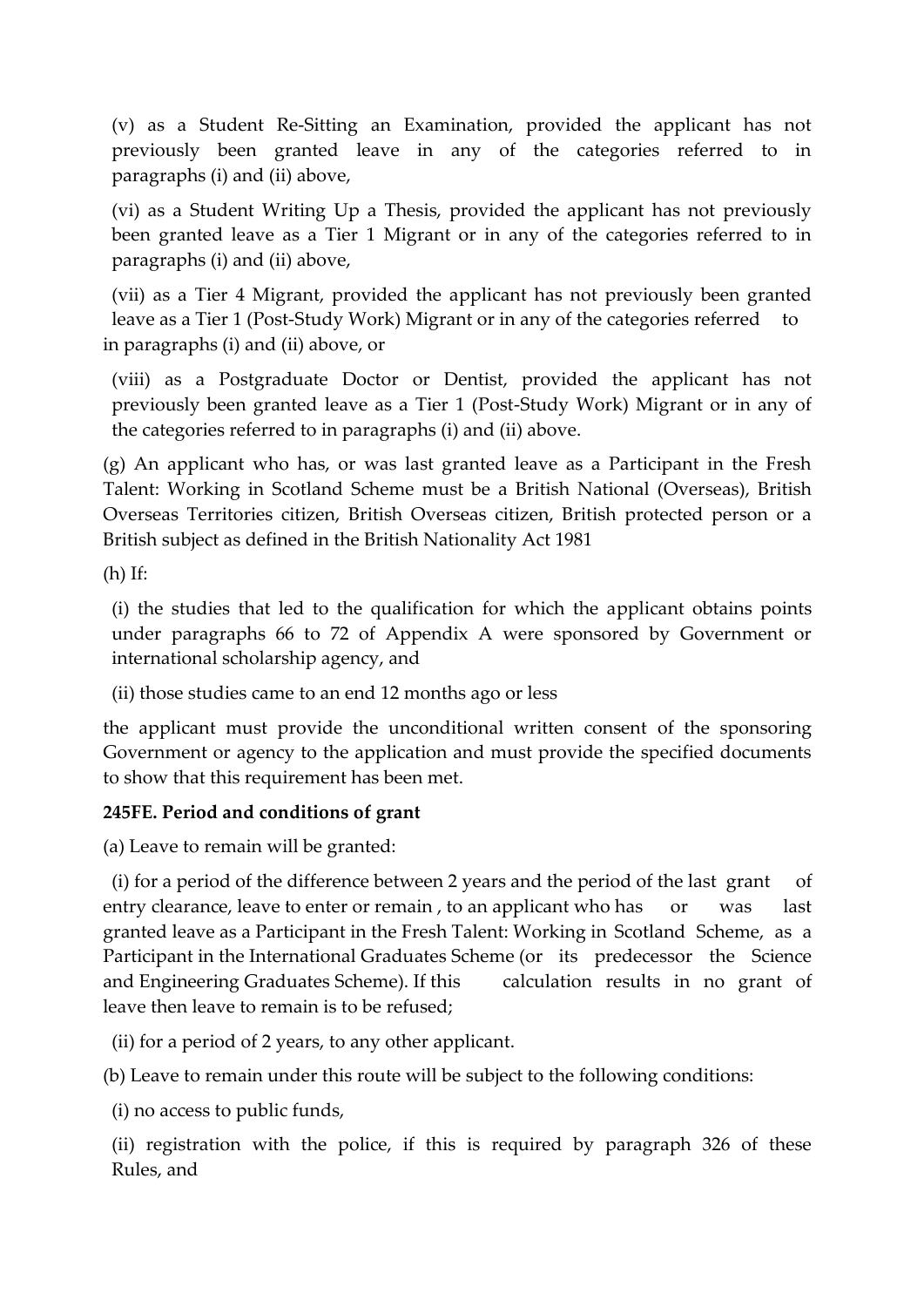(v) as a Student Re-Sitting an Examination, provided the applicant has not previously been granted leave in any of the categories referred to in paragraphs (i) and (ii) above,

(vi) as a Student Writing Up a Thesis, provided the applicant has not previously been granted leave as a Tier 1 Migrant or in any of the categories referred to in paragraphs (i) and (ii) above,

(vii) as a Tier 4 Migrant, provided the applicant has not previously been granted leave as a Tier 1 (Post-Study Work) Migrant or in any of the categories referred to in paragraphs (i) and (ii) above, or

(viii) as a Postgraduate Doctor or Dentist, provided the applicant has not previously been granted leave as a Tier 1 (Post-Study Work) Migrant or in any of the categories referred to in paragraphs (i) and (ii) above.

(g) An applicant who has, or was last granted leave as a Participant in the Fresh Talent: Working in Scotland Scheme must be a British National (Overseas), British Overseas Territories citizen, British Overseas citizen, British protected person or a British subject as defined in the British Nationality Act 1981

(h) If:

(i) the studies that led to the qualification for which the applicant obtains points under paragraphs 66 to 72 of Appendix A were sponsored by Government or international scholarship agency, and

(ii) those studies came to an end 12 months ago or less

the applicant must provide the unconditional written consent of the sponsoring Government or agency to the application and must provide the specified documents to show that this requirement has been met.

**245FE. Period and conditions of grant**

(a) Leave to remain will be granted:

(i) for a period of the difference between 2 years and the period of the last grant of entry clearance, leave to enter or remain , to an applicant who has or was last granted leave as a Participant in the Fresh Talent: Working in Scotland Scheme, as a Participant in the International Graduates Scheme (or its predecessor the Science and Engineering Graduates Scheme). If this calculation results in no grant of leave then leave to remain is to be refused;

(ii) for a period of 2 years, to any other applicant.

(b) Leave to remain under this route will be subject to the following conditions:

(i) no access to public funds,

(ii) registration with the police, if this is required by paragraph 326 of these Rules, and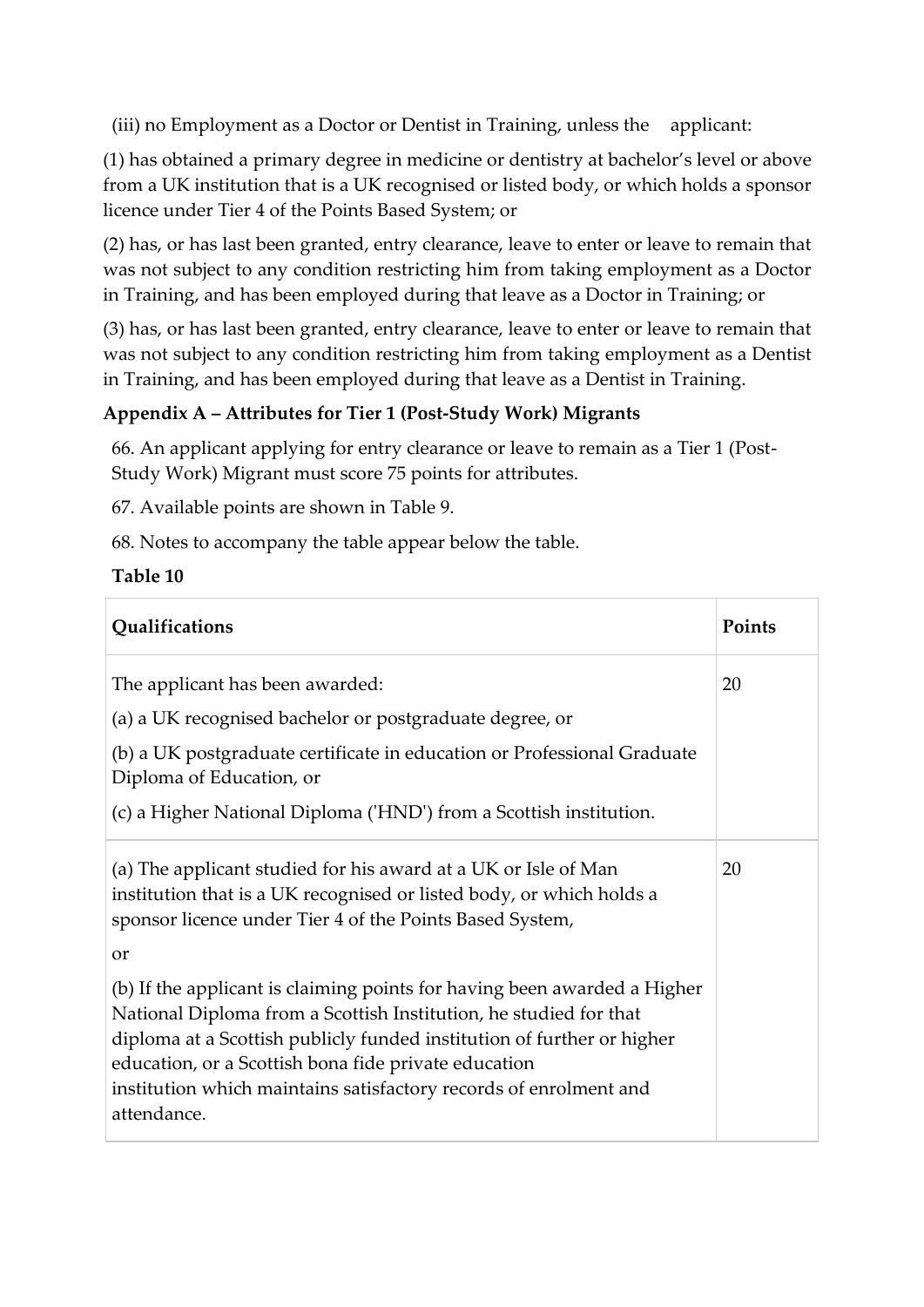(iii) no Employment as a Doctor or Dentist in Training, unless the applicant:

(1) has obtained a primary degree in medicine or dentistry at bachelor's level or above from a UK institution that is a UK recognised or listed body, or which holds a sponsor licence under Tier 4 of the Points Based System; or

(2) has, or has last been granted, entry clearance, leave to enter or leave to remain that was not subject to any condition restricting him from taking employment as a Doctor in Training, and has been employed during that leave as a Doctor in Training; or

(3) has, or has last been granted, entry clearance, leave to enter or leave to remain that was not subject to any condition restricting him from taking employment as a Dentist in Training, and has been employed during that leave as a Dentist in Training.

### Appendix A – Attributes for Tier 1 (Post-Study Work) Migrants

66. An applicant applying for entry clearance or leave to remain as a Tier 1 (Post-Study Work) Migrant must score 75 points for attributes.

67. Available points are shown in Table 9.

68. Notes to accompany the table appear below the table.

**Table 10**

| Qualifications | Points |
|---|---|
| The applicant has been awarded:<br>(a) a UK recognised bachelor or postgraduate degree, or<br>(b) a UK postgraduate certificate in education or Professional Graduate Diploma of Education, or<br>(c) a Higher National Diploma ('HND') from a Scottish institution. | 20 |
| (a) The applicant studied for his award at a UK or Isle of Man institution that is a UK recognised or listed body, or which holds a sponsor licence under Tier 4 of the Points Based System,<br>or<br>(b) If the applicant is claiming points for having been awarded a Higher National Diploma from a Scottish Institution, he studied for that diploma at a Scottish publicly funded institution of further or higher education, or a Scottish bona fide private education institution which maintains satisfactory records of enrolment and attendance. | 20 |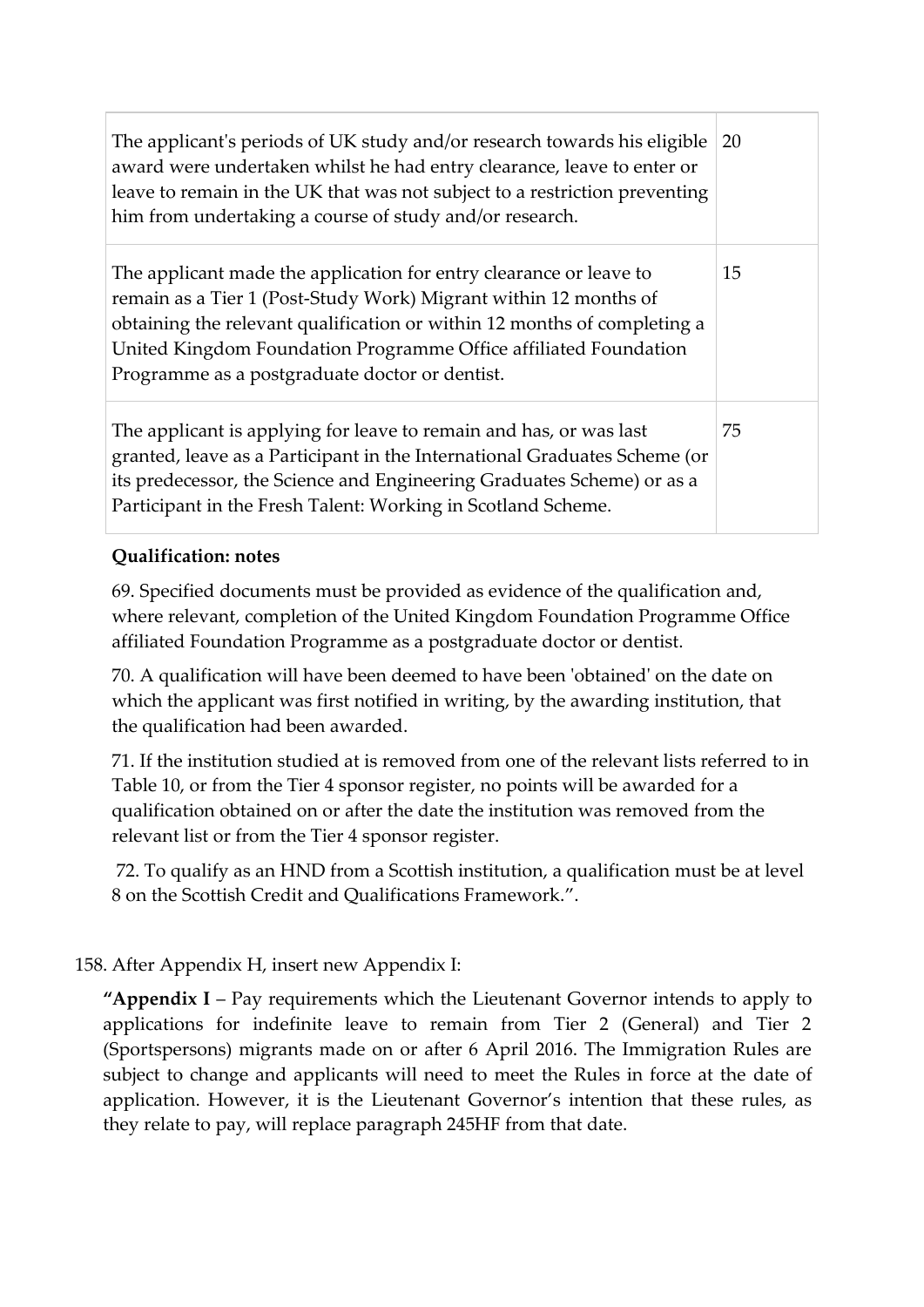| | |
|---|---|
| The applicant's periods of UK study and/or research towards his eligible award were undertaken whilst he had entry clearance, leave to enter or leave to remain in the UK that was not subject to a restriction preventing him from undertaking a course of study and/or research. | 20 |
| The applicant made the application for entry clearance or leave to remain as a Tier 1 (Post-Study Work) Migrant within 12 months of obtaining the relevant qualification or within 12 months of completing a United Kingdom Foundation Programme Office affiliated Foundation Programme as a postgraduate doctor or dentist. | 15 |
| The applicant is applying for leave to remain and has, or was last granted, leave as a Participant in the International Graduates Scheme (or its predecessor, the Science and Engineering Graduates Scheme) or as a Participant in the Fresh Talent: Working in Scotland Scheme. | 75 |

**Qualification: notes**

69. Specified documents must be provided as evidence of the qualification and, where relevant, completion of the United Kingdom Foundation Programme Office affiliated Foundation Programme as a postgraduate doctor or dentist.

70. A qualification will have been deemed to have been 'obtained' on the date on which the applicant was first notified in writing, by the awarding institution, that the qualification had been awarded.

71. If the institution studied at is removed from one of the relevant lists referred to in Table 10, or from the Tier 4 sponsor register, no points will be awarded for a qualification obtained on or after the date the institution was removed from the relevant list or from the Tier 4 sponsor register.

72. To qualify as an HND from a Scottish institution, a qualification must be at level 8 on the Scottish Credit and Qualifications Framework.".

158. After Appendix H, insert new Appendix I:

**"Appendix I** – Pay requirements which the Lieutenant Governor intends to apply to applications for indefinite leave to remain from Tier 2 (General) and Tier 2 (Sportspersons) migrants made on or after 6 April 2016. The Immigration Rules are subject to change and applicants will need to meet the Rules in force at the date of application. However, it is the Lieutenant Governor's intention that these rules, as they relate to pay, will replace paragraph 245HF from that date.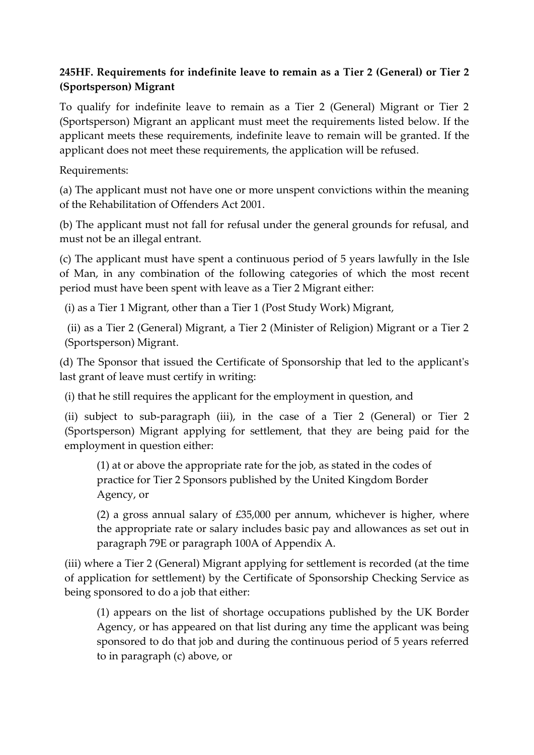**245HF. Requirements for indefinite leave to remain as a Tier 2 (General) or Tier 2 (Sportsperson) Migrant**

To qualify for indefinite leave to remain as a Tier 2 (General) Migrant or Tier 2 (Sportsperson) Migrant an applicant must meet the requirements listed below. If the applicant meets these requirements, indefinite leave to remain will be granted. If the applicant does not meet these requirements, the application will be refused.

Requirements:

(a) The applicant must not have one or more unspent convictions within the meaning of the Rehabilitation of Offenders Act 2001.

(b) The applicant must not fall for refusal under the general grounds for refusal, and must not be an illegal entrant.

(c) The applicant must have spent a continuous period of 5 years lawfully in the Isle of Man, in any combination of the following categories of which the most recent period must have been spent with leave as a Tier 2 Migrant either:

(i) as a Tier 1 Migrant, other than a Tier 1 (Post Study Work) Migrant,

(ii) as a Tier 2 (General) Migrant, a Tier 2 (Minister of Religion) Migrant or a Tier 2 (Sportsperson) Migrant.

(d) The Sponsor that issued the Certificate of Sponsorship that led to the applicant's last grant of leave must certify in writing:

(i) that he still requires the applicant for the employment in question, and

(ii) subject to sub-paragraph (iii), in the case of a Tier 2 (General) or Tier 2 (Sportsperson) Migrant applying for settlement, that they are being paid for the employment in question either:

> (1) at or above the appropriate rate for the job, as stated in the codes of practice for Tier 2 Sponsors published by the United Kingdom Border Agency, or
>
> (2) a gross annual salary of £35,000 per annum, whichever is higher, where the appropriate rate or salary includes basic pay and allowances as set out in paragraph 79E or paragraph 100A of Appendix A.

(iii) where a Tier 2 (General) Migrant applying for settlement is recorded (at the time of application for settlement) by the Certificate of Sponsorship Checking Service as being sponsored to do a job that either:

> (1) appears on the list of shortage occupations published by the UK Border Agency, or has appeared on that list during any time the applicant was being sponsored to do that job and during the continuous period of 5 years referred to in paragraph (c) above, or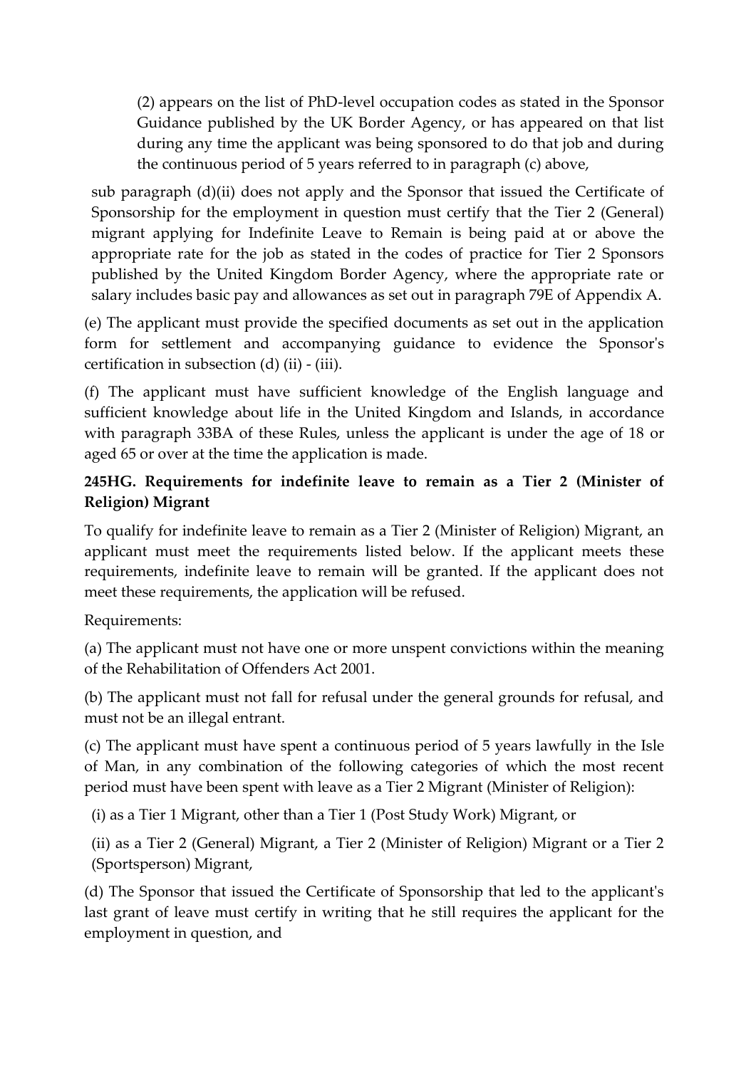(2) appears on the list of PhD-level occupation codes as stated in the Sponsor Guidance published by the UK Border Agency, or has appeared on that list during any time the applicant was being sponsored to do that job and during the continuous period of 5 years referred to in paragraph (c) above,

sub paragraph (d)(ii) does not apply and the Sponsor that issued the Certificate of Sponsorship for the employment in question must certify that the Tier 2 (General) migrant applying for Indefinite Leave to Remain is being paid at or above the appropriate rate for the job as stated in the codes of practice for Tier 2 Sponsors published by the United Kingdom Border Agency, where the appropriate rate or salary includes basic pay and allowances as set out in paragraph 79E of Appendix A.

(e) The applicant must provide the specified documents as set out in the application form for settlement and accompanying guidance to evidence the Sponsor's certification in subsection (d) (ii) - (iii).

(f) The applicant must have sufficient knowledge of the English language and sufficient knowledge about life in the United Kingdom and Islands, in accordance with paragraph 33BA of these Rules, unless the applicant is under the age of 18 or aged 65 or over at the time the application is made.

**245HG. Requirements for indefinite leave to remain as a Tier 2 (Minister of Religion) Migrant**

To qualify for indefinite leave to remain as a Tier 2 (Minister of Religion) Migrant, an applicant must meet the requirements listed below. If the applicant meets these requirements, indefinite leave to remain will be granted. If the applicant does not meet these requirements, the application will be refused.

Requirements:

(a) The applicant must not have one or more unspent convictions within the meaning of the Rehabilitation of Offenders Act 2001.

(b) The applicant must not fall for refusal under the general grounds for refusal, and must not be an illegal entrant.

(c) The applicant must have spent a continuous period of 5 years lawfully in the Isle of Man, in any combination of the following categories of which the most recent period must have been spent with leave as a Tier 2 Migrant (Minister of Religion):

(i) as a Tier 1 Migrant, other than a Tier 1 (Post Study Work) Migrant, or

(ii) as a Tier 2 (General) Migrant, a Tier 2 (Minister of Religion) Migrant or a Tier 2 (Sportsperson) Migrant,

(d) The Sponsor that issued the Certificate of Sponsorship that led to the applicant's last grant of leave must certify in writing that he still requires the applicant for the employment in question, and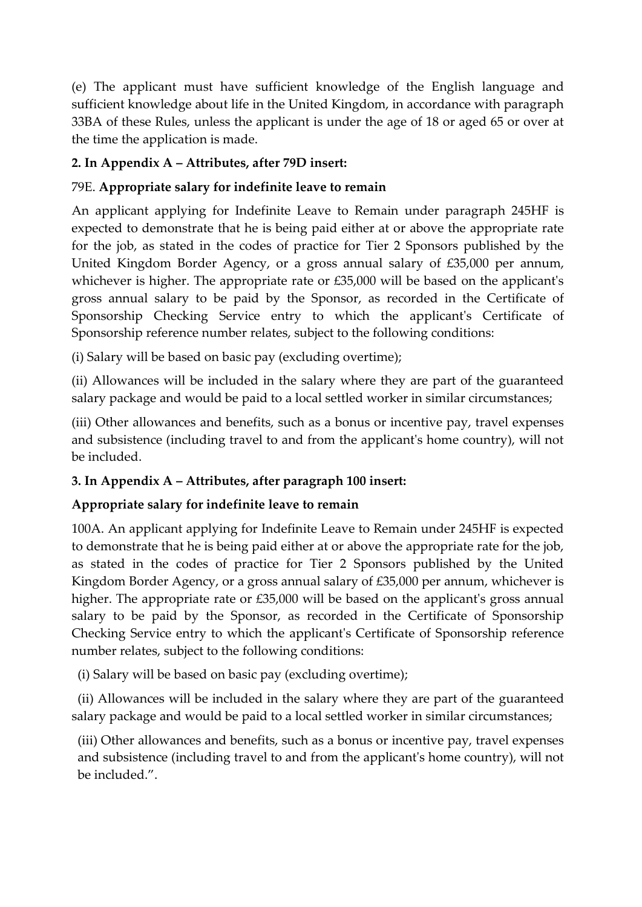(e) The applicant must have sufficient knowledge of the English language and sufficient knowledge about life in the United Kingdom, in accordance with paragraph 33BA of these Rules, unless the applicant is under the age of 18 or aged 65 or over at the time the application is made.

**2. In Appendix A – Attributes, after 79D insert:**

79E. **Appropriate salary for indefinite leave to remain**

An applicant applying for Indefinite Leave to Remain under paragraph 245HF is expected to demonstrate that he is being paid either at or above the appropriate rate for the job, as stated in the codes of practice for Tier 2 Sponsors published by the United Kingdom Border Agency, or a gross annual salary of £35,000 per annum, whichever is higher. The appropriate rate or £35,000 will be based on the applicant's gross annual salary to be paid by the Sponsor, as recorded in the Certificate of Sponsorship Checking Service entry to which the applicant's Certificate of Sponsorship reference number relates, subject to the following conditions:

(i) Salary will be based on basic pay (excluding overtime);

(ii) Allowances will be included in the salary where they are part of the guaranteed salary package and would be paid to a local settled worker in similar circumstances;

(iii) Other allowances and benefits, such as a bonus or incentive pay, travel expenses and subsistence (including travel to and from the applicant's home country), will not be included.

**3. In Appendix A – Attributes, after paragraph 100 insert:**

**Appropriate salary for indefinite leave to remain**

100A. An applicant applying for Indefinite Leave to Remain under 245HF is expected to demonstrate that he is being paid either at or above the appropriate rate for the job, as stated in the codes of practice for Tier 2 Sponsors published by the United Kingdom Border Agency, or a gross annual salary of £35,000 per annum, whichever is higher. The appropriate rate or £35,000 will be based on the applicant's gross annual salary to be paid by the Sponsor, as recorded in the Certificate of Sponsorship Checking Service entry to which the applicant's Certificate of Sponsorship reference number relates, subject to the following conditions:

(i) Salary will be based on basic pay (excluding overtime);

(ii) Allowances will be included in the salary where they are part of the guaranteed salary package and would be paid to a local settled worker in similar circumstances;

(iii) Other allowances and benefits, such as a bonus or incentive pay, travel expenses and subsistence (including travel to and from the applicant's home country), will not be included.".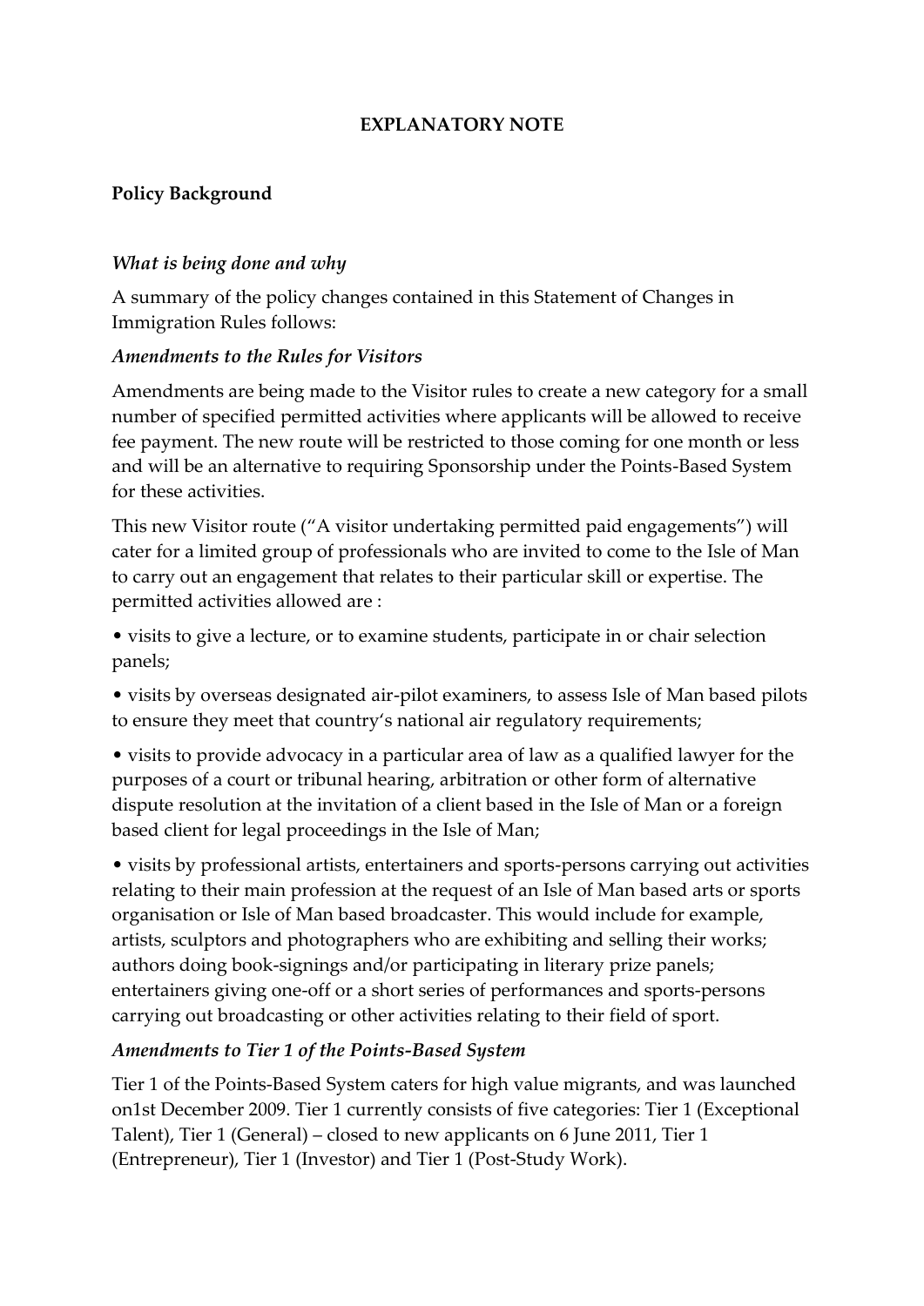**EXPLANATORY NOTE**

**Policy Background**

*What is being done and why*

A summary of the policy changes contained in this Statement of Changes in Immigration Rules follows:

*Amendments to the Rules for Visitors*

Amendments are being made to the Visitor rules to create a new category for a small number of specified permitted activities where applicants will be allowed to receive fee payment. The new route will be restricted to those coming for one month or less and will be an alternative to requiring Sponsorship under the Points-Based System for these activities.

This new Visitor route ("A visitor undertaking permitted paid engagements") will cater for a limited group of professionals who are invited to come to the Isle of Man to carry out an engagement that relates to their particular skill or expertise. The permitted activities allowed are :

• visits to give a lecture, or to examine students, participate in or chair selection panels;

• visits by overseas designated air-pilot examiners, to assess Isle of Man based pilots to ensure they meet that country's national air regulatory requirements;

• visits to provide advocacy in a particular area of law as a qualified lawyer for the purposes of a court or tribunal hearing, arbitration or other form of alternative dispute resolution at the invitation of a client based in the Isle of Man or a foreign based client for legal proceedings in the Isle of Man;

• visits by professional artists, entertainers and sports-persons carrying out activities relating to their main profession at the request of an Isle of Man based arts or sports organisation or Isle of Man based broadcaster. This would include for example, artists, sculptors and photographers who are exhibiting and selling their works; authors doing book-signings and/or participating in literary prize panels; entertainers giving one-off or a short series of performances and sports-persons carrying out broadcasting or other activities relating to their field of sport.

*Amendments to Tier 1 of the Points-Based System*

Tier 1 of the Points-Based System caters for high value migrants, and was launched on1st December 2009. Tier 1 currently consists of five categories: Tier 1 (Exceptional Talent), Tier 1 (General) – closed to new applicants on 6 June 2011, Tier 1 (Entrepreneur), Tier 1 (Investor) and Tier 1 (Post-Study Work).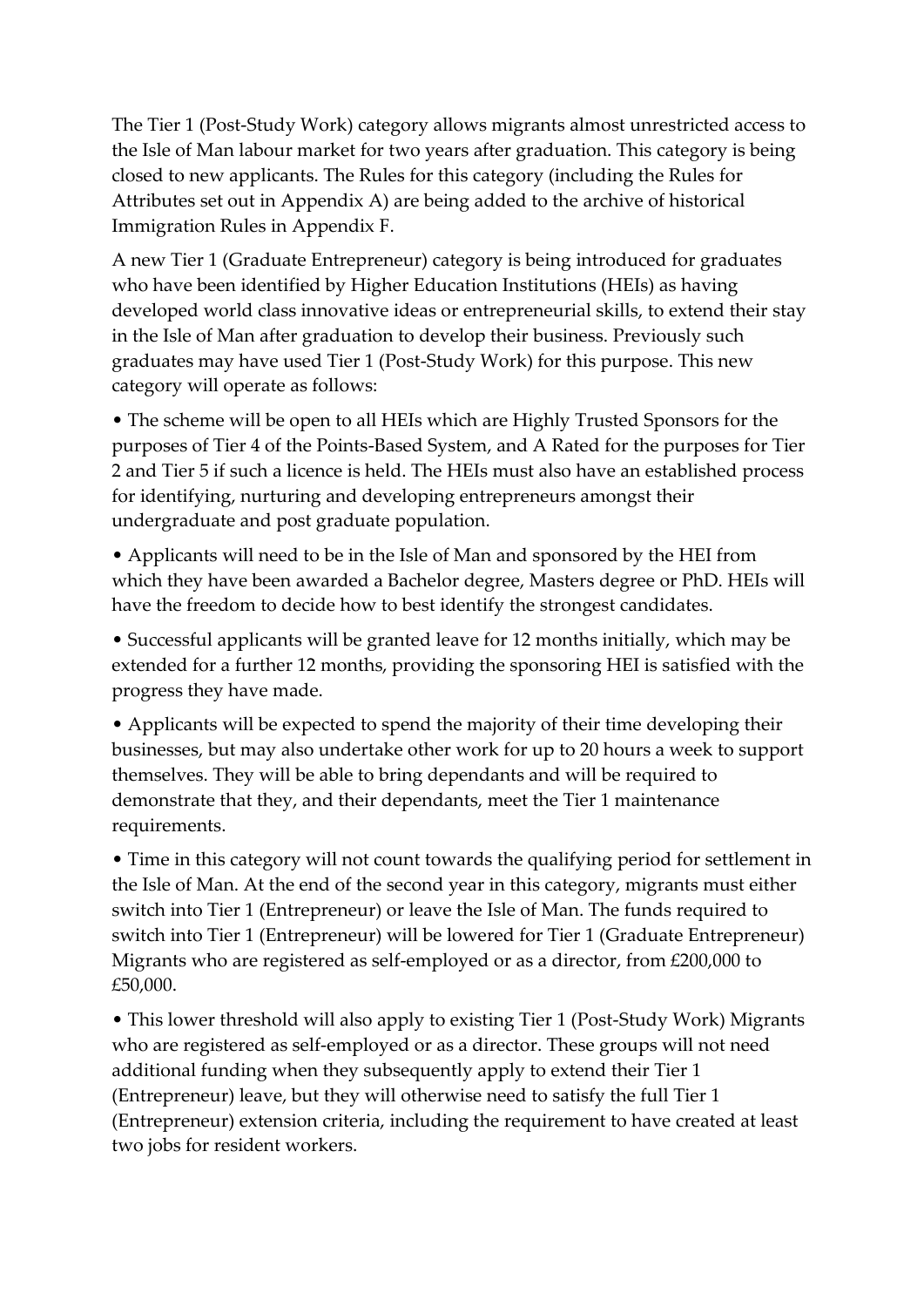The Tier 1 (Post-Study Work) category allows migrants almost unrestricted access to the Isle of Man labour market for two years after graduation. This category is being closed to new applicants. The Rules for this category (including the Rules for Attributes set out in Appendix A) are being added to the archive of historical Immigration Rules in Appendix F.

A new Tier 1 (Graduate Entrepreneur) category is being introduced for graduates who have been identified by Higher Education Institutions (HEIs) as having developed world class innovative ideas or entrepreneurial skills, to extend their stay in the Isle of Man after graduation to develop their business. Previously such graduates may have used Tier 1 (Post-Study Work) for this purpose. This new category will operate as follows:

- The scheme will be open to all HEIs which are Highly Trusted Sponsors for the purposes of Tier 4 of the Points-Based System, and A Rated for the purposes for Tier 2 and Tier 5 if such a licence is held. The HEIs must also have an established process for identifying, nurturing and developing entrepreneurs amongst their undergraduate and post graduate population.
- Applicants will need to be in the Isle of Man and sponsored by the HEI from which they have been awarded a Bachelor degree, Masters degree or PhD. HEIs will have the freedom to decide how to best identify the strongest candidates.
- Successful applicants will be granted leave for 12 months initially, which may be extended for a further 12 months, providing the sponsoring HEI is satisfied with the progress they have made.
- Applicants will be expected to spend the majority of their time developing their businesses, but may also undertake other work for up to 20 hours a week to support themselves. They will be able to bring dependants and will be required to demonstrate that they, and their dependants, meet the Tier 1 maintenance requirements.
- Time in this category will not count towards the qualifying period for settlement in the Isle of Man. At the end of the second year in this category, migrants must either switch into Tier 1 (Entrepreneur) or leave the Isle of Man. The funds required to switch into Tier 1 (Entrepreneur) will be lowered for Tier 1 (Graduate Entrepreneur) Migrants who are registered as self-employed or as a director, from £200,000 to £50,000.
- This lower threshold will also apply to existing Tier 1 (Post-Study Work) Migrants who are registered as self-employed or as a director. These groups will not need additional funding when they subsequently apply to extend their Tier 1 (Entrepreneur) leave, but they will otherwise need to satisfy the full Tier 1 (Entrepreneur) extension criteria, including the requirement to have created at least two jobs for resident workers.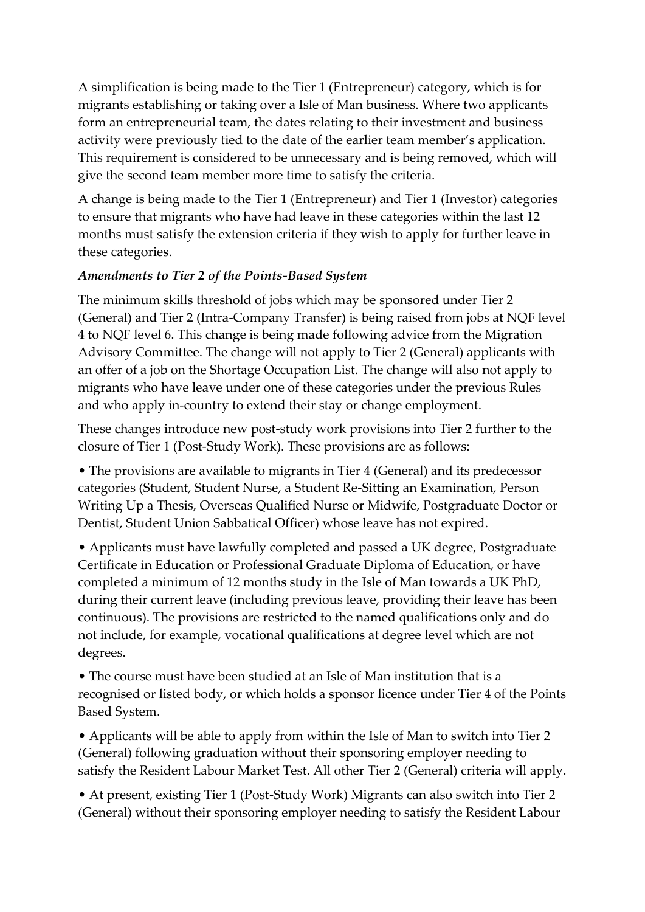A simplification is being made to the Tier 1 (Entrepreneur) category, which is for migrants establishing or taking over a Isle of Man business. Where two applicants form an entrepreneurial team, the dates relating to their investment and business activity were previously tied to the date of the earlier team member's application. This requirement is considered to be unnecessary and is being removed, which will give the second team member more time to satisfy the criteria.

A change is being made to the Tier 1 (Entrepreneur) and Tier 1 (Investor) categories to ensure that migrants who have had leave in these categories within the last 12 months must satisfy the extension criteria if they wish to apply for further leave in these categories.

*Amendments to Tier 2 of the Points-Based System*

The minimum skills threshold of jobs which may be sponsored under Tier 2 (General) and Tier 2 (Intra-Company Transfer) is being raised from jobs at NQF level 4 to NQF level 6. This change is being made following advice from the Migration Advisory Committee. The change will not apply to Tier 2 (General) applicants with an offer of a job on the Shortage Occupation List. The change will also not apply to migrants who have leave under one of these categories under the previous Rules and who apply in-country to extend their stay or change employment.

These changes introduce new post-study work provisions into Tier 2 further to the closure of Tier 1 (Post-Study Work). These provisions are as follows:

- The provisions are available to migrants in Tier 4 (General) and its predecessor categories (Student, Student Nurse, a Student Re-Sitting an Examination, Person Writing Up a Thesis, Overseas Qualified Nurse or Midwife, Postgraduate Doctor or Dentist, Student Union Sabbatical Officer) whose leave has not expired.

- Applicants must have lawfully completed and passed a UK degree, Postgraduate Certificate in Education or Professional Graduate Diploma of Education, or have completed a minimum of 12 months study in the Isle of Man towards a UK PhD, during their current leave (including previous leave, providing their leave has been continuous). The provisions are restricted to the named qualifications only and do not include, for example, vocational qualifications at degree level which are not degrees.

- The course must have been studied at an Isle of Man institution that is a recognised or listed body, or which holds a sponsor licence under Tier 4 of the Points Based System.

- Applicants will be able to apply from within the Isle of Man to switch into Tier 2 (General) following graduation without their sponsoring employer needing to satisfy the Resident Labour Market Test. All other Tier 2 (General) criteria will apply.

- At present, existing Tier 1 (Post-Study Work) Migrants can also switch into Tier 2 (General) without their sponsoring employer needing to satisfy the Resident Labour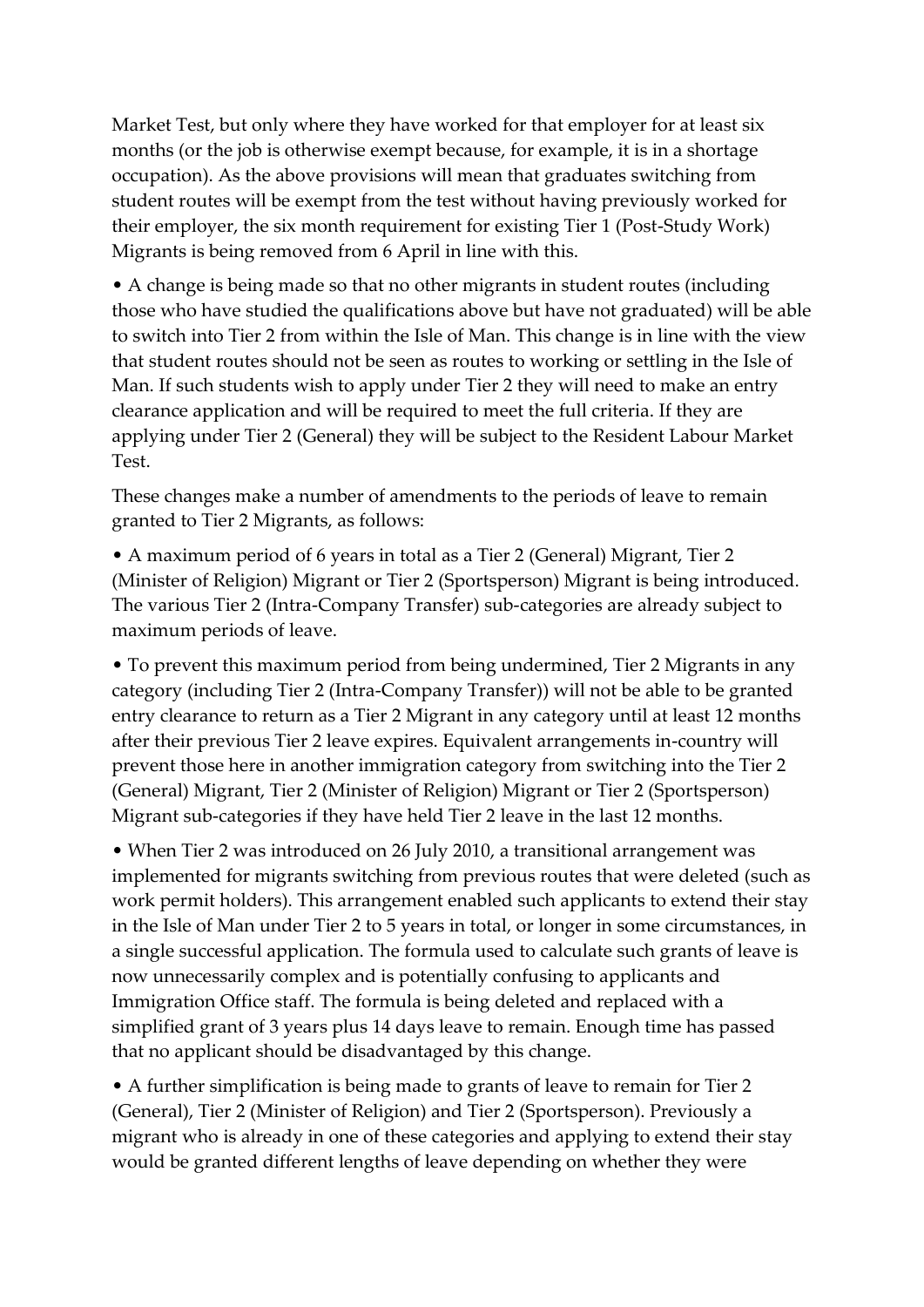Market Test, but only where they have worked for that employer for at least six months (or the job is otherwise exempt because, for example, it is in a shortage occupation). As the above provisions will mean that graduates switching from student routes will be exempt from the test without having previously worked for their employer, the six month requirement for existing Tier 1 (Post-Study Work) Migrants is being removed from 6 April in line with this.

- A change is being made so that no other migrants in student routes (including those who have studied the qualifications above but have not graduated) will be able to switch into Tier 2 from within the Isle of Man. This change is in line with the view that student routes should not be seen as routes to working or settling in the Isle of Man. If such students wish to apply under Tier 2 they will need to make an entry clearance application and will be required to meet the full criteria. If they are applying under Tier 2 (General) they will be subject to the Resident Labour Market Test.

These changes make a number of amendments to the periods of leave to remain granted to Tier 2 Migrants, as follows:

- A maximum period of 6 years in total as a Tier 2 (General) Migrant, Tier 2 (Minister of Religion) Migrant or Tier 2 (Sportsperson) Migrant is being introduced. The various Tier 2 (Intra-Company Transfer) sub-categories are already subject to maximum periods of leave.

- To prevent this maximum period from being undermined, Tier 2 Migrants in any category (including Tier 2 (Intra-Company Transfer)) will not be able to be granted entry clearance to return as a Tier 2 Migrant in any category until at least 12 months after their previous Tier 2 leave expires. Equivalent arrangements in-country will prevent those here in another immigration category from switching into the Tier 2 (General) Migrant, Tier 2 (Minister of Religion) Migrant or Tier 2 (Sportsperson) Migrant sub-categories if they have held Tier 2 leave in the last 12 months.

- When Tier 2 was introduced on 26 July 2010, a transitional arrangement was implemented for migrants switching from previous routes that were deleted (such as work permit holders). This arrangement enabled such applicants to extend their stay in the Isle of Man under Tier 2 to 5 years in total, or longer in some circumstances, in a single successful application. The formula used to calculate such grants of leave is now unnecessarily complex and is potentially confusing to applicants and Immigration Office staff. The formula is being deleted and replaced with a simplified grant of 3 years plus 14 days leave to remain. Enough time has passed that no applicant should be disadvantaged by this change.

- A further simplification is being made to grants of leave to remain for Tier 2 (General), Tier 2 (Minister of Religion) and Tier 2 (Sportsperson). Previously a migrant who is already in one of these categories and applying to extend their stay would be granted different lengths of leave depending on whether they were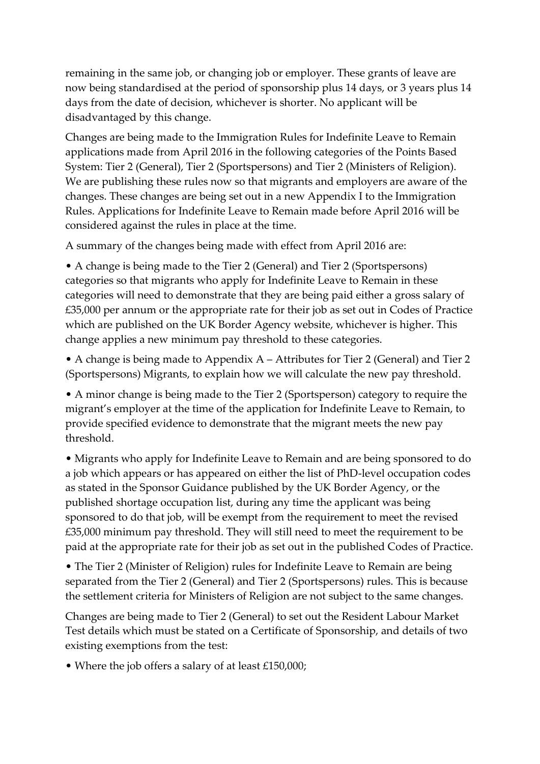remaining in the same job, or changing job or employer. These grants of leave are now being standardised at the period of sponsorship plus 14 days, or 3 years plus 14 days from the date of decision, whichever is shorter. No applicant will be disadvantaged by this change.

Changes are being made to the Immigration Rules for Indefinite Leave to Remain applications made from April 2016 in the following categories of the Points Based System: Tier 2 (General), Tier 2 (Sportspersons) and Tier 2 (Ministers of Religion). We are publishing these rules now so that migrants and employers are aware of the changes. These changes are being set out in a new Appendix I to the Immigration Rules. Applications for Indefinite Leave to Remain made before April 2016 will be considered against the rules in place at the time.

A summary of the changes being made with effect from April 2016 are:

- A change is being made to the Tier 2 (General) and Tier 2 (Sportspersons) categories so that migrants who apply for Indefinite Leave to Remain in these categories will need to demonstrate that they are being paid either a gross salary of £35,000 per annum or the appropriate rate for their job as set out in Codes of Practice which are published on the UK Border Agency website, whichever is higher. This change applies a new minimum pay threshold to these categories.
- A change is being made to Appendix A – Attributes for Tier 2 (General) and Tier 2 (Sportspersons) Migrants, to explain how we will calculate the new pay threshold.
- A minor change is being made to the Tier 2 (Sportsperson) category to require the migrant's employer at the time of the application for Indefinite Leave to Remain, to provide specified evidence to demonstrate that the migrant meets the new pay threshold.
- Migrants who apply for Indefinite Leave to Remain and are being sponsored to do a job which appears or has appeared on either the list of PhD-level occupation codes as stated in the Sponsor Guidance published by the UK Border Agency, or the published shortage occupation list, during any time the applicant was being sponsored to do that job, will be exempt from the requirement to meet the revised £35,000 minimum pay threshold. They will still need to meet the requirement to be paid at the appropriate rate for their job as set out in the published Codes of Practice.
- The Tier 2 (Minister of Religion) rules for Indefinite Leave to Remain are being separated from the Tier 2 (General) and Tier 2 (Sportspersons) rules. This is because the settlement criteria for Ministers of Religion are not subject to the same changes.

Changes are being made to Tier 2 (General) to set out the Resident Labour Market Test details which must be stated on a Certificate of Sponsorship, and details of two existing exemptions from the test:

- Where the job offers a salary of at least £150,000;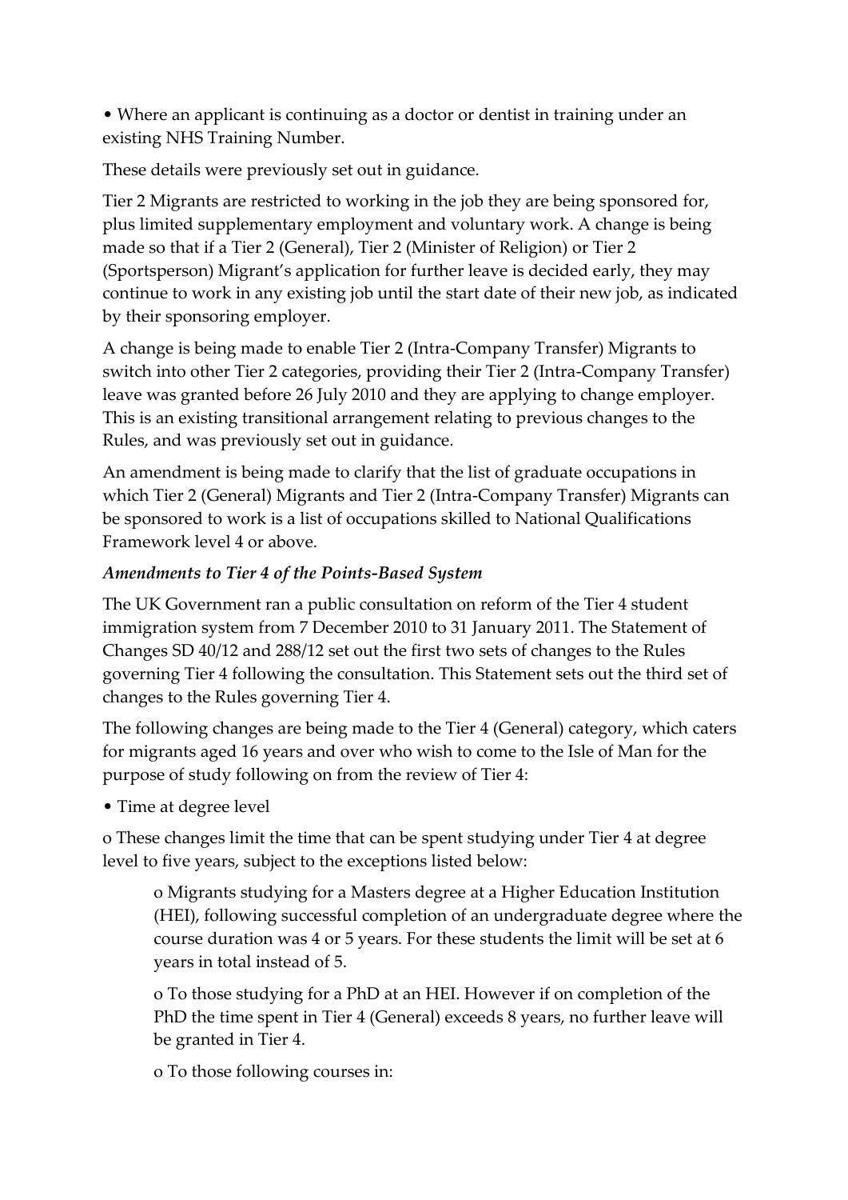- Where an applicant is continuing as a doctor or dentist in training under an existing NHS Training Number.

These details were previously set out in guidance.

Tier 2 Migrants are restricted to working in the job they are being sponsored for, plus limited supplementary employment and voluntary work. A change is being made so that if a Tier 2 (General), Tier 2 (Minister of Religion) or Tier 2 (Sportsperson) Migrant's application for further leave is decided early, they may continue to work in any existing job until the start date of their new job, as indicated by their sponsoring employer.

A change is being made to enable Tier 2 (Intra-Company Transfer) Migrants to switch into other Tier 2 categories, providing their Tier 2 (Intra-Company Transfer) leave was granted before 26 July 2010 and they are applying to change employer. This is an existing transitional arrangement relating to previous changes to the Rules, and was previously set out in guidance.

An amendment is being made to clarify that the list of graduate occupations in which Tier 2 (General) Migrants and Tier 2 (Intra-Company Transfer) Migrants can be sponsored to work is a list of occupations skilled to National Qualifications Framework level 4 or above.

***Amendments to Tier 4 of the Points-Based System***

The UK Government ran a public consultation on reform of the Tier 4 student immigration system from 7 December 2010 to 31 January 2011. The Statement of Changes SD 40/12 and 288/12 set out the first two sets of changes to the Rules governing Tier 4 following the consultation. This Statement sets out the third set of changes to the Rules governing Tier 4.

The following changes are being made to the Tier 4 (General) category, which caters for migrants aged 16 years and over who wish to come to the Isle of Man for the purpose of study following on from the review of Tier 4:

- Time at degree level

  - These changes limit the time that can be spent studying under Tier 4 at degree level to five years, subject to the exceptions listed below:

    - Migrants studying for a Masters degree at a Higher Education Institution (HEI), following successful completion of an undergraduate degree where the course duration was 4 or 5 years. For these students the limit will be set at 6 years in total instead of 5.

    - To those studying for a PhD at an HEI. However if on completion of the PhD the time spent in Tier 4 (General) exceeds 8 years, no further leave will be granted in Tier 4.

    - To those following courses in: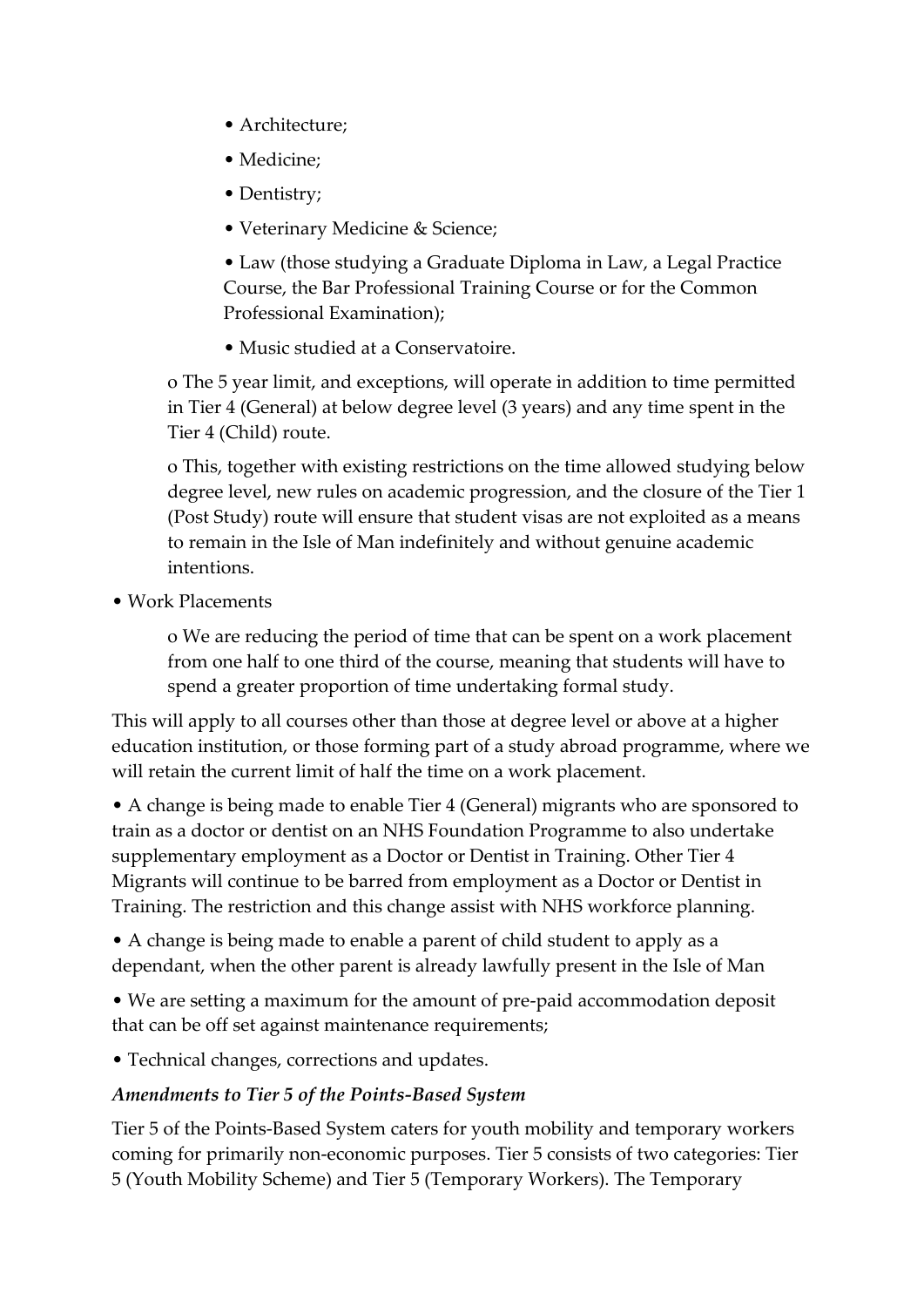- Architecture;
    - Medicine;
    - Dentistry;
    - Veterinary Medicine & Science;
    - Law (those studying a Graduate Diploma in Law, a Legal Practice Course, the Bar Professional Training Course or for the Common Professional Examination);
    - Music studied at a Conservatoire.

  - The 5 year limit, and exceptions, will operate in addition to time permitted in Tier 4 (General) at below degree level (3 years) and any time spent in the Tier 4 (Child) route.
  - This, together with existing restrictions on the time allowed studying below degree level, new rules on academic progression, and the closure of the Tier 1 (Post Study) route will ensure that student visas are not exploited as a means to remain in the Isle of Man indefinitely and without genuine academic intentions.

- Work Placements
  - We are reducing the period of time that can be spent on a work placement from one half to one third of the course, meaning that students will have to spend a greater proportion of time undertaking formal study.

This will apply to all courses other than those at degree level or above at a higher education institution, or those forming part of a study abroad programme, where we will retain the current limit of half the time on a work placement.

- A change is being made to enable Tier 4 (General) migrants who are sponsored to train as a doctor or dentist on an NHS Foundation Programme to also undertake supplementary employment as a Doctor or Dentist in Training. Other Tier 4 Migrants will continue to be barred from employment as a Doctor or Dentist in Training. The restriction and this change assist with NHS workforce planning.
- A change is being made to enable a parent of child student to apply as a dependant, when the other parent is already lawfully present in the Isle of Man
- We are setting a maximum for the amount of pre-paid accommodation deposit that can be off set against maintenance requirements;
- Technical changes, corrections and updates.

***Amendments to Tier 5 of the Points-Based System***

Tier 5 of the Points-Based System caters for youth mobility and temporary workers coming for primarily non-economic purposes. Tier 5 consists of two categories: Tier 5 (Youth Mobility Scheme) and Tier 5 (Temporary Workers). The Temporary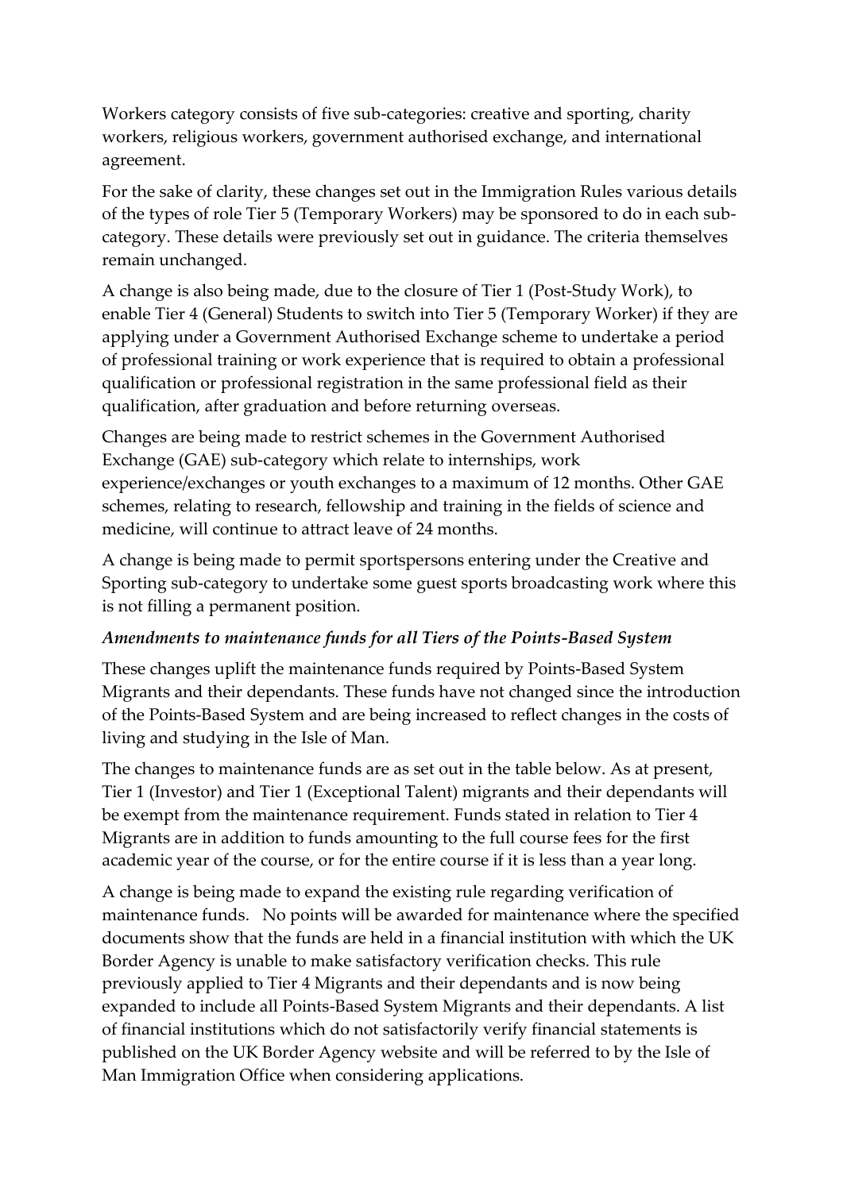Workers category consists of five sub-categories: creative and sporting, charity workers, religious workers, government authorised exchange, and international agreement.

For the sake of clarity, these changes set out in the Immigration Rules various details of the types of role Tier 5 (Temporary Workers) may be sponsored to do in each sub-category. These details were previously set out in guidance. The criteria themselves remain unchanged.

A change is also being made, due to the closure of Tier 1 (Post-Study Work), to enable Tier 4 (General) Students to switch into Tier 5 (Temporary Worker) if they are applying under a Government Authorised Exchange scheme to undertake a period of professional training or work experience that is required to obtain a professional qualification or professional registration in the same professional field as their qualification, after graduation and before returning overseas.

Changes are being made to restrict schemes in the Government Authorised Exchange (GAE) sub-category which relate to internships, work experience/exchanges or youth exchanges to a maximum of 12 months. Other GAE schemes, relating to research, fellowship and training in the fields of science and medicine, will continue to attract leave of 24 months.

A change is being made to permit sportspersons entering under the Creative and Sporting sub-category to undertake some guest sports broadcasting work where this is not filling a permanent position.

***Amendments to maintenance funds for all Tiers of the Points-Based System***

These changes uplift the maintenance funds required by Points-Based System Migrants and their dependants. These funds have not changed since the introduction of the Points-Based System and are being increased to reflect changes in the costs of living and studying in the Isle of Man.

The changes to maintenance funds are as set out in the table below. As at present, Tier 1 (Investor) and Tier 1 (Exceptional Talent) migrants and their dependants will be exempt from the maintenance requirement. Funds stated in relation to Tier 4 Migrants are in addition to funds amounting to the full course fees for the first academic year of the course, or for the entire course if it is less than a year long.

A change is being made to expand the existing rule regarding verification of maintenance funds. No points will be awarded for maintenance where the specified documents show that the funds are held in a financial institution with which the UK Border Agency is unable to make satisfactory verification checks. This rule previously applied to Tier 4 Migrants and their dependants and is now being expanded to include all Points-Based System Migrants and their dependants. A list of financial institutions which do not satisfactorily verify financial statements is published on the UK Border Agency website and will be referred to by the Isle of Man Immigration Office when considering applications.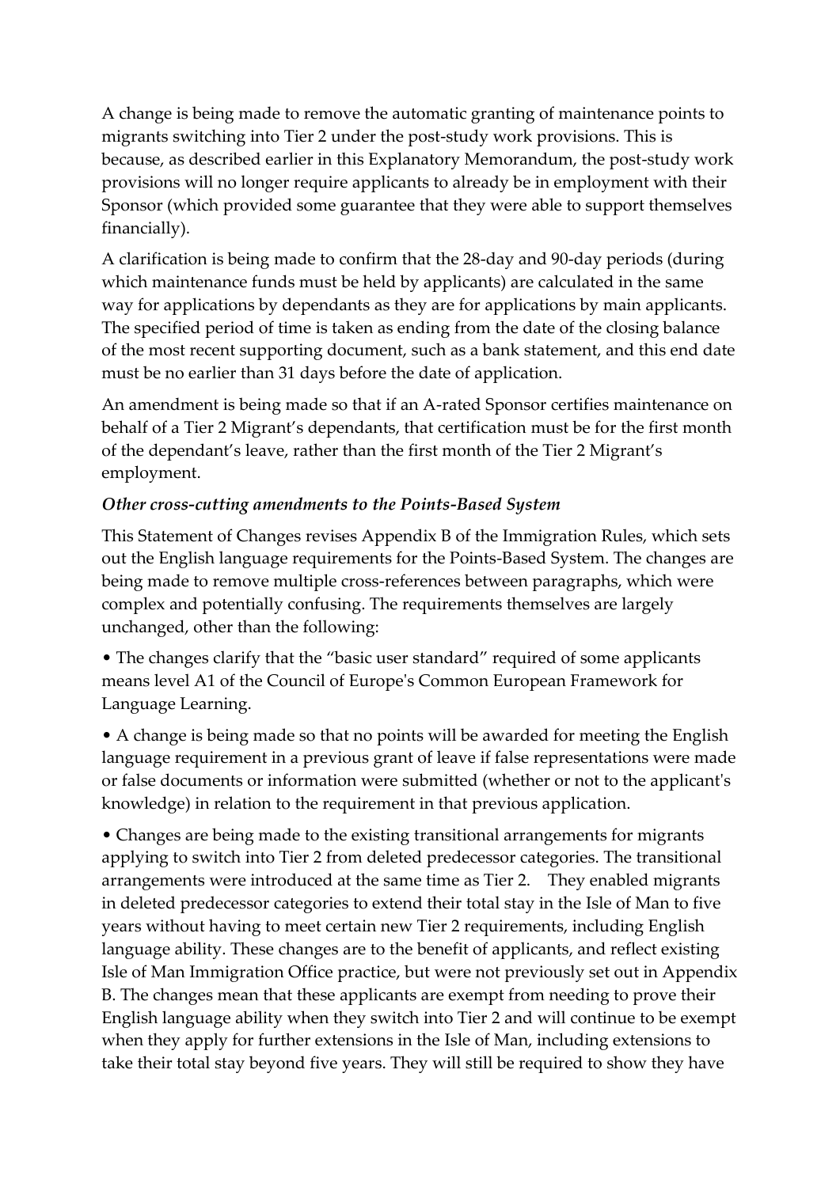A change is being made to remove the automatic granting of maintenance points to migrants switching into Tier 2 under the post-study work provisions. This is because, as described earlier in this Explanatory Memorandum, the post-study work provisions will no longer require applicants to already be in employment with their Sponsor (which provided some guarantee that they were able to support themselves financially).

A clarification is being made to confirm that the 28-day and 90-day periods (during which maintenance funds must be held by applicants) are calculated in the same way for applications by dependants as they are for applications by main applicants. The specified period of time is taken as ending from the date of the closing balance of the most recent supporting document, such as a bank statement, and this end date must be no earlier than 31 days before the date of application.

An amendment is being made so that if an A-rated Sponsor certifies maintenance on behalf of a Tier 2 Migrant's dependants, that certification must be for the first month of the dependant's leave, rather than the first month of the Tier 2 Migrant's employment.

***Other cross-cutting amendments to the Points-Based System***

This Statement of Changes revises Appendix B of the Immigration Rules, which sets out the English language requirements for the Points-Based System. The changes are being made to remove multiple cross-references between paragraphs, which were complex and potentially confusing. The requirements themselves are largely unchanged, other than the following:

• The changes clarify that the "basic user standard" required of some applicants means level A1 of the Council of Europe's Common European Framework for Language Learning.

• A change is being made so that no points will be awarded for meeting the English language requirement in a previous grant of leave if false representations were made or false documents or information were submitted (whether or not to the applicant's knowledge) in relation to the requirement in that previous application.

• Changes are being made to the existing transitional arrangements for migrants applying to switch into Tier 2 from deleted predecessor categories. The transitional arrangements were introduced at the same time as Tier 2. They enabled migrants in deleted predecessor categories to extend their total stay in the Isle of Man to five years without having to meet certain new Tier 2 requirements, including English language ability. These changes are to the benefit of applicants, and reflect existing Isle of Man Immigration Office practice, but were not previously set out in Appendix B. The changes mean that these applicants are exempt from needing to prove their English language ability when they switch into Tier 2 and will continue to be exempt when they apply for further extensions in the Isle of Man, including extensions to take their total stay beyond five years. They will still be required to show they have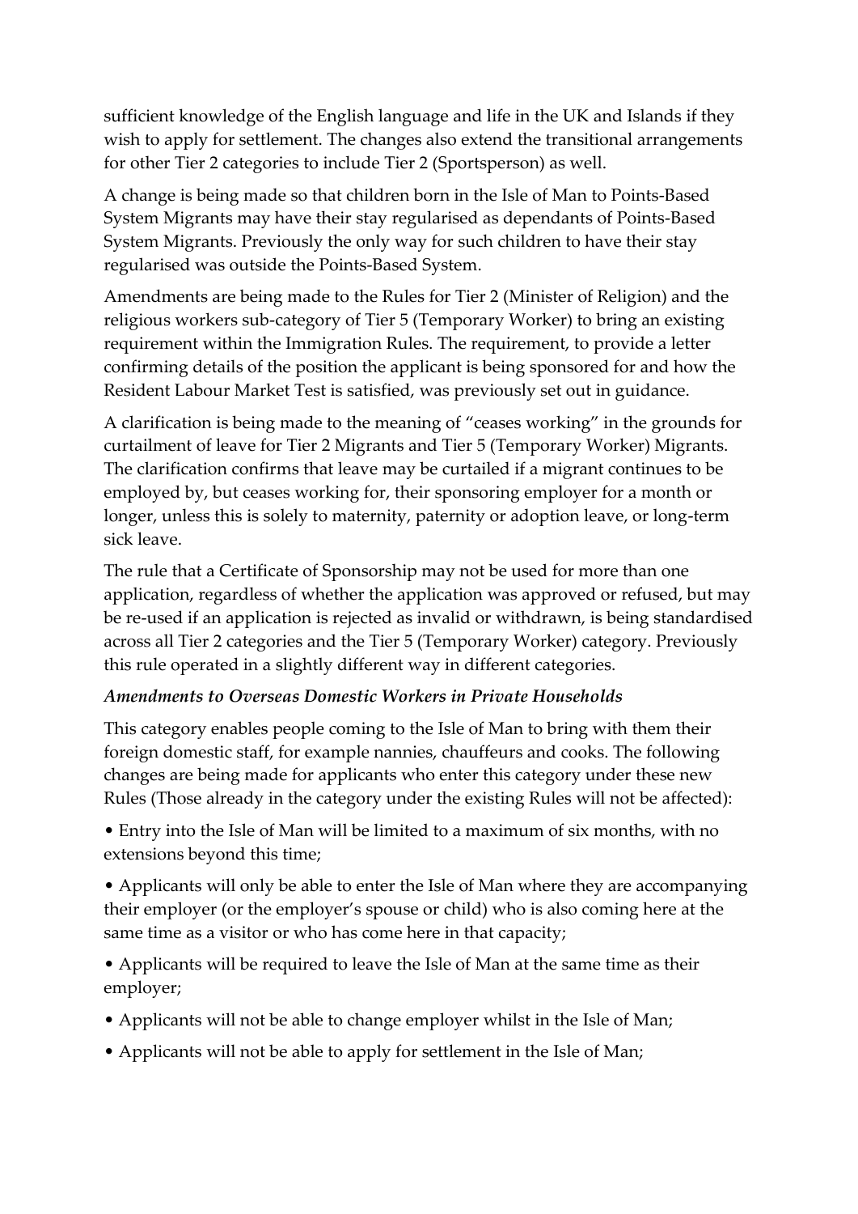sufficient knowledge of the English language and life in the UK and Islands if they wish to apply for settlement. The changes also extend the transitional arrangements for other Tier 2 categories to include Tier 2 (Sportsperson) as well.

A change is being made so that children born in the Isle of Man to Points-Based System Migrants may have their stay regularised as dependants of Points-Based System Migrants. Previously the only way for such children to have their stay regularised was outside the Points-Based System.

Amendments are being made to the Rules for Tier 2 (Minister of Religion) and the religious workers sub-category of Tier 5 (Temporary Worker) to bring an existing requirement within the Immigration Rules. The requirement, to provide a letter confirming details of the position the applicant is being sponsored for and how the Resident Labour Market Test is satisfied, was previously set out in guidance.

A clarification is being made to the meaning of "ceases working" in the grounds for curtailment of leave for Tier 2 Migrants and Tier 5 (Temporary Worker) Migrants. The clarification confirms that leave may be curtailed if a migrant continues to be employed by, but ceases working for, their sponsoring employer for a month or longer, unless this is solely to maternity, paternity or adoption leave, or long-term sick leave.

The rule that a Certificate of Sponsorship may not be used for more than one application, regardless of whether the application was approved or refused, but may be re-used if an application is rejected as invalid or withdrawn, is being standardised across all Tier 2 categories and the Tier 5 (Temporary Worker) category. Previously this rule operated in a slightly different way in different categories.

***Amendments to Overseas Domestic Workers in Private Households***

This category enables people coming to the Isle of Man to bring with them their foreign domestic staff, for example nannies, chauffeurs and cooks. The following changes are being made for applicants who enter this category under these new Rules (Those already in the category under the existing Rules will not be affected):

- Entry into the Isle of Man will be limited to a maximum of six months, with no extensions beyond this time;
- Applicants will only be able to enter the Isle of Man where they are accompanying their employer (or the employer's spouse or child) who is also coming here at the same time as a visitor or who has come here in that capacity;
- Applicants will be required to leave the Isle of Man at the same time as their employer;
- Applicants will not be able to change employer whilst in the Isle of Man;
- Applicants will not be able to apply for settlement in the Isle of Man;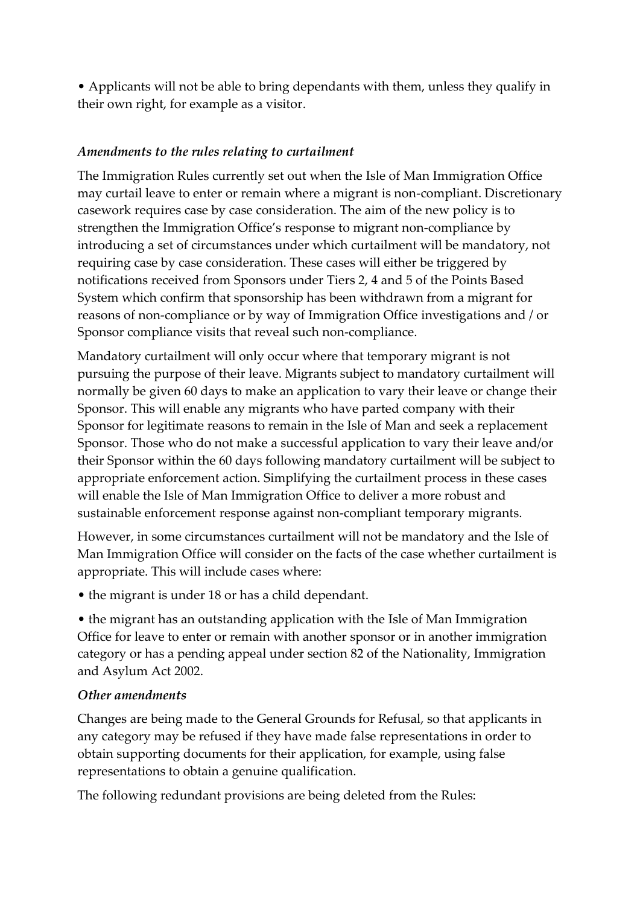- Applicants will not be able to bring dependants with them, unless they qualify in their own right, for example as a visitor.

*Amendments to the rules relating to curtailment*

The Immigration Rules currently set out when the Isle of Man Immigration Office may curtail leave to enter or remain where a migrant is non-compliant. Discretionary casework requires case by case consideration. The aim of the new policy is to strengthen the Immigration Office's response to migrant non-compliance by introducing a set of circumstances under which curtailment will be mandatory, not requiring case by case consideration. These cases will either be triggered by notifications received from Sponsors under Tiers 2, 4 and 5 of the Points Based System which confirm that sponsorship has been withdrawn from a migrant for reasons of non-compliance or by way of Immigration Office investigations and / or Sponsor compliance visits that reveal such non-compliance.

Mandatory curtailment will only occur where that temporary migrant is not pursuing the purpose of their leave. Migrants subject to mandatory curtailment will normally be given 60 days to make an application to vary their leave or change their Sponsor. This will enable any migrants who have parted company with their Sponsor for legitimate reasons to remain in the Isle of Man and seek a replacement Sponsor. Those who do not make a successful application to vary their leave and/or their Sponsor within the 60 days following mandatory curtailment will be subject to appropriate enforcement action. Simplifying the curtailment process in these cases will enable the Isle of Man Immigration Office to deliver a more robust and sustainable enforcement response against non-compliant temporary migrants.

However, in some circumstances curtailment will not be mandatory and the Isle of Man Immigration Office will consider on the facts of the case whether curtailment is appropriate. This will include cases where:

- the migrant is under 18 or has a child dependant.
- the migrant has an outstanding application with the Isle of Man Immigration Office for leave to enter or remain with another sponsor or in another immigration category or has a pending appeal under section 82 of the Nationality, Immigration and Asylum Act 2002.

*Other amendments*

Changes are being made to the General Grounds for Refusal, so that applicants in any category may be refused if they have made false representations in order to obtain supporting documents for their application, for example, using false representations to obtain a genuine qualification.

The following redundant provisions are being deleted from the Rules: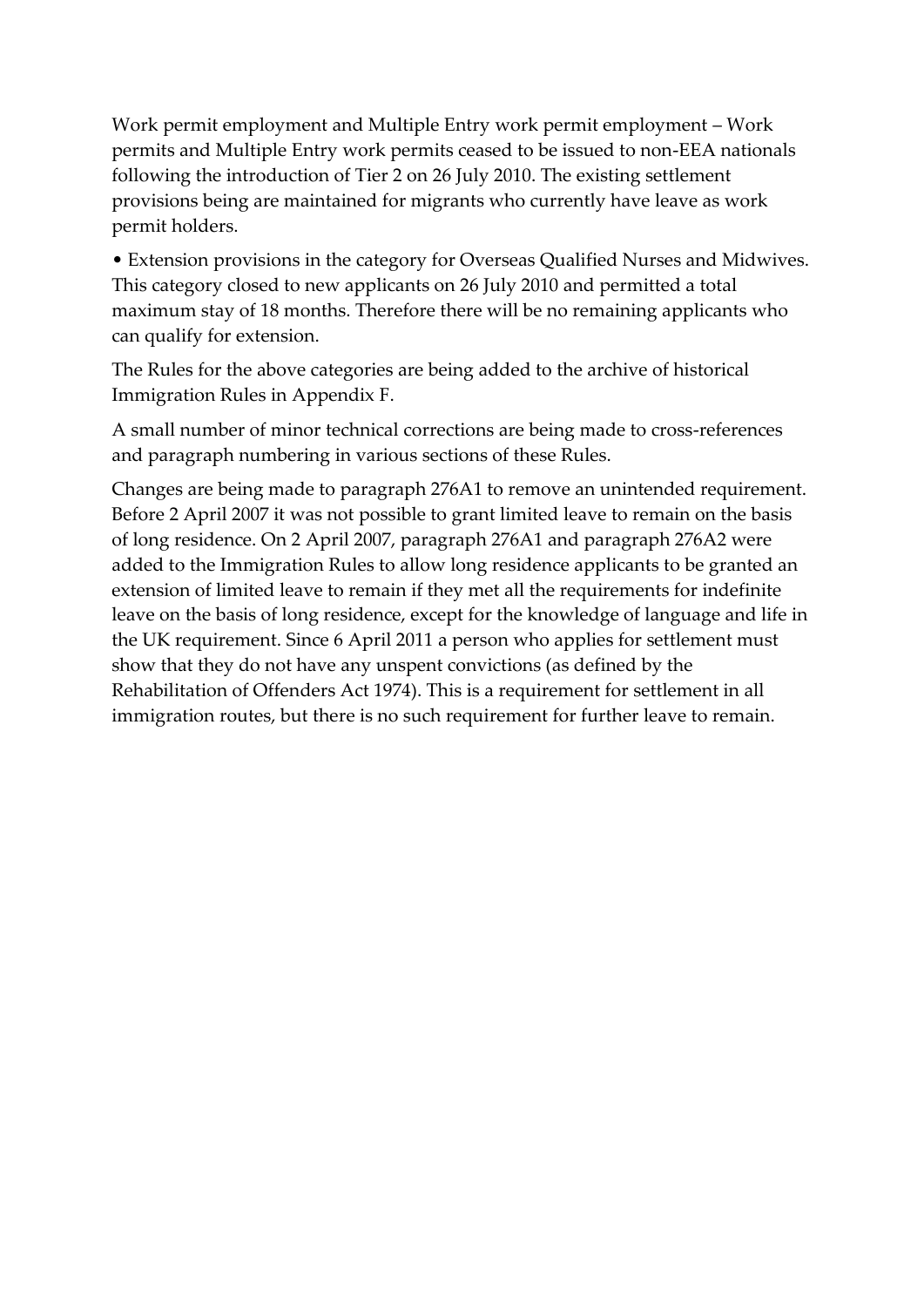Work permit employment and Multiple Entry work permit employment – Work permits and Multiple Entry work permits ceased to be issued to non-EEA nationals following the introduction of Tier 2 on 26 July 2010. The existing settlement provisions being are maintained for migrants who currently have leave as work permit holders.

• Extension provisions in the category for Overseas Qualified Nurses and Midwives. This category closed to new applicants on 26 July 2010 and permitted a total maximum stay of 18 months. Therefore there will be no remaining applicants who can qualify for extension.

The Rules for the above categories are being added to the archive of historical Immigration Rules in Appendix F.

A small number of minor technical corrections are being made to cross-references and paragraph numbering in various sections of these Rules.

Changes are being made to paragraph 276A1 to remove an unintended requirement. Before 2 April 2007 it was not possible to grant limited leave to remain on the basis of long residence. On 2 April 2007, paragraph 276A1 and paragraph 276A2 were added to the Immigration Rules to allow long residence applicants to be granted an extension of limited leave to remain if they met all the requirements for indefinite leave on the basis of long residence, except for the knowledge of language and life in the UK requirement. Since 6 April 2011 a person who applies for settlement must show that they do not have any unspent convictions (as defined by the Rehabilitation of Offenders Act 1974). This is a requirement for settlement in all immigration routes, but there is no such requirement for further leave to remain.